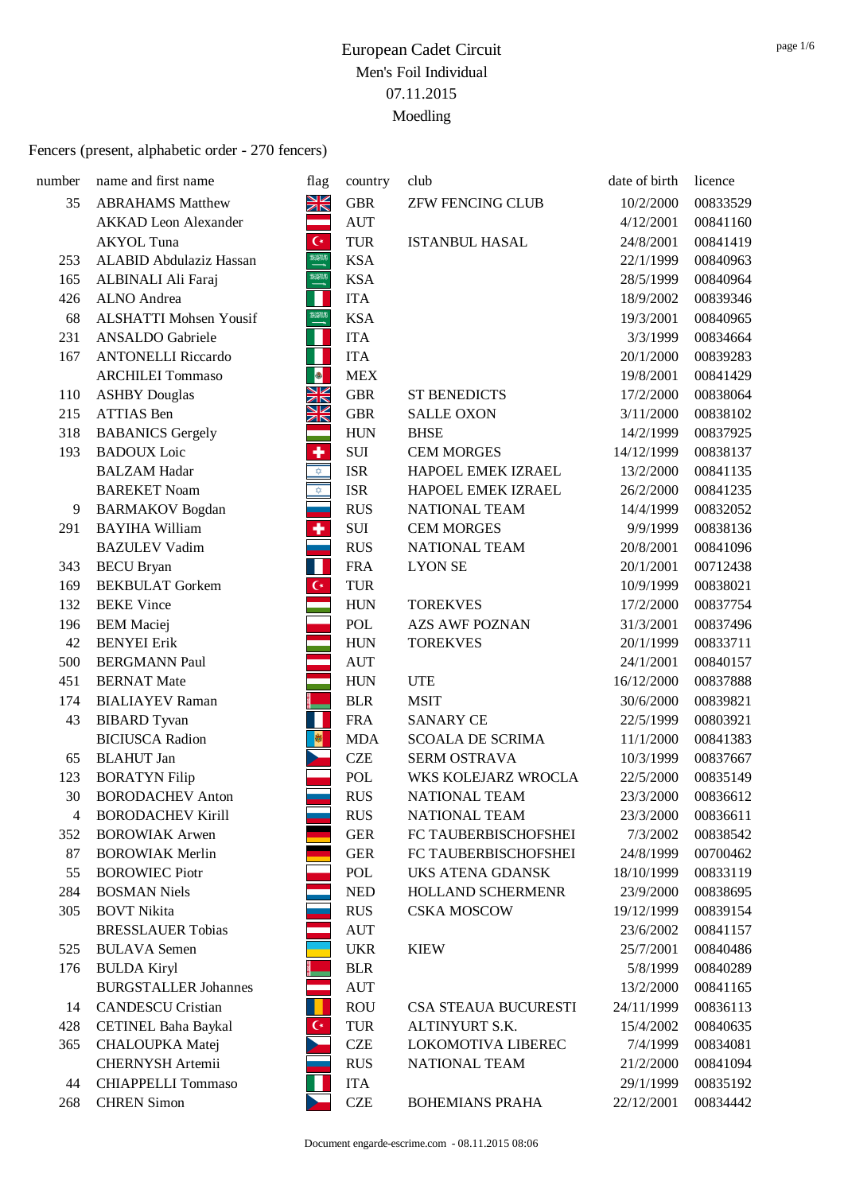# European Cadet Circuit

Men's Foil Individual

07.11.2015

Moedling

Fencers (present, alphabetic order - 270 fencers)

| number | name and first name | flag | country | club | date of birth | licence |
|---|---|---|---|---|---|---|
| 35 | ABRAHAMS Matthew | | GBR | ZFW FENCING CLUB | 10/2/2000 | 00833529 |
| | AKKAD Leon Alexander | | AUT | | 4/12/2001 | 00841160 |
| | AKYOL Tuna | | TUR | ISTANBUL HASAL | 24/8/2001 | 00841419 |
| 253 | ALABID Abdulaziz Hassan | | KSA | | 22/1/1999 | 00840963 |
| 165 | ALBINALI Ali Faraj | | KSA | | 28/5/1999 | 00840964 |
| 426 | ALNO Andrea | | ITA | | 18/9/2002 | 00839346 |
| 68 | ALSHATTI Mohsen Yousif | | KSA | | 19/3/2001 | 00840965 |
| 231 | ANSALDO Gabriele | | ITA | | 3/3/1999 | 00834664 |
| 167 | ANTONELLI Riccardo | | ITA | | 20/1/2000 | 00839283 |
| | ARCHILEI Tommaso | | MEX | | 19/8/2001 | 00841429 |
| 110 | ASHBY Douglas | | GBR | ST BENEDICTS | 17/2/2000 | 00838064 |
| 215 | ATTIAS Ben | | GBR | SALLE OXON | 3/11/2000 | 00838102 |
| 318 | BABANICS Gergely | | HUN | BHSE | 14/2/1999 | 00837925 |
| 193 | BADOUX Loic | | SUI | CEM MORGES | 14/12/1999 | 00838137 |
| | BALZAM Hadar | | ISR | HAPOEL EMEK IZRAEL | 13/2/2000 | 00841135 |
| | BAREKET Noam | | ISR | HAPOEL EMEK IZRAEL | 26/2/2000 | 00841235 |
| 9 | BARMAKOV Bogdan | | RUS | NATIONAL TEAM | 14/4/1999 | 00832052 |
| 291 | BAYIHA William | | SUI | CEM MORGES | 9/9/1999 | 00838136 |
| | BAZULEV Vadim | | RUS | NATIONAL TEAM | 20/8/2001 | 00841096 |
| 343 | BECU Bryan | | FRA | LYON SE | 20/1/2001 | 00712438 |
| 169 | BEKBULAT Gorkem | | TUR | | 10/9/1999 | 00838021 |
| 132 | BEKE Vince | | HUN | TOREKVES | 17/2/2000 | 00837754 |
| 196 | BEM Maciej | | POL | AZS AWF POZNAN | 31/3/2001 | 00837496 |
| 42 | BENYEI Erik | | HUN | TOREKVES | 20/1/1999 | 00833711 |
| 500 | BERGMANN Paul | | AUT | | 24/1/2001 | 00840157 |
| 451 | BERNAT Mate | | HUN | UTE | 16/12/2000 | 00837888 |
| 174 | BIALIAYEV Raman | | BLR | MSIT | 30/6/2000 | 00839821 |
| 43 | BIBARD Tyvan | | FRA | SANARY CE | 22/5/1999 | 00803921 |
| | BICIUSCA Radion | | MDA | SCOALA DE SCRIMA | 11/1/2000 | 00841383 |
| 65 | BLAHUT Jan | | CZE | SERM OSTRAVA | 10/3/1999 | 00837667 |
| 123 | BORATYN Filip | | POL | WKS KOLEJARZ WROCLA | 22/5/2000 | 00835149 |
| 30 | BORODACHEV Anton | | RUS | NATIONAL TEAM | 23/3/2000 | 00836612 |
| 4 | BORODACHEV Kirill | | RUS | NATIONAL TEAM | 23/3/2000 | 00836611 |
| 352 | BOROWIAK Arwen | | GER | FC TAUBERBISCHOFSHEI | 7/3/2002 | 00838542 |
| 87 | BOROWIAK Merlin | | GER | FC TAUBERBISCHOFSHEI | 24/8/1999 | 00700462 |
| 55 | BOROWIEC Piotr | | POL | UKS ATENA GDANSK | 18/10/1999 | 00833119 |
| 284 | BOSMAN Niels | | NED | HOLLAND SCHERMENR | 23/9/2000 | 00838695 |
| 305 | BOVT Nikita | | RUS | CSKA MOSCOW | 19/12/1999 | 00839154 |
| | BRESSLAUER Tobias | | AUT | | 23/6/2002 | 00841157 |
| 525 | BULAVA Semen | | UKR | KIEW | 25/7/2001 | 00840486 |
| 176 | BULDA Kiryl | | BLR | | 5/8/1999 | 00840289 |
| | BURGSTALLER Johannes | | AUT | | 13/2/2000 | 00841165 |
| 14 | CANDESCU Cristian | | ROU | CSA STEAUA BUCURESTI | 24/11/1999 | 00836113 |
| 428 | CETINEL Baha Baykal | | TUR | ALTINYURT S.K. | 15/4/2002 | 00840635 |
| 365 | CHALOUPKA Matej | | CZE | LOKOMOTIVA LIBEREC | 7/4/1999 | 00834081 |
| | CHERNYSH Artemii | | RUS | NATIONAL TEAM | 21/2/2000 | 00841094 |
| 44 | CHIAPPELLI Tommaso | | ITA | | 29/1/1999 | 00835192 |
| 268 | CHREN Simon | | CZE | BOHEMIANS PRAHA | 22/12/2001 | 00834442 |

Document engarde-escrime.com - 08.11.2015 08:06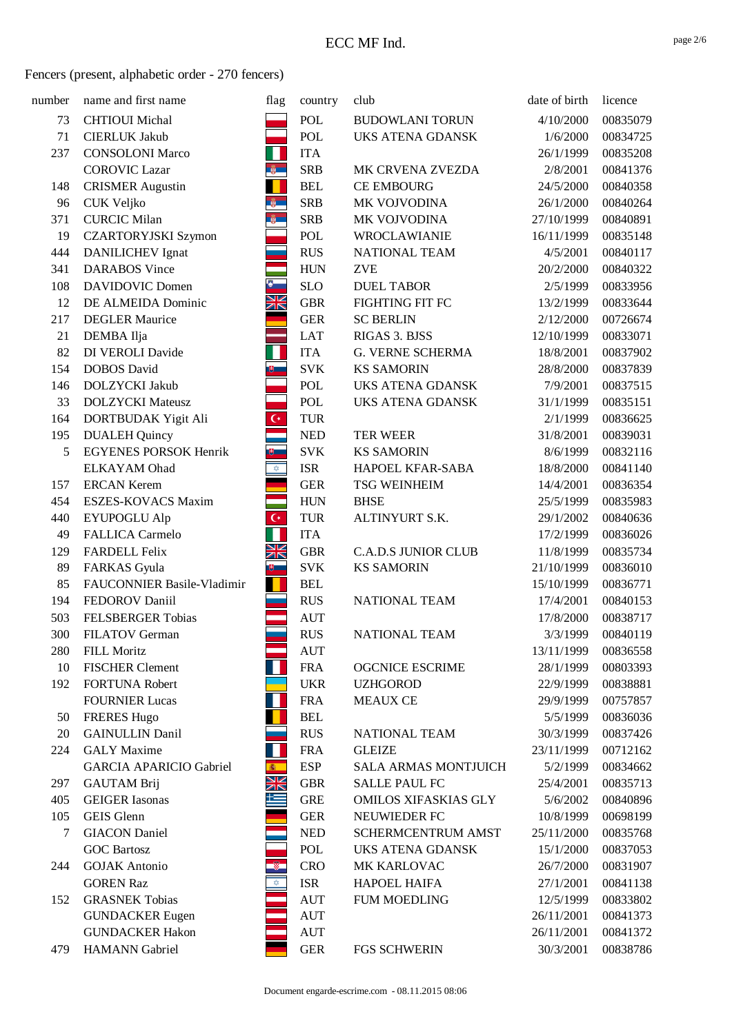# ECC MF Ind.

Fencers (present, alphabetic order - 270 fencers)

| number | name and first name | flag | country | club | date of birth | licence |
|---|---|---|---|---|---|---|
| 73 | CHTIOUI Michal | | POL | BUDOWLANI TORUN | 4/10/2000 | 00835079 |
| 71 | CIERLUK Jakub | | POL | UKS ATENA GDANSK | 1/6/2000 | 00834725 |
| 237 | CONSOLONI Marco | | ITA | | 26/1/1999 | 00835208 |
| | COROVIC Lazar | | SRB | MK CRVENA ZVEZDA | 2/8/2001 | 00841376 |
| 148 | CRISMER Augustin | | BEL | CE EMBOURG | 24/5/2000 | 00840358 |
| 96 | CUK Veljko | | SRB | MK VOJVODINA | 26/1/2000 | 00840264 |
| 371 | CURCIC Milan | | SRB | MK VOJVODINA | 27/10/1999 | 00840891 |
| 19 | CZARTORYJSKI Szymon | | POL | WROCLAWIANIE | 16/11/1999 | 00835148 |
| 444 | DANILICHEV Ignat | | RUS | NATIONAL TEAM | 4/5/2001 | 00840117 |
| 341 | DARABOS Vince | | HUN | ZVE | 20/2/2000 | 00840322 |
| 108 | DAVIDOVIC Domen | | SLO | DUEL TABOR | 2/5/1999 | 00833956 |
| 12 | DE ALMEIDA Dominic | | GBR | FIGHTING FIT FC | 13/2/1999 | 00833644 |
| 217 | DEGLER Maurice | | GER | SC BERLIN | 2/12/2000 | 00726674 |
| 21 | DEMBA Ilja | | LAT | RIGAS 3. BJSS | 12/10/1999 | 00833071 |
| 82 | DI VEROLI Davide | | ITA | G. VERNE SCHERMA | 18/8/2001 | 00837902 |
| 154 | DOBOS David | | SVK | KS SAMORIN | 28/8/2000 | 00837839 |
| 146 | DOLZYCKI Jakub | | POL | UKS ATENA GDANSK | 7/9/2001 | 00837515 |
| 33 | DOLZYCKI Mateusz | | POL | UKS ATENA GDANSK | 31/1/1999 | 00835151 |
| 164 | DORTBUDAK Yigit Ali | | TUR | | 2/1/1999 | 00836625 |
| 195 | DUALEH Quincy | | NED | TER WEER | 31/8/2001 | 00839031 |
| 5 | EGYENES PORSOK Henrik | | SVK | KS SAMORIN | 8/6/1999 | 00832116 |
| | ELKAYAM Ohad | | ISR | HAPOEL KFAR-SABA | 18/8/2000 | 00841140 |
| 157 | ERCAN Kerem | | GER | TSG WEINHEIM | 14/4/2001 | 00836354 |
| 454 | ESZES-KOVACS Maxim | | HUN | BHSE | 25/5/1999 | 00835983 |
| 440 | EYUPOGLU Alp | | TUR | ALTINYURT S.K. | 29/1/2002 | 00840636 |
| 49 | FALLICA Carmelo | | ITA | | 17/2/1999 | 00836026 |
| 129 | FARDELL Felix | | GBR | C.A.D.S JUNIOR CLUB | 11/8/1999 | 00835734 |
| 89 | FARKAS Gyula | | SVK | KS SAMORIN | 21/10/1999 | 00836010 |
| 85 | FAUCONNIER Basile-Vladimir | | BEL | | 15/10/1999 | 00836771 |
| 194 | FEDOROV Daniil | | RUS | NATIONAL TEAM | 17/4/2001 | 00840153 |
| 503 | FELSBERGER Tobias | | AUT | | 17/8/2000 | 00838717 |
| 300 | FILATOV German | | RUS | NATIONAL TEAM | 3/3/1999 | 00840119 |
| 280 | FILL Moritz | | AUT | | 13/11/1999 | 00836558 |
| 10 | FISCHER Clement | | FRA | OGCNICE ESCRIME | 28/1/1999 | 00803393 |
| 192 | FORTUNA Robert | | UKR | UZHGOROD | 22/9/1999 | 00838881 |
| | FOURNIER Lucas | | FRA | MEAUX CE | 29/9/1999 | 00757857 |
| 50 | FRERES Hugo | | BEL | | 5/5/1999 | 00836036 |
| 20 | GAINULLIN Danil | | RUS | NATIONAL TEAM | 30/3/1999 | 00837426 |
| 224 | GALY Maxime | | FRA | GLEIZE | 23/11/1999 | 00712162 |
| | GARCIA APARICIO Gabriel | | ESP | SALA ARMAS MONTJUICH | 5/2/1999 | 00834662 |
| 297 | GAUTAM Brij | | GBR | SALLE PAUL FC | 25/4/2001 | 00835713 |
| 405 | GEIGER Iasonas | | GRE | OMILOS XIFASKIAS GLY | 5/6/2002 | 00840896 |
| 105 | GEIS Glenn | | GER | NEUWIEDER FC | 10/8/1999 | 00698199 |
| 7 | GIACON Daniel | | NED | SCHERMCENTRUM AMST | 25/11/2000 | 00835768 |
| | GOC Bartosz | | POL | UKS ATENA GDANSK | 15/1/2000 | 00837053 |
| 244 | GOJAK Antonio | | CRO | MK KARLOVAC | 26/7/2000 | 00831907 |
| | GOREN Raz | | ISR | HAPOEL HAIFA | 27/1/2001 | 00841138 |
| 152 | GRASNEK Tobias | | AUT | FUM MOEDLING | 12/5/1999 | 00833802 |
| | GUNDACKER Eugen | | AUT | | 26/11/2001 | 00841373 |
| | GUNDACKER Hakon | | AUT | | 26/11/2001 | 00841372 |
| 479 | HAMANN Gabriel | | GER | FGS SCHWERIN | 30/3/2001 | 00838786 |

Document engarde-escrime.com - 08.11.2015 08:06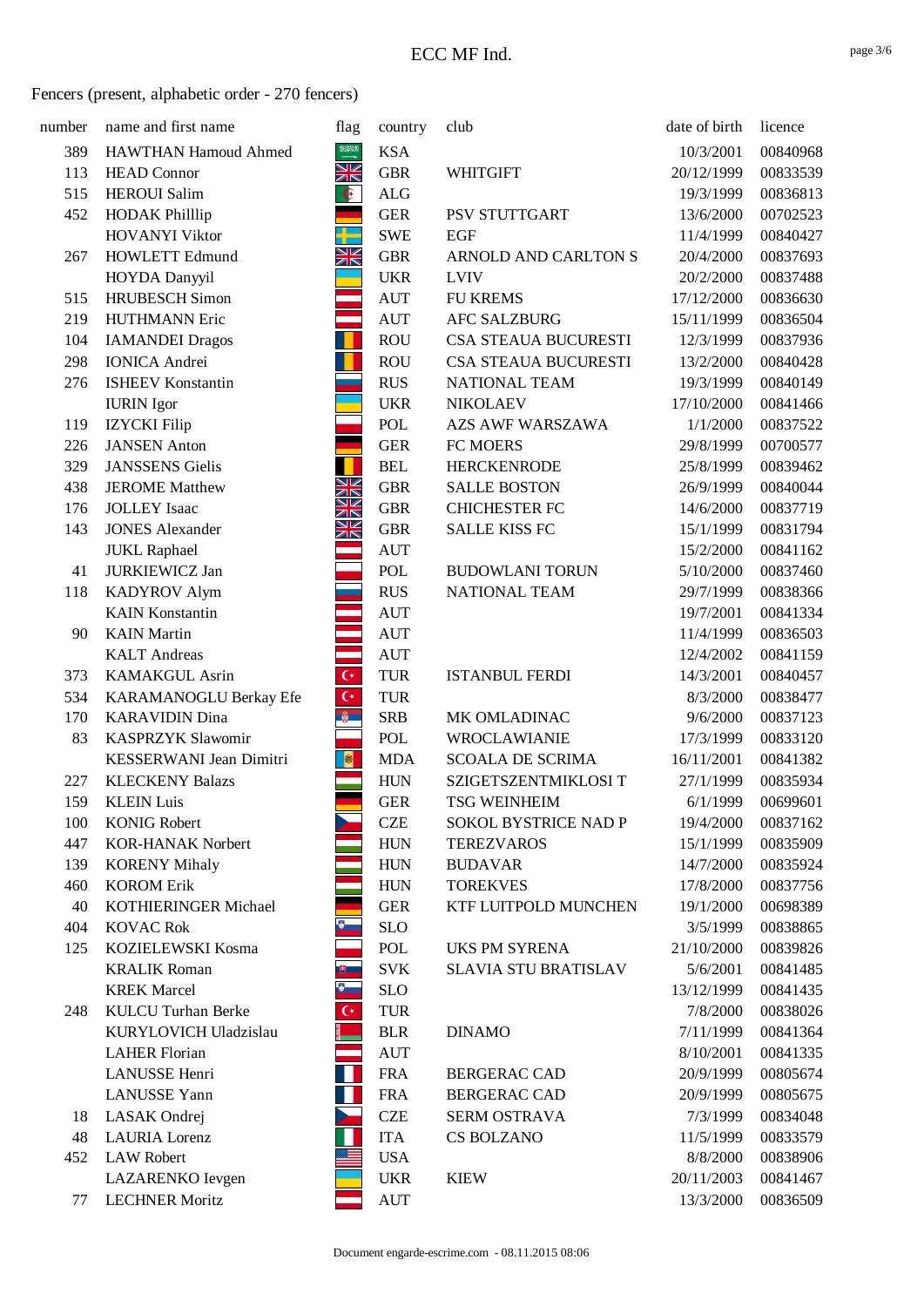# ECC MF Ind.

Fencers (present, alphabetic order - 270 fencers)

| number | name and first name | flag | country | club | date of birth | licence |
|---|---|---|---|---|---|---|
| 389 | HAWTHAN Hamoud Ahmed | | KSA | | 10/3/2001 | 00840968 |
| 113 | HEAD Connor | | GBR | WHITGIFT | 20/12/1999 | 00833539 |
| 515 | HEROUI Salim | | ALG | | 19/3/1999 | 00836813 |
| 452 | HODAK Philllip | | GER | PSV STUTTGART | 13/6/2000 | 00702523 |
| | HOVANYI Viktor | | SWE | EGF | 11/4/1999 | 00840427 |
| 267 | HOWLETT Edmund | | GBR | ARNOLD AND CARLTON S | 20/4/2000 | 00837693 |
| | HOYDA Danyyil | | UKR | LVIV | 20/2/2000 | 00837488 |
| 515 | HRUBESCH Simon | | AUT | FU KREMS | 17/12/2000 | 00836630 |
| 219 | HUTHMANN Eric | | AUT | AFC SALZBURG | 15/11/1999 | 00836504 |
| 104 | IAMANDEI Dragos | | ROU | CSA STEAUA BUCURESTI | 12/3/1999 | 00837936 |
| 298 | IONICA Andrei | | ROU | CSA STEAUA BUCURESTI | 13/2/2000 | 00840428 |
| 276 | ISHEEV Konstantin | | RUS | NATIONAL TEAM | 19/3/1999 | 00840149 |
| | IURIN Igor | | UKR | NIKOLAEV | 17/10/2000 | 00841466 |
| 119 | IZYCKI Filip | | POL | AZS AWF WARSZAWA | 1/1/2000 | 00837522 |
| 226 | JANSEN Anton | | GER | FC MOERS | 29/8/1999 | 00700577 |
| 329 | JANSSENS Gielis | | BEL | HERCKENRODE | 25/8/1999 | 00839462 |
| 438 | JEROME Matthew | | GBR | SALLE BOSTON | 26/9/1999 | 00840044 |
| 176 | JOLLEY Isaac | | GBR | CHICHESTER FC | 14/6/2000 | 00837719 |
| 143 | JONES Alexander | | GBR | SALLE KISS FC | 15/1/1999 | 00831794 |
| | JUKL Raphael | | AUT | | 15/2/2000 | 00841162 |
| 41 | JURKIEWICZ Jan | | POL | BUDOWLANI TORUN | 5/10/2000 | 00837460 |
| 118 | KADYROV Alym | | RUS | NATIONAL TEAM | 29/7/1999 | 00838366 |
| | KAIN Konstantin | | AUT | | 19/7/2001 | 00841334 |
| 90 | KAIN Martin | | AUT | | 11/4/1999 | 00836503 |
| | KALT Andreas | | AUT | | 12/4/2002 | 00841159 |
| 373 | KAMAKGUL Asrin | | TUR | ISTANBUL FERDI | 14/3/2001 | 00840457 |
| 534 | KARAMANOGLU Berkay Efe | | TUR | | 8/3/2000 | 00838477 |
| 170 | KARAVIDIN Dina | | SRB | MK OMLADINAC | 9/6/2000 | 00837123 |
| 83 | KASPRZYK Slawomir | | POL | WROCLAWIANIE | 17/3/1999 | 00833120 |
| | KESSERWANI Jean Dimitri | | MDA | SCOALA DE SCRIMA | 16/11/2001 | 00841382 |
| 227 | KLECKENY Balazs | | HUN | SZIGETSZENTMIKLOSI T | 27/1/1999 | 00835934 |
| 159 | KLEIN Luis | | GER | TSG WEINHEIM | 6/1/1999 | 00699601 |
| 100 | KONIG Robert | | CZE | SOKOL BYSTRICE NAD P | 19/4/2000 | 00837162 |
| 447 | KOR-HANAK Norbert | | HUN | TEREZVAROS | 15/1/1999 | 00835909 |
| 139 | KORENY Mihaly | | HUN | BUDAVAR | 14/7/2000 | 00835924 |
| 460 | KOROM Erik | | HUN | TOREKVES | 17/8/2000 | 00837756 |
| 40 | KOTHIERINGER Michael | | GER | KTF LUITPOLD MUNCHEN | 19/1/2000 | 00698389 |
| 404 | KOVAC Rok | | SLO | | 3/5/1999 | 00838865 |
| 125 | KOZIELEWSKI Kosma | | POL | UKS PM SYRENA | 21/10/2000 | 00839826 |
| | KRALIK Roman | | SVK | SLAVIA STU BRATISLAV | 5/6/2001 | 00841485 |
| | KREK Marcel | | SLO | | 13/12/1999 | 00841435 |
| 248 | KULCU Turhan Berke | | TUR | | 7/8/2000 | 00838026 |
| | KURYLOVICH Uladzislau | | BLR | DINAMO | 7/11/1999 | 00841364 |
| | LAHER Florian | | AUT | | 8/10/2001 | 00841335 |
| | LANUSSE Henri | | FRA | BERGERAC CAD | 20/9/1999 | 00805674 |
| | LANUSSE Yann | | FRA | BERGERAC CAD | 20/9/1999 | 00805675 |
| 18 | LASAK Ondrej | | CZE | SERM OSTRAVA | 7/3/1999 | 00834048 |
| 48 | LAURIA Lorenz | | ITA | CS BOLZANO | 11/5/1999 | 00833579 |
| 452 | LAW Robert | | USA | | 8/8/2000 | 00838906 |
| | LAZARENKO Ievgen | | UKR | KIEW | 20/11/2003 | 00841467 |
| 77 | LECHNER Moritz | | AUT | | 13/3/2000 | 00836509 |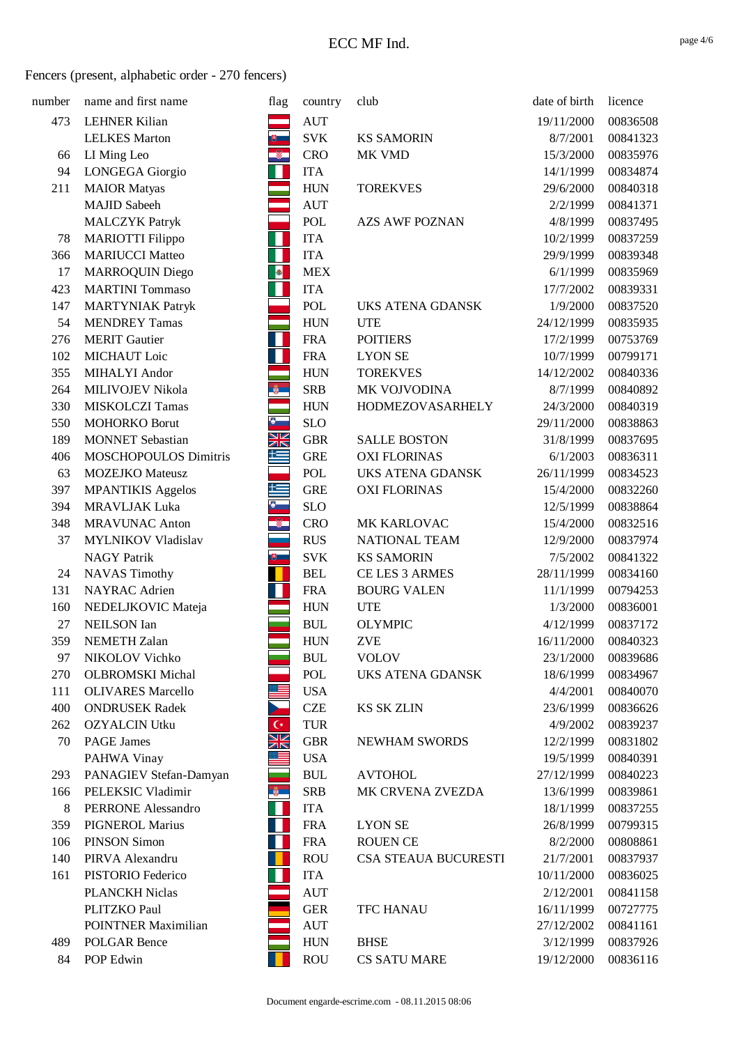Fencers (present, alphabetic order - 270 fencers)

| number | name and first name | flag | country | club | date of birth | licence |
|---|---|---|---|---|---|---|
| 473 | LEHNER Kilian | | AUT | | 19/11/2000 | 00836508 |
| | LELKES Marton | | SVK | KS SAMORIN | 8/7/2001 | 00841323 |
| 66 | LI Ming Leo | | CRO | MK VMD | 15/3/2000 | 00835976 |
| 94 | LONGEGA Giorgio | | ITA | | 14/1/1999 | 00834874 |
| 211 | MAIOR Matyas | | HUN | TOREKVES | 29/6/2000 | 00840318 |
| | MAJID Sabeeh | | AUT | | 2/2/1999 | 00841371 |
| | MALCZYK Patryk | | POL | AZS AWF POZNAN | 4/8/1999 | 00837495 |
| 78 | MARIOTTI Filippo | | ITA | | 10/2/1999 | 00837259 |
| 366 | MARIUCCI Matteo | | ITA | | 29/9/1999 | 00839348 |
| 17 | MARROQUIN Diego | | MEX | | 6/1/1999 | 00835969 |
| 423 | MARTINI Tommaso | | ITA | | 17/7/2002 | 00839331 |
| 147 | MARTYNIAK Patryk | | POL | UKS ATENA GDANSK | 1/9/2000 | 00837520 |
| 54 | MENDREY Tamas | | HUN | UTE | 24/12/1999 | 00835935 |
| 276 | MERIT Gautier | | FRA | POITIERS | 17/2/1999 | 00753769 |
| 102 | MICHAUT Loic | | FRA | LYON SE | 10/7/1999 | 00799171 |
| 355 | MIHALYI Andor | | HUN | TOREKVES | 14/12/2002 | 00840336 |
| 264 | MILIVOJEV Nikola | | SRB | MK VOJVODINA | 8/7/1999 | 00840892 |
| 330 | MISKOLCZI Tamas | | HUN | HODMEZOVASARHELY | 24/3/2000 | 00840319 |
| 550 | MOHORKO Borut | | SLO | | 29/11/2000 | 00838863 |
| 189 | MONNET Sebastian | | GBR | SALLE BOSTON | 31/8/1999 | 00837695 |
| 406 | MOSCHOPOULOS Dimitris | | GRE | OXI FLORINAS | 6/1/2003 | 00836311 |
| 63 | MOZEJKO Mateusz | | POL | UKS ATENA GDANSK | 26/11/1999 | 00834523 |
| 397 | MPANTIKIS Aggelos | | GRE | OXI FLORINAS | 15/4/2000 | 00832260 |
| 394 | MRAVLJAK Luka | | SLO | | 12/5/1999 | 00838864 |
| 348 | MRAVUNAC Anton | | CRO | MK KARLOVAC | 15/4/2000 | 00832516 |
| 37 | MYLNIKOV Vladislav | | RUS | NATIONAL TEAM | 12/9/2000 | 00837974 |
| | NAGY Patrik | | SVK | KS SAMORIN | 7/5/2002 | 00841322 |
| 24 | NAVAS Timothy | | BEL | CE LES 3 ARMES | 28/11/1999 | 00834160 |
| 131 | NAYRAC Adrien | | FRA | BOURG VALEN | 11/1/1999 | 00794253 |
| 160 | NEDELJKOVIC Mateja | | HUN | UTE | 1/3/2000 | 00836001 |
| 27 | NEILSON Ian | | BUL | OLYMPIC | 4/12/1999 | 00837172 |
| 359 | NEMETH Zalan | | HUN | ZVE | 16/11/2000 | 00840323 |
| 97 | NIKOLOV Vichko | | BUL | VOLOV | 23/1/2000 | 00839686 |
| 270 | OLBROMSKI Michal | | POL | UKS ATENA GDANSK | 18/6/1999 | 00834967 |
| 111 | OLIVARES Marcello | | USA | | 4/4/2001 | 00840070 |
| 400 | ONDRUSEK Radek | | CZE | KS SK ZLIN | 23/6/1999 | 00836626 |
| 262 | OZYALCIN Utku | | TUR | | 4/9/2002 | 00839237 |
| 70 | PAGE James | | GBR | NEWHAM SWORDS | 12/2/1999 | 00831802 |
| | PAHWA Vinay | | USA | | 19/5/1999 | 00840391 |
| 293 | PANAGIEV Stefan-Damyan | | BUL | AVTOHOL | 27/12/1999 | 00840223 |
| 166 | PELEKSIC Vladimir | | SRB | MK CRVENA ZVEZDA | 13/6/1999 | 00839861 |
| 8 | PERRONE Alessandro | | ITA | | 18/1/1999 | 00837255 |
| 359 | PIGNEROL Marius | | FRA | LYON SE | 26/8/1999 | 00799315 |
| 106 | PINSON Simon | | FRA | ROUEN CE | 8/2/2000 | 00808861 |
| 140 | PIRVA Alexandru | | ROU | CSA STEAUA BUCURESTI | 21/7/2001 | 00837937 |
| 161 | PISTORIO Federico | | ITA | | 10/11/2000 | 00836025 |
| | PLANCKH Niclas | | AUT | | 2/12/2001 | 00841158 |
| | PLITZKO Paul | | GER | TFC HANAU | 16/11/1999 | 00727775 |
| | POINTNER Maximilian | | AUT | | 27/12/2002 | 00841161 |
| 489 | POLGAR Bence | | HUN | BHSE | 3/12/1999 | 00837926 |
| 84 | POP Edwin | | ROU | CS SATU MARE | 19/12/2000 | 00836116 |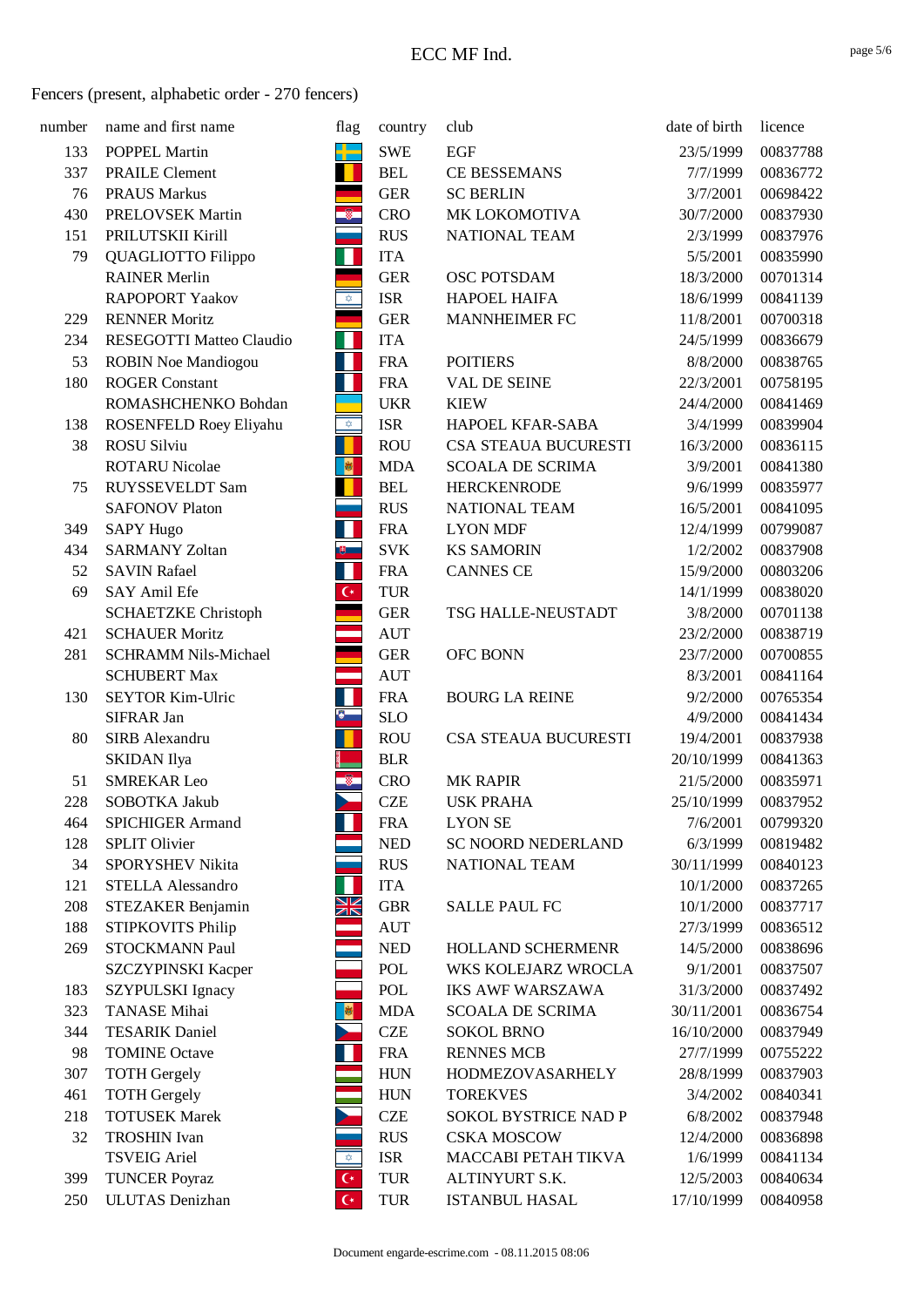# ECC MF Ind.

Fencers (present, alphabetic order - 270 fencers)

| number | name and first name | flag | country | club | date of birth | licence |
|---|---|---|---|---|---|---|
| 133 | POPPEL Martin | | SWE | EGF | 23/5/1999 | 00837788 |
| 337 | PRAILE Clement | | BEL | CE BESSEMANS | 7/7/1999 | 00836772 |
| 76 | PRAUS Markus | | GER | SC BERLIN | 3/7/2001 | 00698422 |
| 430 | PRELOVSEK Martin | | CRO | MK LOKOMOTIVA | 30/7/2000 | 00837930 |
| 151 | PRILUTSKII Kirill | | RUS | NATIONAL TEAM | 2/3/1999 | 00837976 |
| 79 | QUAGLIOTTO Filippo | | ITA | | 5/5/2001 | 00835990 |
| | RAINER Merlin | | GER | OSC POTSDAM | 18/3/2000 | 00701314 |
| | RAPOPORT Yaakov | | ISR | HAPOEL HAIFA | 18/6/1999 | 00841139 |
| 229 | RENNER Moritz | | GER | MANNHEIMER FC | 11/8/2001 | 00700318 |
| 234 | RESEGOTTI Matteo Claudio | | ITA | | 24/5/1999 | 00836679 |
| 53 | ROBIN Noe Mandiogou | | FRA | POITIERS | 8/8/2000 | 00838765 |
| 180 | ROGER Constant | | FRA | VAL DE SEINE | 22/3/2001 | 00758195 |
| | ROMASHCHENKO Bohdan | | UKR | KIEW | 24/4/2000 | 00841469 |
| 138 | ROSENFELD Roey Eliyahu | | ISR | HAPOEL KFAR-SABA | 3/4/1999 | 00839904 |
| 38 | ROSU Silviu | | ROU | CSA STEAUA BUCURESTI | 16/3/2000 | 00836115 |
| | ROTARU Nicolae | | MDA | SCOALA DE SCRIMA | 3/9/2001 | 00841380 |
| 75 | RUYSSEVELDT Sam | | BEL | HERCKENRODE | 9/6/1999 | 00835977 |
| | SAFONOV Platon | | RUS | NATIONAL TEAM | 16/5/2001 | 00841095 |
| 349 | SAPY Hugo | | FRA | LYON MDF | 12/4/1999 | 00799087 |
| 434 | SARMANY Zoltan | | SVK | KS SAMORIN | 1/2/2002 | 00837908 |
| 52 | SAVIN Rafael | | FRA | CANNES CE | 15/9/2000 | 00803206 |
| 69 | SAY Amil Efe | | TUR | | 14/1/1999 | 00838020 |
| | SCHAETZKE Christoph | | GER | TSG HALLE-NEUSTADT | 3/8/2000 | 00701138 |
| 421 | SCHAUER Moritz | | AUT | | 23/2/2000 | 00838719 |
| 281 | SCHRAMM Nils-Michael | | GER | OFC BONN | 23/7/2000 | 00700855 |
| | SCHUBERT Max | | AUT | | 8/3/2001 | 00841164 |
| 130 | SEYTOR Kim-Ulric | | FRA | BOURG LA REINE | 9/2/2000 | 00765354 |
| | SIFRAR Jan | | SLO | | 4/9/2000 | 00841434 |
| 80 | SIRB Alexandru | | ROU | CSA STEAUA BUCURESTI | 19/4/2001 | 00837938 |
| | SKIDAN Ilya | | BLR | | 20/10/1999 | 00841363 |
| 51 | SMREKAR Leo | | CRO | MK RAPIR | 21/5/2000 | 00835971 |
| 228 | SOBOTKA Jakub | | CZE | USK PRAHA | 25/10/1999 | 00837952 |
| 464 | SPICHIGER Armand | | FRA | LYON SE | 7/6/2001 | 00799320 |
| 128 | SPLIT Olivier | | NED | SC NOORD NEDERLAND | 6/3/1999 | 00819482 |
| 34 | SPORYSHEV Nikita | | RUS | NATIONAL TEAM | 30/11/1999 | 00840123 |
| 121 | STELLA Alessandro | | ITA | | 10/1/2000 | 00837265 |
| 208 | STEZAKER Benjamin | | GBR | SALLE PAUL FC | 10/1/2000 | 00837717 |
| 188 | STIPKOVITS Philip | | AUT | | 27/3/1999 | 00836512 |
| 269 | STOCKMANN Paul | | NED | HOLLAND SCHERMENR | 14/5/2000 | 00838696 |
| | SZCZYPINSKI Kacper | | POL | WKS KOLEJARZ WROCLA | 9/1/2001 | 00837507 |
| 183 | SZYPULSKI Ignacy | | POL | IKS AWF WARSZAWA | 31/3/2000 | 00837492 |
| 323 | TANASE Mihai | | MDA | SCOALA DE SCRIMA | 30/11/2001 | 00836754 |
| 344 | TESARIK Daniel | | CZE | SOKOL BRNO | 16/10/2000 | 00837949 |
| 98 | TOMINE Octave | | FRA | RENNES MCB | 27/7/1999 | 00755222 |
| 307 | TOTH Gergely | | HUN | HODMEZOVASARHELY | 28/8/1999 | 00837903 |
| 461 | TOTH Gergely | | HUN | TOREKVES | 3/4/2002 | 00840341 |
| 218 | TOTUSEK Marek | | CZE | SOKOL BYSTRICE NAD P | 6/8/2002 | 00837948 |
| 32 | TROSHIN Ivan | | RUS | CSKA MOSCOW | 12/4/2000 | 00836898 |
| | TSVEIG Ariel | | ISR | MACCABI PETAH TIKVA | 1/6/1999 | 00841134 |
| 399 | TUNCER Poyraz | | TUR | ALTINYURT S.K. | 12/5/2003 | 00840634 |
| 250 | ULUTAS Denizhan | | TUR | ISTANBUL HASAL | 17/10/1999 | 00840958 |

Document engarde-escrime.com - 08.11.2015 08:06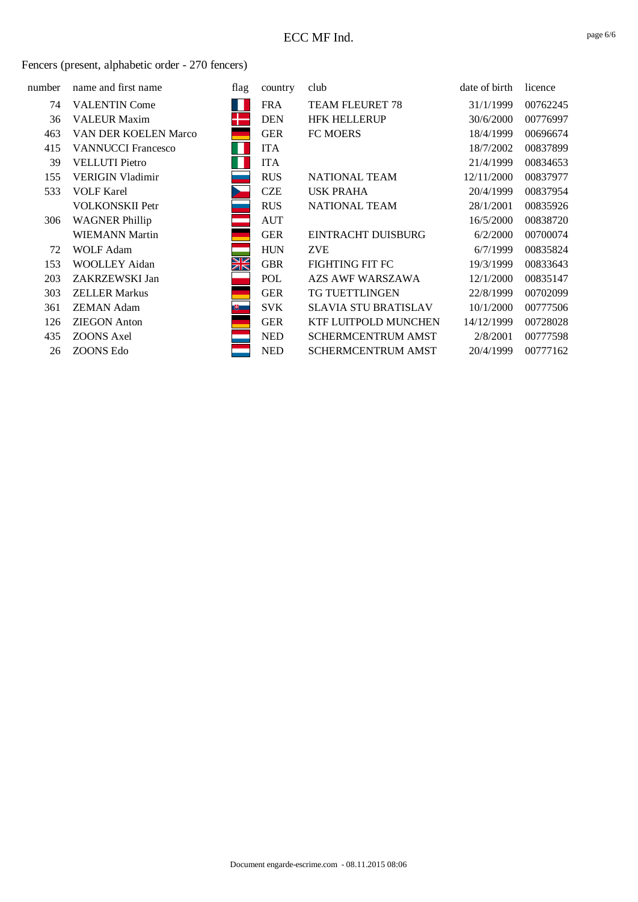Fencers (present, alphabetic order - 270 fencers)

| number | name and first name | flag | country | club | date of birth | licence |
|---|---|---|---|---|---|---|
| 74 | VALENTIN Come | | FRA | TEAM FLEURET 78 | 31/1/1999 | 00762245 |
| 36 | VALEUR Maxim | | DEN | HFK HELLERUP | 30/6/2000 | 00776997 |
| 463 | VAN DER KOELEN Marco | | GER | FC MOERS | 18/4/1999 | 00696674 |
| 415 | VANNUCCI Francesco | | ITA | | 18/7/2002 | 00837899 |
| 39 | VELLUTI Pietro | | ITA | | 21/4/1999 | 00834653 |
| 155 | VERIGIN Vladimir | | RUS | NATIONAL TEAM | 12/11/2000 | 00837977 |
| 533 | VOLF Karel | | CZE | USK PRAHA | 20/4/1999 | 00837954 |
| | VOLKONSKII Petr | | RUS | NATIONAL TEAM | 28/1/2001 | 00835926 |
| 306 | WAGNER Phillip | | AUT | | 16/5/2000 | 00838720 |
| | WIEMANN Martin | | GER | EINTRACHT DUISBURG | 6/2/2000 | 00700074 |
| 72 | WOLF Adam | | HUN | ZVE | 6/7/1999 | 00835824 |
| 153 | WOOLLEY Aidan | | GBR | FIGHTING FIT FC | 19/3/1999 | 00833643 |
| 203 | ZAKRZEWSKI Jan | | POL | AZS AWF WARSZAWA | 12/1/2000 | 00835147 |
| 303 | ZELLER Markus | | GER | TG TUETTLINGEN | 22/8/1999 | 00702099 |
| 361 | ZEMAN Adam | | SVK | SLAVIA STU BRATISLAV | 10/1/2000 | 00777506 |
| 126 | ZIEGON Anton | | GER | KTF LUITPOLD MUNCHEN | 14/12/1999 | 00728028 |
| 435 | ZOONS Axel | | NED | SCHERMCENTRUM AMST | 2/8/2001 | 00777598 |
| 26 | ZOONS Edo | | NED | SCHERMCENTRUM AMST | 20/4/1999 | 00777162 |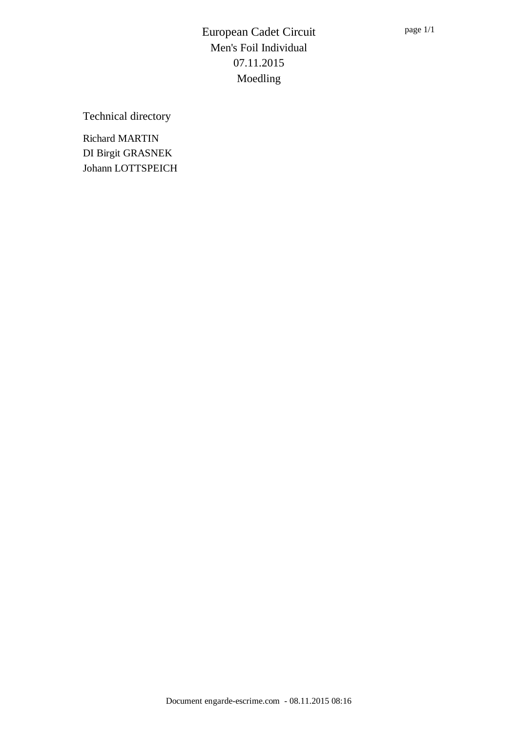# European Cadet Circuit
## Men's Foil Individual
## 07.11.2015
## Moedling

### Technical directory

Richard MARTIN
DI Birgit GRASNEK
Johann LOTTSPEICH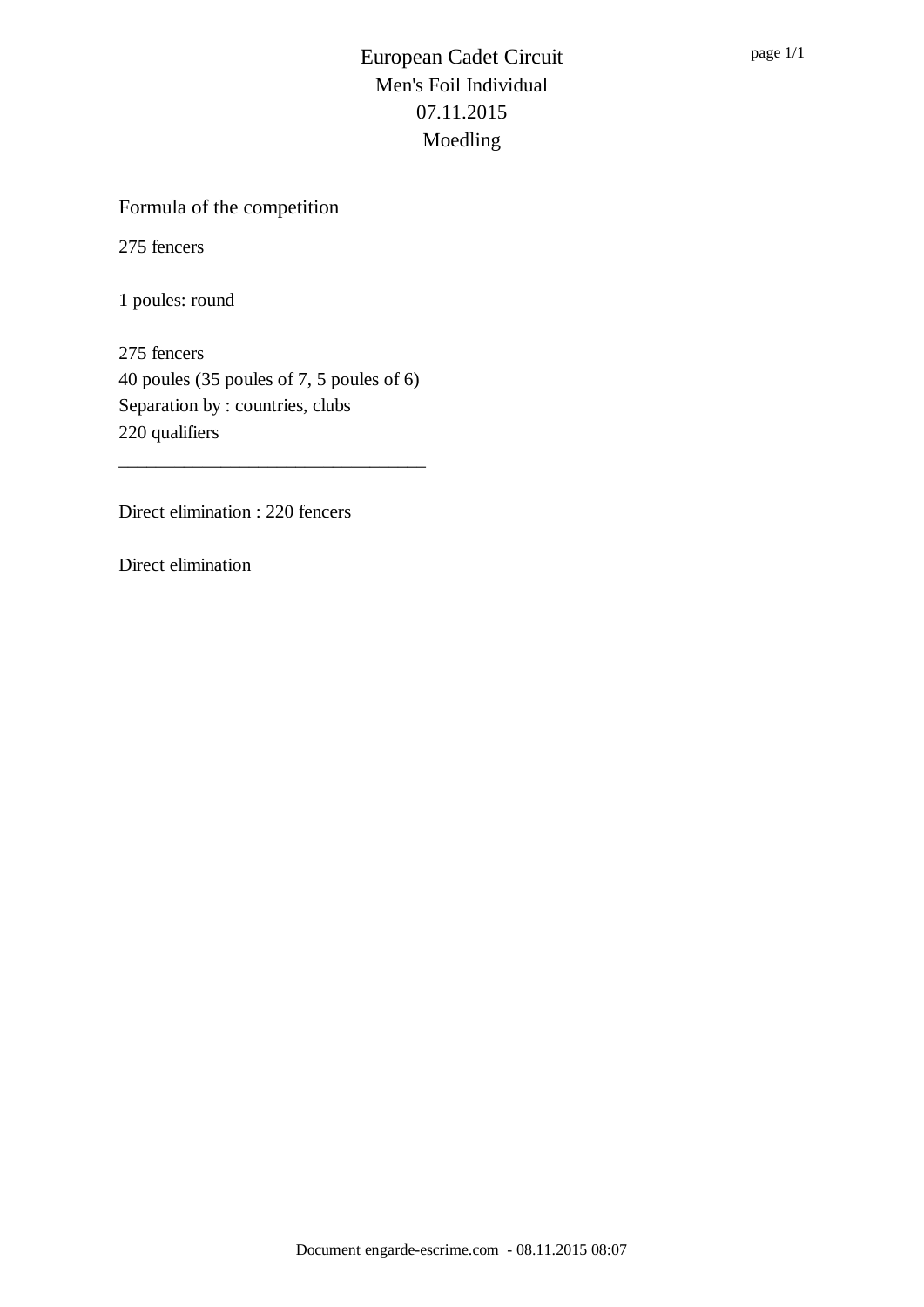# European Cadet Circuit
## Men's Foil Individual
## 07.11.2015
## Moedling

### Formula of the competition

275 fencers

1 poules: round

275 fencers
40 poules (35 poules of 7, 5 poules of 6)
Separation by : countries, clubs
220 qualifiers

---

Direct elimination : 220 fencers

Direct elimination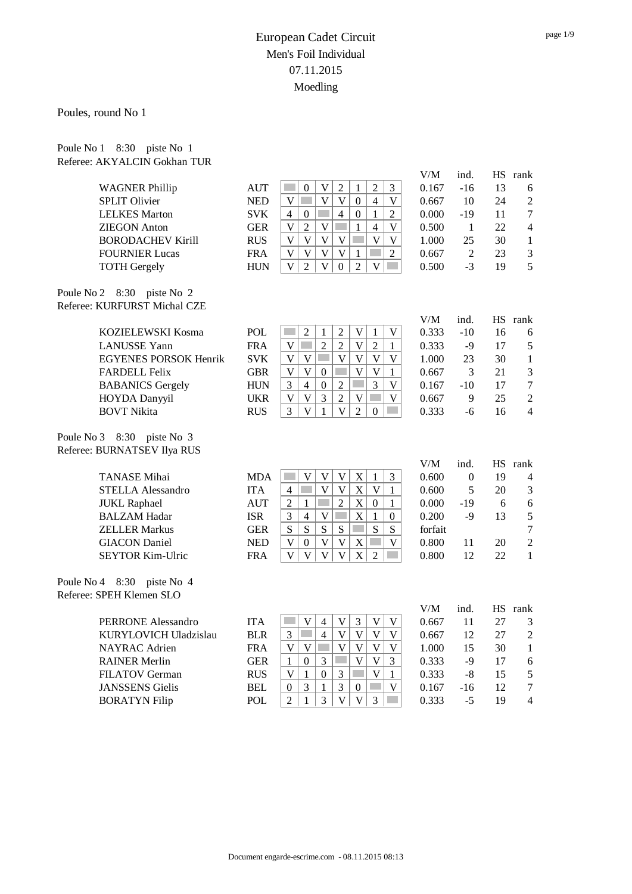# European Cadet Circuit

Men's Foil Individual

07.11.2015

Moedling

## Poules, round No 1

### Poule No 1 8:30 piste No 1
Referee: AKYALCIN Gokhan TUR

| Name | Nation | 1 | 2 | 3 | 4 | 5 | 6 | 7 | V/M | ind. | HS | rank |
|---|---|---|---|---|---|---|---|---|---|---|---|---|
| WAGNER Phillip | AUT | | 0 | V | 2 | 1 | 2 | 3 | 0.167 | -16 | 13 | 6 |
| SPLIT Olivier | NED | V | | V | V | 0 | 4 | V | 0.667 | 10 | 24 | 2 |
| LELKES Marton | SVK | 4 | 0 | | 4 | 0 | 1 | 2 | 0.000 | -19 | 11 | 7 |
| ZIEGON Anton | GER | V | 2 | V | | 1 | 4 | V | 0.500 | 1 | 22 | 4 |
| BORODACHEV Kirill | RUS | V | V | V | V | | V | V | 1.000 | 25 | 30 | 1 |
| FOURNIER Lucas | FRA | V | V | V | V | 1 | | 2 | 0.667 | 2 | 23 | 3 |
| TOTH Gergely | HUN | V | 2 | V | 0 | 2 | V | | 0.500 | -3 | 19 | 5 |

### Poule No 2 8:30 piste No 2
Referee: KURFURST Michal CZE

| Name | Nation | 1 | 2 | 3 | 4 | 5 | 6 | 7 | V/M | ind. | HS | rank |
|---|---|---|---|---|---|---|---|---|---|---|---|---|
| KOZIELEWSKI Kosma | POL | | 2 | 1 | 2 | V | 1 | V | 0.333 | -10 | 16 | 6 |
| LANUSSE Yann | FRA | V | | 2 | 2 | V | 2 | 1 | 0.333 | -9 | 17 | 5 |
| EGYENES PORSOK Henrik | SVK | V | V | | V | V | V | V | 1.000 | 23 | 30 | 1 |
| FARDELL Felix | GBR | V | V | 0 | | V | V | 1 | 0.667 | 3 | 21 | 3 |
| BABANICS Gergely | HUN | 3 | 4 | 0 | 2 | | 3 | V | 0.167 | -10 | 17 | 7 |
| HOYDA Danyyil | UKR | V | V | 3 | 2 | V | | V | 0.667 | 9 | 25 | 2 |
| BOVT Nikita | RUS | 3 | V | 1 | V | 2 | 0 | | 0.333 | -6 | 16 | 4 |

### Poule No 3 8:30 piste No 3
Referee: BURNATSEV Ilya RUS

| Name | Nation | 1 | 2 | 3 | 4 | 5 | 6 | 7 | V/M | ind. | HS | rank |
|---|---|---|---|---|---|---|---|---|---|---|---|---|
| TANASE Mihai | MDA | | V | V | V | X | 1 | 3 | 0.600 | 0 | 19 | 4 |
| STELLA Alessandro | ITA | 4 | | V | V | X | V | 1 | 0.600 | 5 | 20 | 3 |
| JUKL Raphael | AUT | 2 | 1 | | 2 | X | 0 | 1 | 0.000 | -19 | 6 | 6 |
| BALZAM Hadar | ISR | 3 | 4 | V | | X | 1 | 0 | 0.200 | -9 | 13 | 5 |
| ZELLER Markus | GER | S | S | S | S | | S | S | forfait | | | 7 |
| GIACON Daniel | NED | V | 0 | V | V | X | | V | 0.800 | 11 | 20 | 2 |
| SEYTOR Kim-Ulric | FRA | V | V | V | V | X | 2 | | 0.800 | 12 | 22 | 1 |

### Poule No 4 8:30 piste No 4
Referee: SPEH Klemen SLO

| Name | Nation | 1 | 2 | 3 | 4 | 5 | 6 | 7 | V/M | ind. | HS | rank |
|---|---|---|---|---|---|---|---|---|---|---|---|---|
| PERRONE Alessandro | ITA | | V | 4 | V | 3 | V | V | 0.667 | 11 | 27 | 3 |
| KURYLOVICH Uladzislau | BLR | 3 | | 4 | V | V | V | V | 0.667 | 12 | 27 | 2 |
| NAYRAC Adrien | FRA | V | V | | V | V | V | V | 1.000 | 15 | 30 | 1 |
| RAINER Merlin | GER | 1 | 0 | 3 | | V | V | 3 | 0.333 | -9 | 17 | 6 |
| FILATOV German | RUS | V | 1 | 0 | 3 | | V | 1 | 0.333 | -8 | 15 | 5 |
| JANSSENS Gielis | BEL | 0 | 3 | 1 | 3 | 0 | | V | 0.167 | -16 | 12 | 7 |
| BORATYN Filip | POL | 2 | 1 | 3 | V | V | 3 | | 0.333 | -5 | 19 | 4 |

Document engarde-escrime.com - 08.11.2015 08:13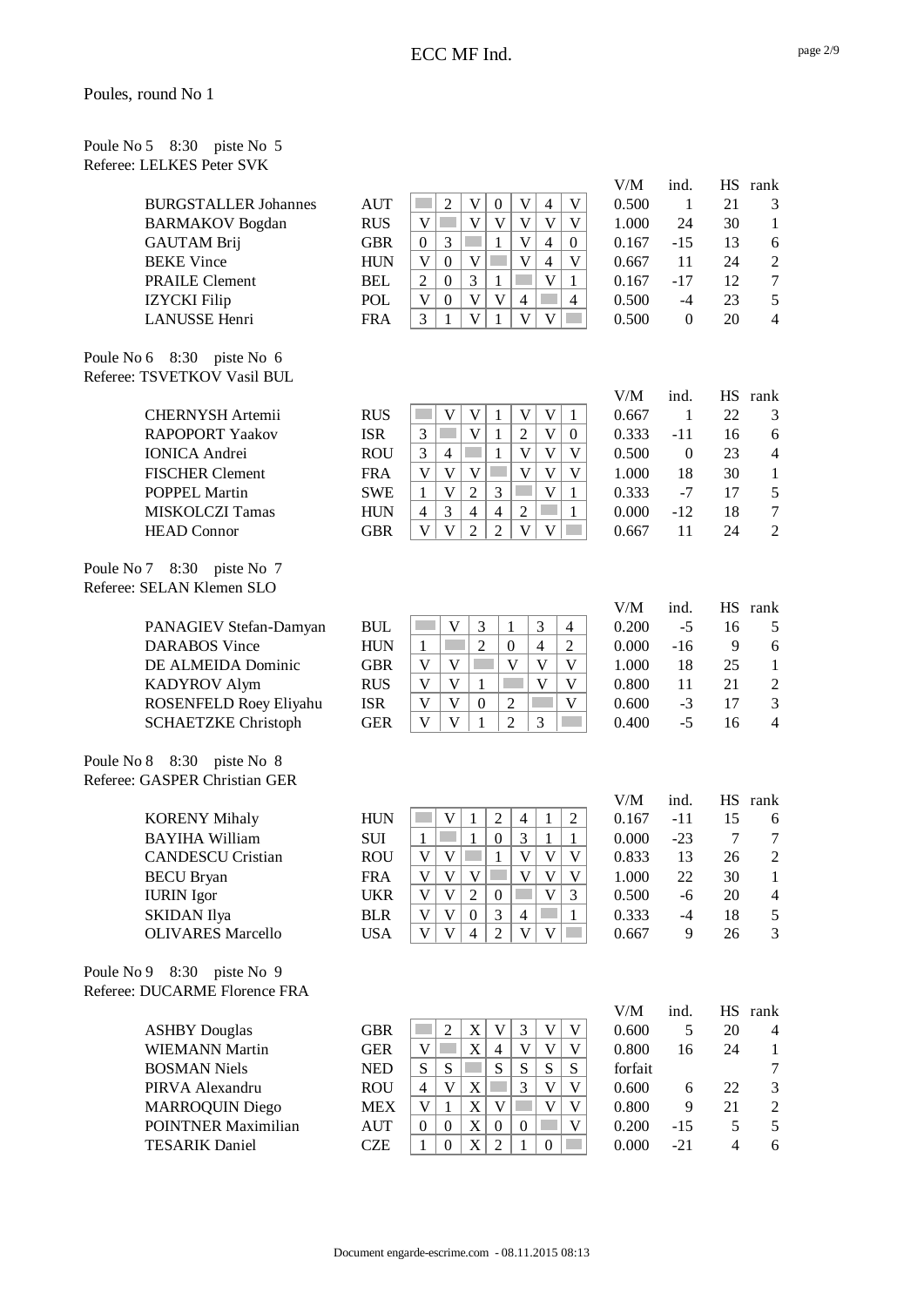# ECC MF Ind.

## Poules, round No 1

### Poule No 5 8:30 piste No 5
Referee: LELKES Peter SVK

| | | 1 | 2 | 3 | 4 | 5 | 6 | 7 | V/M | ind. | HS | rank |
|---|---|---|---|---|---|---|---|---|---|---|---|---|
| BURGSTALLER Johannes | AUT | | 2 | V | 0 | V | 4 | V | 0.500 | 1 | 21 | 3 |
| BARMAKOV Bogdan | RUS | V | | V | V | V | V | V | 1.000 | 24 | 30 | 1 |
| GAUTAM Brij | GBR | 0 | 3 | | 1 | V | 4 | 0 | 0.167 | -15 | 13 | 6 |
| BEKE Vince | HUN | V | 0 | V | | V | 4 | V | 0.667 | 11 | 24 | 2 |
| PRAILE Clement | BEL | 2 | 0 | 3 | 1 | | V | 1 | 0.167 | -17 | 12 | 7 |
| IZYCKI Filip | POL | V | 0 | V | V | 4 | | 4 | 0.500 | -4 | 23 | 5 |
| LANUSSE Henri | FRA | 3 | 1 | V | 1 | V | V | | 0.500 | 0 | 20 | 4 |

### Poule No 6 8:30 piste No 6
Referee: TSVETKOV Vasil BUL

| | | 1 | 2 | 3 | 4 | 5 | 6 | 7 | V/M | ind. | HS | rank |
|---|---|---|---|---|---|---|---|---|---|---|---|---|
| CHERNYSH Artemii | RUS | | V | V | 1 | V | V | 1 | 0.667 | 1 | 22 | 3 |
| RAPOPORT Yaakov | ISR | 3 | | V | 1 | 2 | V | 0 | 0.333 | -11 | 16 | 6 |
| IONICA Andrei | ROU | 3 | 4 | | 1 | V | V | V | 0.500 | 0 | 23 | 4 |
| FISCHER Clement | FRA | V | V | V | | V | V | V | 1.000 | 18 | 30 | 1 |
| POPPEL Martin | SWE | 1 | V | 2 | 3 | | V | 1 | 0.333 | -7 | 17 | 5 |
| MISKOLCZI Tamas | HUN | 4 | 3 | 4 | 4 | 2 | | 1 | 0.000 | -12 | 18 | 7 |
| HEAD Connor | GBR | V | V | 2 | 2 | V | V | | 0.667 | 11 | 24 | 2 |

### Poule No 7 8:30 piste No 7
Referee: SELAN Klemen SLO

| | | 1 | 2 | 3 | 4 | 5 | 6 | V/M | ind. | HS | rank |
|---|---|---|---|---|---|---|---|---|---|---|---|
| PANAGIEV Stefan-Damyan | BUL | | V | 3 | 1 | 3 | 4 | 0.200 | -5 | 16 | 5 |
| DARABOS Vince | HUN | 1 | | 2 | 0 | 4 | 2 | 0.000 | -16 | 9 | 6 |
| DE ALMEIDA Dominic | GBR | V | V | | V | V | V | 1.000 | 18 | 25 | 1 |
| KADYROV Alym | RUS | V | V | 1 | | V | V | 0.800 | 11 | 21 | 2 |
| ROSENFELD Roey Eliyahu | ISR | V | V | 0 | 2 | | V | 0.600 | -3 | 17 | 3 |
| SCHAETZKE Christoph | GER | V | V | 1 | 2 | 3 | | 0.400 | -5 | 16 | 4 |

### Poule No 8 8:30 piste No 8
Referee: GASPER Christian GER

| | | 1 | 2 | 3 | 4 | 5 | 6 | 7 | V/M | ind. | HS | rank |
|---|---|---|---|---|---|---|---|---|---|---|---|---|
| KORENY Mihaly | HUN | | V | 1 | 2 | 4 | 1 | 2 | 0.167 | -11 | 15 | 6 |
| BAYIHA William | SUI | 1 | | 1 | 0 | 3 | 1 | 1 | 0.000 | -23 | 7 | 7 |
| CANDESCU Cristian | ROU | V | V | | 1 | V | V | V | 0.833 | 13 | 26 | 2 |
| BECU Bryan | FRA | V | V | V | | V | V | V | 1.000 | 22 | 30 | 1 |
| IURIN Igor | UKR | V | V | 2 | 0 | | V | 3 | 0.500 | -6 | 20 | 4 |
| SKIDAN Ilya | BLR | V | V | 0 | 3 | 4 | | 1 | 0.333 | -4 | 18 | 5 |
| OLIVARES Marcello | USA | V | V | 4 | 2 | V | V | | 0.667 | 9 | 26 | 3 |

### Poule No 9 8:30 piste No 9
Referee: DUCARME Florence FRA

| | | 1 | 2 | 3 | 4 | 5 | 6 | 7 | V/M | ind. | HS | rank |
|---|---|---|---|---|---|---|---|---|---|---|---|---|
| ASHBY Douglas | GBR | | 2 | X | V | 3 | V | V | 0.600 | 5 | 20 | 4 |
| WIEMANN Martin | GER | V | | X | 4 | V | V | V | 0.800 | 16 | 24 | 1 |
| BOSMAN Niels | NED | S | S | | S | S | S | S | forfait | | | 7 |
| PIRVA Alexandru | ROU | 4 | V | X | | 3 | V | V | 0.600 | 6 | 22 | 3 |
| MARROQUIN Diego | MEX | V | 1 | X | V | | V | V | 0.800 | 9 | 21 | 2 |
| POINTNER Maximilian | AUT | 0 | 0 | X | 0 | 0 | | V | 0.200 | -15 | 5 | 5 |
| TESARIK Daniel | CZE | 1 | 0 | X | 2 | 1 | 0 | | 0.000 | -21 | 4 | 6 |

Document engarde-escrime.com - 08.11.2015 08:13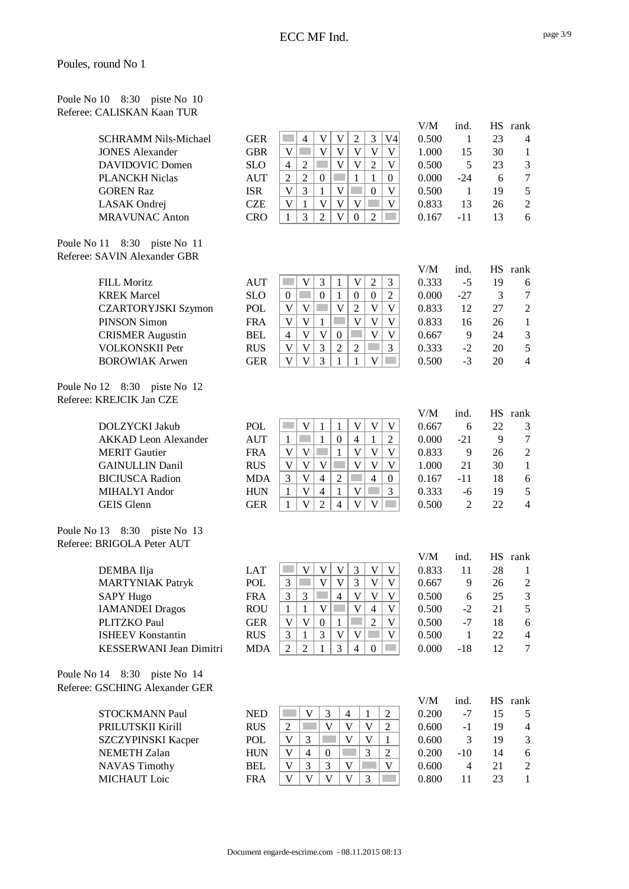Poules, round No 1

Poule No 10    8:30    piste No 10
Referee: CALISKAN Kaan TUR

| Name | Nation | 1 | 2 | 3 | 4 | 5 | 6 | 7 | V/M | ind. | HS | rank |
|---|---|---|---|---|---|---|---|---|---|---|---|---|
| SCHRAMM Nils-Michael | GER | | 4 | V | V | 2 | 3 | V4 | 0.500 | 1 | 23 | 4 |
| JONES Alexander | GBR | V | | V | V | V | V | V | 1.000 | 15 | 30 | 1 |
| DAVIDOVIC Domen | SLO | 4 | 2 | | V | V | 2 | V | 0.500 | 5 | 23 | 3 |
| PLANCKH Niclas | AUT | 2 | 2 | 0 | | 1 | 1 | 0 | 0.000 | -24 | 6 | 7 |
| GOREN Raz | ISR | V | 3 | 1 | V | | 0 | V | 0.500 | 1 | 19 | 5 |
| LASAK Ondrej | CZE | V | 1 | V | V | V | | V | 0.833 | 13 | 26 | 2 |
| MRAVUNAC Anton | CRO | 1 | 3 | 2 | V | 0 | 2 | | 0.167 | -11 | 13 | 6 |

Poule No 11    8:30    piste No 11
Referee: SAVIN Alexander GBR

| Name | Nation | 1 | 2 | 3 | 4 | 5 | 6 | 7 | V/M | ind. | HS | rank |
|---|---|---|---|---|---|---|---|---|---|---|---|---|
| FILL Moritz | AUT | | V | 3 | 1 | V | 2 | 3 | 0.333 | -5 | 19 | 6 |
| KREK Marcel | SLO | 0 | | 0 | 1 | 0 | 0 | 2 | 0.000 | -27 | 3 | 7 |
| CZARTORYJSKI Szymon | POL | V | V | | V | 2 | V | V | 0.833 | 12 | 27 | 2 |
| PINSON Simon | FRA | V | V | 1 | | V | V | V | 0.833 | 16 | 26 | 1 |
| CRISMER Augustin | BEL | 4 | V | V | 0 | | V | V | 0.667 | 9 | 24 | 3 |
| VOLKONSKII Petr | RUS | V | V | 3 | 2 | 2 | | 3 | 0.333 | -2 | 20 | 5 |
| BOROWIAK Arwen | GER | V | V | 3 | 1 | 1 | V | | 0.500 | -3 | 20 | 4 |

Poule No 12    8:30    piste No 12
Referee: KREJCIK Jan CZE

| Name | Nation | 1 | 2 | 3 | 4 | 5 | 6 | 7 | V/M | ind. | HS | rank |
|---|---|---|---|---|---|---|---|---|---|---|---|---|
| DOLZYCKI Jakub | POL | | V | 1 | 1 | V | V | V | 0.667 | 6 | 22 | 3 |
| AKKAD Leon Alexander | AUT | 1 | | 1 | 0 | 4 | 1 | 2 | 0.000 | -21 | 9 | 7 |
| MERIT Gautier | FRA | V | V | | 1 | V | V | V | 0.833 | 9 | 26 | 2 |
| GAINULLIN Danil | RUS | V | V | V | | V | V | V | 1.000 | 21 | 30 | 1 |
| BICIUSCA Radion | MDA | 3 | V | 4 | 2 | | 4 | 0 | 0.167 | -11 | 18 | 6 |
| MIHALYI Andor | HUN | 1 | V | 4 | 1 | V | | 3 | 0.333 | -6 | 19 | 5 |
| GEIS Glenn | GER | 1 | V | 2 | 4 | V | V | | 0.500 | 2 | 22 | 4 |

Poule No 13    8:30    piste No 13
Referee: BRIGOLA Peter AUT

| Name | Nation | 1 | 2 | 3 | 4 | 5 | 6 | 7 | V/M | ind. | HS | rank |
|---|---|---|---|---|---|---|---|---|---|---|---|---|
| DEMBA Ilja | LAT | | V | V | V | 3 | V | V | 0.833 | 11 | 28 | 1 |
| MARTYNIAK Patryk | POL | 3 | | V | V | 3 | V | V | 0.667 | 9 | 26 | 2 |
| SAPY Hugo | FRA | 3 | 3 | | 4 | V | V | V | 0.500 | 6 | 25 | 3 |
| IAMANDEI Dragos | ROU | 1 | 1 | V | | V | 4 | V | 0.500 | -2 | 21 | 5 |
| PLITZKO Paul | GER | V | V | 0 | 1 | | 2 | V | 0.500 | -7 | 18 | 6 |
| ISHEEV Konstantin | RUS | 3 | 1 | 3 | V | V | | V | 0.500 | 1 | 22 | 4 |
| KESSERWANI Jean Dimitri | MDA | 2 | 2 | 1 | 3 | 4 | 0 | | 0.000 | -18 | 12 | 7 |

Poule No 14    8:30    piste No 14
Referee: GSCHING Alexander GER

| Name | Nation | 1 | 2 | 3 | 4 | 5 | 6 | V/M | ind. | HS | rank |
|---|---|---|---|---|---|---|---|---|---|---|---|
| STOCKMANN Paul | NED | | V | 3 | 4 | 1 | 2 | 0.200 | -7 | 15 | 5 |
| PRILUTSKII Kirill | RUS | 2 | | V | V | V | 2 | 0.600 | -1 | 19 | 4 |
| SZCZYPINSKI Kacper | POL | V | 3 | | V | V | 1 | 0.600 | 3 | 19 | 3 |
| NEMETH Zalan | HUN | V | 4 | 0 | | 3 | 2 | 0.200 | -10 | 14 | 6 |
| NAVAS Timothy | BEL | V | 3 | 3 | V | | V | 0.600 | 4 | 21 | 2 |
| MICHAUT Loic | FRA | V | V | V | V | 3 | | 0.800 | 11 | 23 | 1 |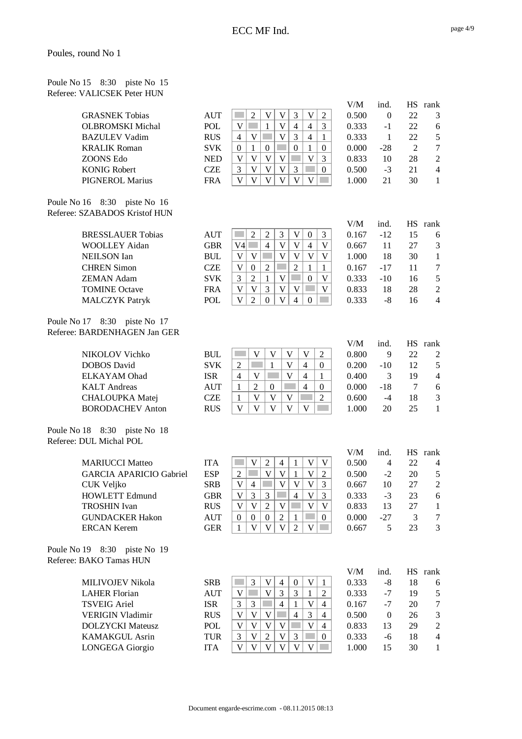# ECC MF Ind.

Poules, round No 1

Poule No 15 8:30 piste No 15
Referee: VALICSEK Peter HUN

| | | | | | | | | | V/M | ind. | HS | rank |
|---|---|---|---|---|---|---|---|---|---|---|---|---|
| GRASNEK Tobias | AUT | | 2 | V | V | 3 | V | 2 | 0.500 | 0 | 22 | 3 |
| OLBROMSKI Michal | POL | V | | 1 | V | 4 | 4 | 3 | 0.333 | -1 | 22 | 6 |
| BAZULEV Vadim | RUS | 4 | V | | V | 3 | 4 | 1 | 0.333 | 1 | 22 | 5 |
| KRALIK Roman | SVK | 0 | 1 | 0 | | 0 | 1 | 0 | 0.000 | -28 | 2 | 7 |
| ZOONS Edo | NED | V | V | V | V | | V | 3 | 0.833 | 10 | 28 | 2 |
| KONIG Robert | CZE | 3 | V | V | V | 3 | | 0 | 0.500 | -3 | 21 | 4 |
| PIGNEROL Marius | FRA | V | V | V | V | V | V | | 1.000 | 21 | 30 | 1 |

Poule No 16 8:30 piste No 16
Referee: SZABADOS Kristof HUN

| | | | | | | | | | V/M | ind. | HS | rank |
|---|---|---|---|---|---|---|---|---|---|---|---|---|
| BRESSLAUER Tobias | AUT | | 2 | 2 | 3 | V | 0 | 3 | 0.167 | -12 | 15 | 6 |
| WOOLLEY Aidan | GBR | V4 | | 4 | V | V | 4 | V | 0.667 | 11 | 27 | 3 |
| NEILSON Ian | BUL | V | V | | V | V | V | V | 1.000 | 18 | 30 | 1 |
| CHREN Simon | CZE | V | 0 | 2 | | 2 | 1 | 1 | 0.167 | -17 | 11 | 7 |
| ZEMAN Adam | SVK | 3 | 2 | 1 | V | | 0 | V | 0.333 | -10 | 16 | 5 |
| TOMINE Octave | FRA | V | V | 3 | V | V | | V | 0.833 | 18 | 28 | 2 |
| MALCZYK Patryk | POL | V | 2 | 0 | V | 4 | 0 | | 0.333 | -8 | 16 | 4 |

Poule No 17 8:30 piste No 17
Referee: BARDENHAGEN Jan GER

| | | | | | | | | V/M | ind. | HS | rank |
|---|---|---|---|---|---|---|---|---|---|---|---|
| NIKOLOV Vichko | BUL | | V | V | V | V | 2 | 0.800 | 9 | 22 | 2 |
| DOBOS David | SVK | 2 | | 1 | V | 4 | 0 | 0.200 | -10 | 12 | 5 |
| ELKAYAM Ohad | ISR | 4 | V | | V | 4 | 1 | 0.400 | 3 | 19 | 4 |
| KALT Andreas | AUT | 1 | 2 | 0 | | 4 | 0 | 0.000 | -18 | 7 | 6 |
| CHALOUPKA Matej | CZE | 1 | V | V | V | | 2 | 0.600 | -4 | 18 | 3 |
| BORODACHEV Anton | RUS | V | V | V | V | V | | 1.000 | 20 | 25 | 1 |

Poule No 18 8:30 piste No 18
Referee: DUL Michal POL

| | | | | | | | | | V/M | ind. | HS | rank |
|---|---|---|---|---|---|---|---|---|---|---|---|---|
| MARIUCCI Matteo | ITA | | V | 2 | 4 | 1 | V | V | 0.500 | 4 | 22 | 4 |
| GARCIA APARICIO Gabriel | ESP | 2 | | V | V | 1 | V | 2 | 0.500 | -2 | 20 | 5 |
| CUK Veljko | SRB | V | 4 | | V | V | V | 3 | 0.667 | 10 | 27 | 2 |
| HOWLETT Edmund | GBR | V | 3 | 3 | | 4 | V | 3 | 0.333 | -3 | 23 | 6 |
| TROSHIN Ivan | RUS | V | V | 2 | V | | V | V | 0.833 | 13 | 27 | 1 |
| GUNDACKER Hakon | AUT | 0 | 0 | 0 | 2 | 1 | | 0 | 0.000 | -27 | 3 | 7 |
| ERCAN Kerem | GER | 1 | V | V | V | 2 | V | | 0.667 | 5 | 23 | 3 |

Poule No 19 8:30 piste No 19
Referee: BAKO Tamas HUN

| | | | | | | | | | V/M | ind. | HS | rank |
|---|---|---|---|---|---|---|---|---|---|---|---|---|
| MILIVOJEV Nikola | SRB | | 3 | V | 4 | 0 | V | 1 | 0.333 | -8 | 18 | 6 |
| LAHER Florian | AUT | V | | V | 3 | 3 | 1 | 2 | 0.333 | -7 | 19 | 5 |
| TSVEIG Ariel | ISR | 3 | 3 | | 4 | 1 | V | 4 | 0.167 | -7 | 20 | 7 |
| VERIGIN Vladimir | RUS | V | V | V | | 4 | 3 | 4 | 0.500 | 0 | 26 | 3 |
| DOLZYCKI Mateusz | POL | V | V | V | V | | V | 4 | 0.833 | 13 | 29 | 2 |
| KAMAKGUL Asrin | TUR | 3 | V | 2 | V | 3 | | 0 | 0.333 | -6 | 18 | 4 |
| LONGEGA Giorgio | ITA | V | V | V | V | V | V | | 1.000 | 15 | 30 | 1 |

Document engarde-escrime.com - 08.11.2015 08:13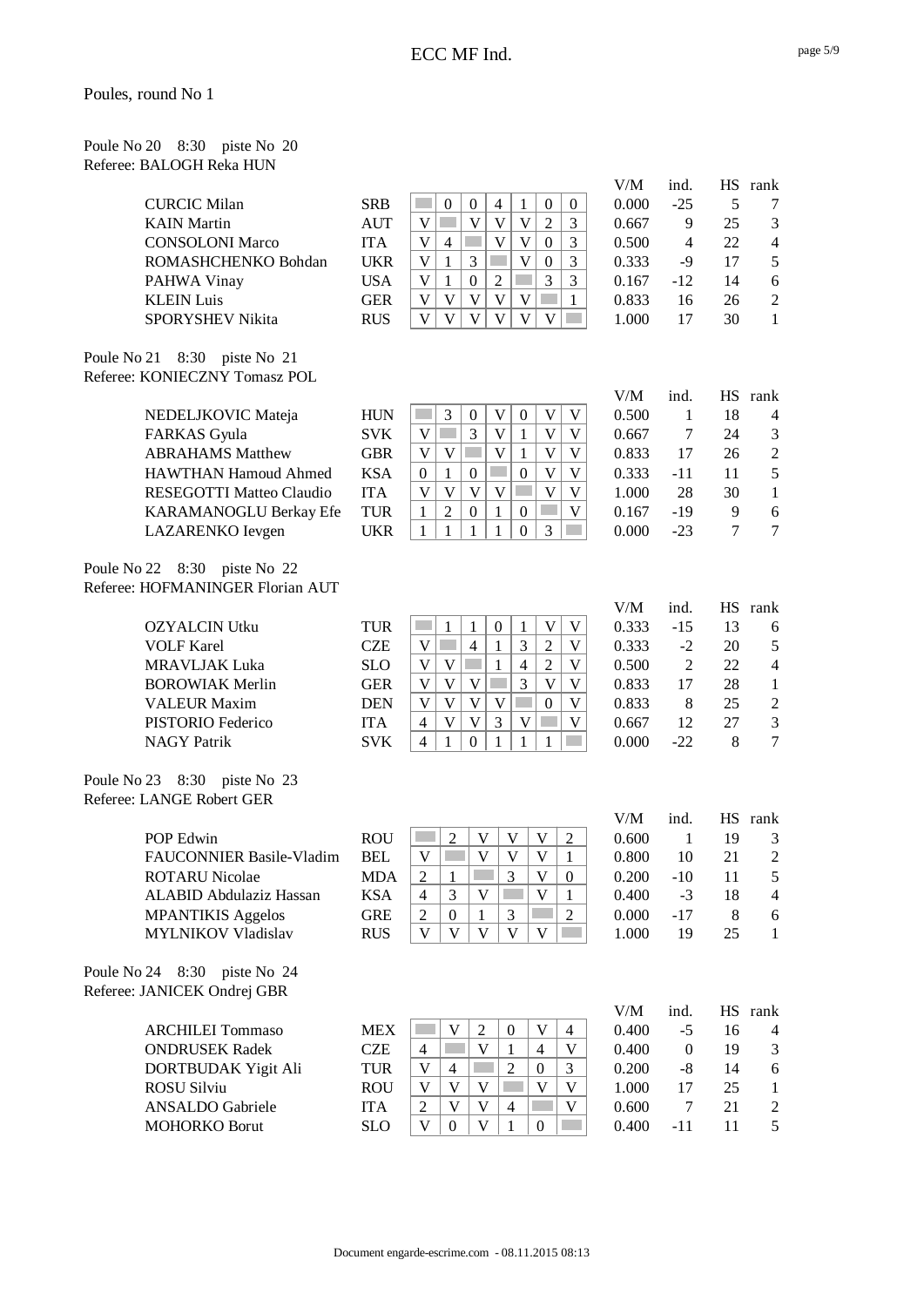## Poules, round No 1

### Poule No 20   8:30   piste No 20
Referee: BALOGH Reka HUN

| Name | Nation | 1 | 2 | 3 | 4 | 5 | 6 | 7 | V/M | ind. | HS | rank |
|---|---|---|---|---|---|---|---|---|---|---|---|---|
| CURCIC Milan | SRB | | 0 | 0 | 4 | 1 | 0 | 0 | 0.000 | -25 | 5 | 7 |
| KAIN Martin | AUT | V | | V | V | V | 2 | 3 | 0.667 | 9 | 25 | 3 |
| CONSOLONI Marco | ITA | V | 4 | | V | V | 0 | 3 | 0.500 | 4 | 22 | 4 |
| ROMASHCHENKO Bohdan | UKR | V | 1 | 3 | | V | 0 | 3 | 0.333 | -9 | 17 | 5 |
| PAHWA Vinay | USA | V | 1 | 0 | 2 | | 3 | 3 | 0.167 | -12 | 14 | 6 |
| KLEIN Luis | GER | V | V | V | V | V | | 1 | 0.833 | 16 | 26 | 2 |
| SPORYSHEV Nikita | RUS | V | V | V | V | V | V | | 1.000 | 17 | 30 | 1 |

### Poule No 21   8:30   piste No 21
Referee: KONIECZNY Tomasz POL

| Name | Nation | 1 | 2 | 3 | 4 | 5 | 6 | 7 | V/M | ind. | HS | rank |
|---|---|---|---|---|---|---|---|---|---|---|---|---|
| NEDELJKOVIC Mateja | HUN | | 3 | 0 | V | 0 | V | V | 0.500 | 1 | 18 | 4 |
| FARKAS Gyula | SVK | V | | 3 | V | 1 | V | V | 0.667 | 7 | 24 | 3 |
| ABRAHAMS Matthew | GBR | V | V | | V | 1 | V | V | 0.833 | 17 | 26 | 2 |
| HAWTHAN Hamoud Ahmed | KSA | 0 | 1 | 0 | | 0 | V | V | 0.333 | -11 | 11 | 5 |
| RESEGOTTI Matteo Claudio | ITA | V | V | V | V | | V | V | 1.000 | 28 | 30 | 1 |
| KARAMANOGLU Berkay Efe | TUR | 1 | 2 | 0 | 1 | 0 | | V | 0.167 | -19 | 9 | 6 |
| LAZARENKO Ievgen | UKR | 1 | 1 | 1 | 1 | 0 | 3 | | 0.000 | -23 | 7 | 7 |

### Poule No 22   8:30   piste No 22
Referee: HOFMANINGER Florian AUT

| Name | Nation | 1 | 2 | 3 | 4 | 5 | 6 | 7 | V/M | ind. | HS | rank |
|---|---|---|---|---|---|---|---|---|---|---|---|---|
| OZYALCIN Utku | TUR | | 1 | 1 | 0 | 1 | V | V | 0.333 | -15 | 13 | 6 |
| VOLF Karel | CZE | V | | 4 | 1 | 3 | 2 | V | 0.333 | -2 | 20 | 5 |
| MRAVLJAK Luka | SLO | V | V | | 1 | 4 | 2 | V | 0.500 | 2 | 22 | 4 |
| BOROWIAK Merlin | GER | V | V | V | | 3 | V | V | 0.833 | 17 | 28 | 1 |
| VALEUR Maxim | DEN | V | V | V | V | | 0 | V | 0.833 | 8 | 25 | 2 |
| PISTORIO Federico | ITA | 4 | V | V | 3 | V | | V | 0.667 | 12 | 27 | 3 |
| NAGY Patrik | SVK | 4 | 1 | 0 | 1 | 1 | 1 | | 0.000 | -22 | 8 | 7 |

### Poule No 23   8:30   piste No 23
Referee: LANGE Robert GER

| Name | Nation | 1 | 2 | 3 | 4 | 5 | 6 | V/M | ind. | HS | rank |
|---|---|---|---|---|---|---|---|---|---|---|---|
| POP Edwin | ROU | | 2 | V | V | V | 2 | 0.600 | 1 | 19 | 3 |
| FAUCONNIER Basile-Vladim | BEL | V | | V | V | V | 1 | 0.800 | 10 | 21 | 2 |
| ROTARU Nicolae | MDA | 2 | 1 | | 3 | V | 0 | 0.200 | -10 | 11 | 5 |
| ALABID Abdulaziz Hassan | KSA | 4 | 3 | V | | V | 1 | 0.400 | -3 | 18 | 4 |
| MPANTIKIS Aggelos | GRE | 2 | 0 | 1 | 3 | | 2 | 0.000 | -17 | 8 | 6 |
| MYLNIKOV Vladislav | RUS | V | V | V | V | V | | 1.000 | 19 | 25 | 1 |

### Poule No 24   8:30   piste No 24
Referee: JANICEK Ondrej GBR

| Name | Nation | 1 | 2 | 3 | 4 | 5 | 6 | V/M | ind. | HS | rank |
|---|---|---|---|---|---|---|---|---|---|---|---|
| ARCHILEI Tommaso | MEX | | V | 2 | 0 | V | 4 | 0.400 | -5 | 16 | 4 |
| ONDRUSEK Radek | CZE | 4 | | V | 1 | 4 | V | 0.400 | 0 | 19 | 3 |
| DORTBUDAK Yigit Ali | TUR | V | 4 | | 2 | 0 | 3 | 0.200 | -8 | 14 | 6 |
| ROSU Silviu | ROU | V | V | V | | V | V | 1.000 | 17 | 25 | 1 |
| ANSALDO Gabriele | ITA | 2 | V | V | 4 | | V | 0.600 | 7 | 21 | 2 |
| MOHORKO Borut | SLO | V | 0 | V | 1 | 0 | | 0.400 | -11 | 11 | 5 |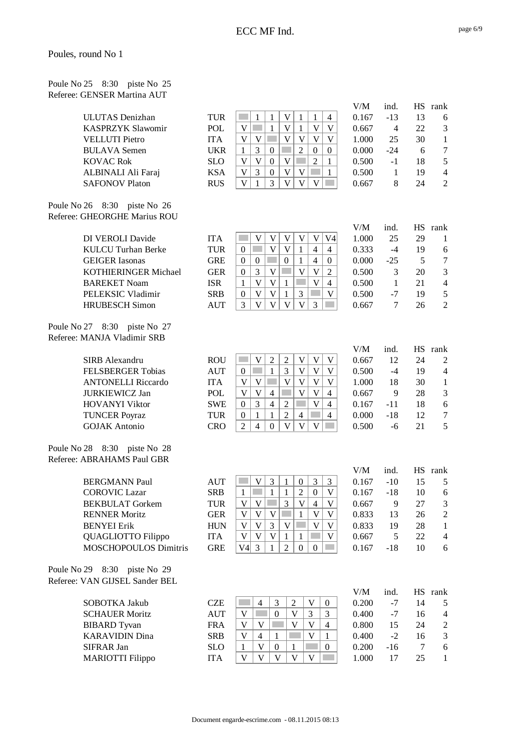## Poules, round No 1

### Poule No 25 8:30 piste No 25
Referee: GENSER Martina AUT

| Name | Nation | 1 | 2 | 3 | 4 | 5 | 6 | 7 | V/M | ind. | HS | rank |
|---|---|---|---|---|---|---|---|---|---|---|---|---|
| ULUTAS Denizhan | TUR | | 1 | 1 | V | 1 | 1 | 4 | 0.167 | -13 | 13 | 6 |
| KASPRZYK Slawomir | POL | V | | 1 | V | 1 | V | V | 0.667 | 4 | 22 | 3 |
| VELLUTI Pietro | ITA | V | V | | V | V | V | V | 1.000 | 25 | 30 | 1 |
| BULAVA Semen | UKR | 1 | 3 | 0 | | 2 | 0 | 0 | 0.000 | -24 | 6 | 7 |
| KOVAC Rok | SLO | V | V | 0 | V | | 2 | 1 | 0.500 | -1 | 18 | 5 |
| ALBINALI Ali Faraj | KSA | V | 3 | 0 | V | V | | 1 | 0.500 | 1 | 19 | 4 |
| SAFONOV Platon | RUS | V | 1 | 3 | V | V | V | | 0.667 | 8 | 24 | 2 |

### Poule No 26 8:30 piste No 26
Referee: GHEORGHE Marius ROU

| Name | Nation | 1 | 2 | 3 | 4 | 5 | 6 | 7 | V/M | ind. | HS | rank |
|---|---|---|---|---|---|---|---|---|---|---|---|---|
| DI VEROLI Davide | ITA | | V | V | V | V | V | V4 | 1.000 | 25 | 29 | 1 |
| KULCU Turhan Berke | TUR | 0 | | V | V | 1 | 4 | 4 | 0.333 | -4 | 19 | 6 |
| GEIGER Iasonas | GRE | 0 | 0 | | 0 | 1 | 4 | 0 | 0.000 | -25 | 5 | 7 |
| KOTHIERINGER Michael | GER | 0 | 3 | V | | V | V | 2 | 0.500 | 3 | 20 | 3 |
| BAREKET Noam | ISR | 1 | V | V | 1 | | V | 4 | 0.500 | 1 | 21 | 4 |
| PELEKSIC Vladimir | SRB | 0 | V | V | 1 | 3 | | V | 0.500 | -7 | 19 | 5 |
| HRUBESCH Simon | AUT | 3 | V | V | V | V | 3 | | 0.667 | 7 | 26 | 2 |

### Poule No 27 8:30 piste No 27
Referee: MANJA Vladimir SRB

| Name | Nation | 1 | 2 | 3 | 4 | 5 | 6 | 7 | V/M | ind. | HS | rank |
|---|---|---|---|---|---|---|---|---|---|---|---|---|
| SIRB Alexandru | ROU | | V | 2 | 2 | V | V | V | 0.667 | 12 | 24 | 2 |
| FELSBERGER Tobias | AUT | 0 | | 1 | 3 | V | V | V | 0.500 | -4 | 19 | 4 |
| ANTONELLI Riccardo | ITA | V | V | | V | V | V | V | 1.000 | 18 | 30 | 1 |
| JURKIEWICZ Jan | POL | V | V | 4 | | V | V | 4 | 0.667 | 9 | 28 | 3 |
| HOVANYI Viktor | SWE | 0 | 3 | 4 | 2 | | V | 4 | 0.167 | -11 | 18 | 6 |
| TUNCER Poyraz | TUR | 0 | 1 | 1 | 2 | 4 | | 4 | 0.000 | -18 | 12 | 7 |
| GOJAK Antonio | CRO | 2 | 4 | 0 | V | V | V | | 0.500 | -6 | 21 | 5 |

### Poule No 28 8:30 piste No 28
Referee: ABRAHAMS Paul GBR

| Name | Nation | 1 | 2 | 3 | 4 | 5 | 6 | 7 | V/M | ind. | HS | rank |
|---|---|---|---|---|---|---|---|---|---|---|---|---|
| BERGMANN Paul | AUT | | V | 3 | 1 | 0 | 3 | 3 | 0.167 | -10 | 15 | 5 |
| COROVIC Lazar | SRB | 1 | | 1 | 1 | 2 | 0 | V | 0.167 | -18 | 10 | 6 |
| BEKBULAT Gorkem | TUR | V | V | | 3 | V | 4 | V | 0.667 | 9 | 27 | 3 |
| RENNER Moritz | GER | V | V | V | | 1 | V | V | 0.833 | 13 | 26 | 2 |
| BENYEI Erik | HUN | V | V | 3 | V | | V | V | 0.833 | 19 | 28 | 1 |
| QUAGLIOTTO Filippo | ITA | V | V | V | 1 | 1 | | V | 0.667 | 5 | 22 | 4 |
| MOSCHOPOULOS Dimitris | GRE | V4 | 3 | 1 | 2 | 0 | 0 | | 0.167 | -18 | 10 | 6 |

### Poule No 29 8:30 piste No 29
Referee: VAN GIJSEL Sander BEL

| Name | Nation | 1 | 2 | 3 | 4 | 5 | 6 | V/M | ind. | HS | rank |
|---|---|---|---|---|---|---|---|---|---|---|---|
| SOBOTKA Jakub | CZE | | 4 | 3 | 2 | V | 0 | 0.200 | -7 | 14 | 5 |
| SCHAUER Moritz | AUT | V | | 0 | V | 3 | 3 | 0.400 | -7 | 16 | 4 |
| BIBARD Tyvan | FRA | V | V | | V | V | 4 | 0.800 | 15 | 24 | 2 |
| KARAVIDIN Dina | SRB | V | 4 | 1 | | V | 1 | 0.400 | -2 | 16 | 3 |
| SIFRAR Jan | SLO | 1 | V | 0 | 1 | | 0 | 0.200 | -16 | 7 | 6 |
| MARIOTTI Filippo | ITA | V | V | V | V | V | | 1.000 | 17 | 25 | 1 |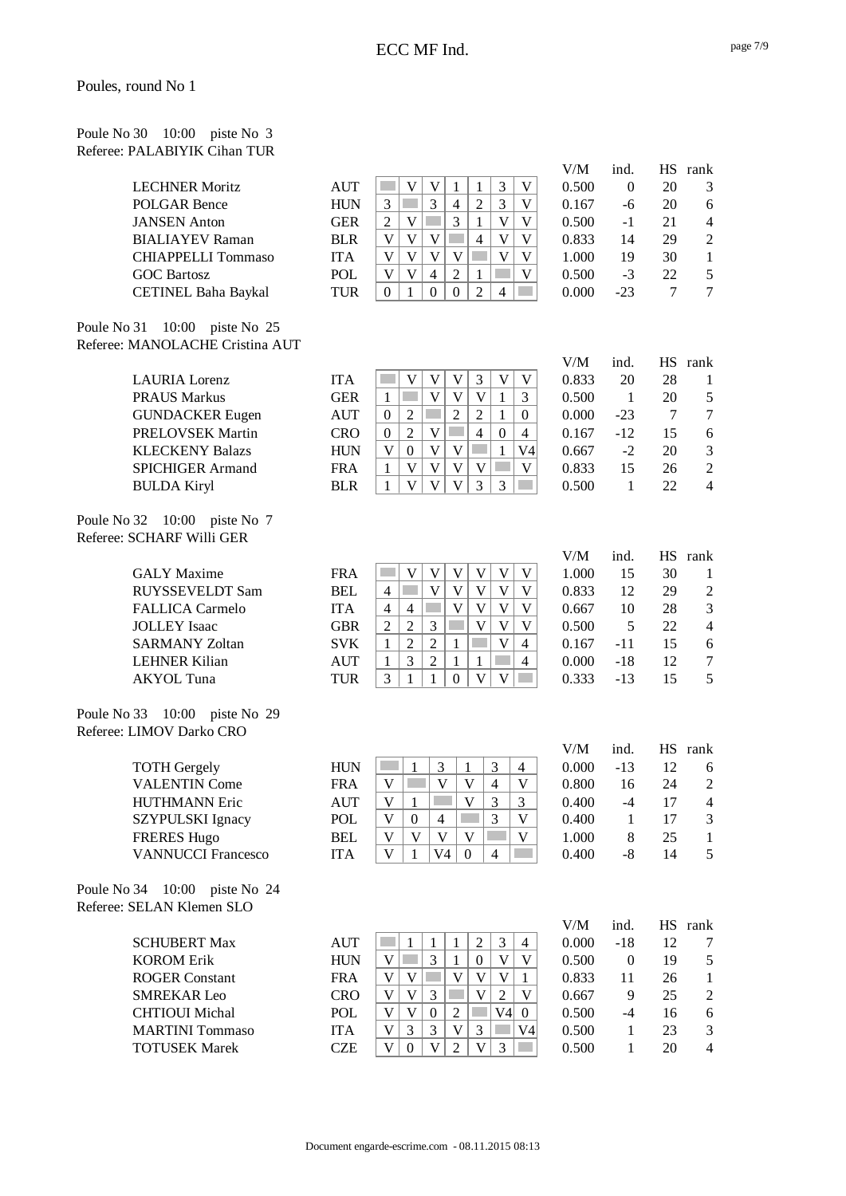## Poules, round No 1

### Poule No 30 10:00 piste No 3
Referee: PALABIYIK Cihan TUR

| | | | | | | | | | V/M | ind. | HS | rank |
|---|---|---|---|---|---|---|---|---|---|---|---|---|
| LECHNER Moritz | AUT | | V | V | 1 | 1 | 3 | V | 0.500 | 0 | 20 | 3 |
| POLGAR Bence | HUN | 3 | | 3 | 4 | 2 | 3 | V | 0.167 | -6 | 20 | 6 |
| JANSEN Anton | GER | 2 | V | | 3 | 1 | V | V | 0.500 | -1 | 21 | 4 |
| BIALIAYEV Raman | BLR | V | V | V | | 4 | V | V | 0.833 | 14 | 29 | 2 |
| CHIAPPELLI Tommaso | ITA | V | V | V | V | | V | V | 1.000 | 19 | 30 | 1 |
| GOC Bartosz | POL | V | V | 4 | 2 | 1 | | V | 0.500 | -3 | 22 | 5 |
| CETINEL Baha Baykal | TUR | 0 | 1 | 0 | 0 | 2 | 4 | | 0.000 | -23 | 7 | 7 |

### Poule No 31 10:00 piste No 25
Referee: MANOLACHE Cristina AUT

| | | | | | | | | | V/M | ind. | HS | rank |
|---|---|---|---|---|---|---|---|---|---|---|---|---|
| LAURIA Lorenz | ITA | | V | V | V | 3 | V | V | 0.833 | 20 | 28 | 1 |
| PRAUS Markus | GER | 1 | | V | V | V | 1 | 3 | 0.500 | 1 | 20 | 5 |
| GUNDACKER Eugen | AUT | 0 | 2 | | 2 | 2 | 1 | 0 | 0.000 | -23 | 7 | 7 |
| PRELOVSEK Martin | CRO | 0 | 2 | V | | 4 | 0 | 4 | 0.167 | -12 | 15 | 6 |
| KLECKENY Balazs | HUN | V | 0 | V | V | | 1 | V4 | 0.667 | -2 | 20 | 3 |
| SPICHIGER Armand | FRA | 1 | V | V | V | V | | V | 0.833 | 15 | 26 | 2 |
| BULDA Kiryl | BLR | 1 | V | V | V | 3 | 3 | | 0.500 | 1 | 22 | 4 |

### Poule No 32 10:00 piste No 7
Referee: SCHARF Willi GER

| | | | | | | | | | V/M | ind. | HS | rank |
|---|---|---|---|---|---|---|---|---|---|---|---|---|
| GALY Maxime | FRA | | V | V | V | V | V | V | 1.000 | 15 | 30 | 1 |
| RUYSSEVELDT Sam | BEL | 4 | | V | V | V | V | V | 0.833 | 12 | 29 | 2 |
| FALLICA Carmelo | ITA | 4 | 4 | | V | V | V | V | 0.667 | 10 | 28 | 3 |
| JOLLEY Isaac | GBR | 2 | 2 | 3 | | V | V | V | 0.500 | 5 | 22 | 4 |
| SARMANY Zoltan | SVK | 1 | 2 | 2 | 1 | | V | 4 | 0.167 | -11 | 15 | 6 |
| LEHNER Kilian | AUT | 1 | 3 | 2 | 1 | 1 | | 4 | 0.000 | -18 | 12 | 7 |
| AKYOL Tuna | TUR | 3 | 1 | 1 | 0 | V | V | | 0.333 | -13 | 15 | 5 |

### Poule No 33 10:00 piste No 29
Referee: LIMOV Darko CRO

| | | | | | | | | V/M | ind. | HS | rank |
|---|---|---|---|---|---|---|---|---|---|---|---|
| TOTH Gergely | HUN | | 1 | 3 | 1 | 3 | 4 | 0.000 | -13 | 12 | 6 |
| VALENTIN Come | FRA | V | | V | V | 4 | V | 0.800 | 16 | 24 | 2 |
| HUTHMANN Eric | AUT | V | 1 | | V | 3 | 3 | 0.400 | -4 | 17 | 4 |
| SZYPULSKI Ignacy | POL | V | 0 | 4 | | 3 | V | 0.400 | 1 | 17 | 3 |
| FRERES Hugo | BEL | V | V | V | V | | V | 1.000 | 8 | 25 | 1 |
| VANNUCCI Francesco | ITA | V | 1 | V4 | 0 | 4 | | 0.400 | -8 | 14 | 5 |

### Poule No 34 10:00 piste No 24
Referee: SELAN Klemen SLO

| | | | | | | | | | V/M | ind. | HS | rank |
|---|---|---|---|---|---|---|---|---|---|---|---|---|
| SCHUBERT Max | AUT | | 1 | 1 | 1 | 2 | 3 | 4 | 0.000 | -18 | 12 | 7 |
| KOROM Erik | HUN | V | | 3 | 1 | 0 | V | V | 0.500 | 0 | 19 | 5 |
| ROGER Constant | FRA | V | V | | V | V | V | 1 | 0.833 | 11 | 26 | 1 |
| SMREKAR Leo | CRO | V | V | 3 | | V | 2 | V | 0.667 | 9 | 25 | 2 |
| CHTIOUI Michal | POL | V | V | 0 | 2 | | V4 | 0 | 0.500 | -4 | 16 | 6 |
| MARTINI Tommaso | ITA | V | 3 | 3 | V | 3 | | V4 | 0.500 | 1 | 23 | 3 |
| TOTUSEK Marek | CZE | V | 0 | V | 2 | V | 3 | | 0.500 | 1 | 20 | 4 |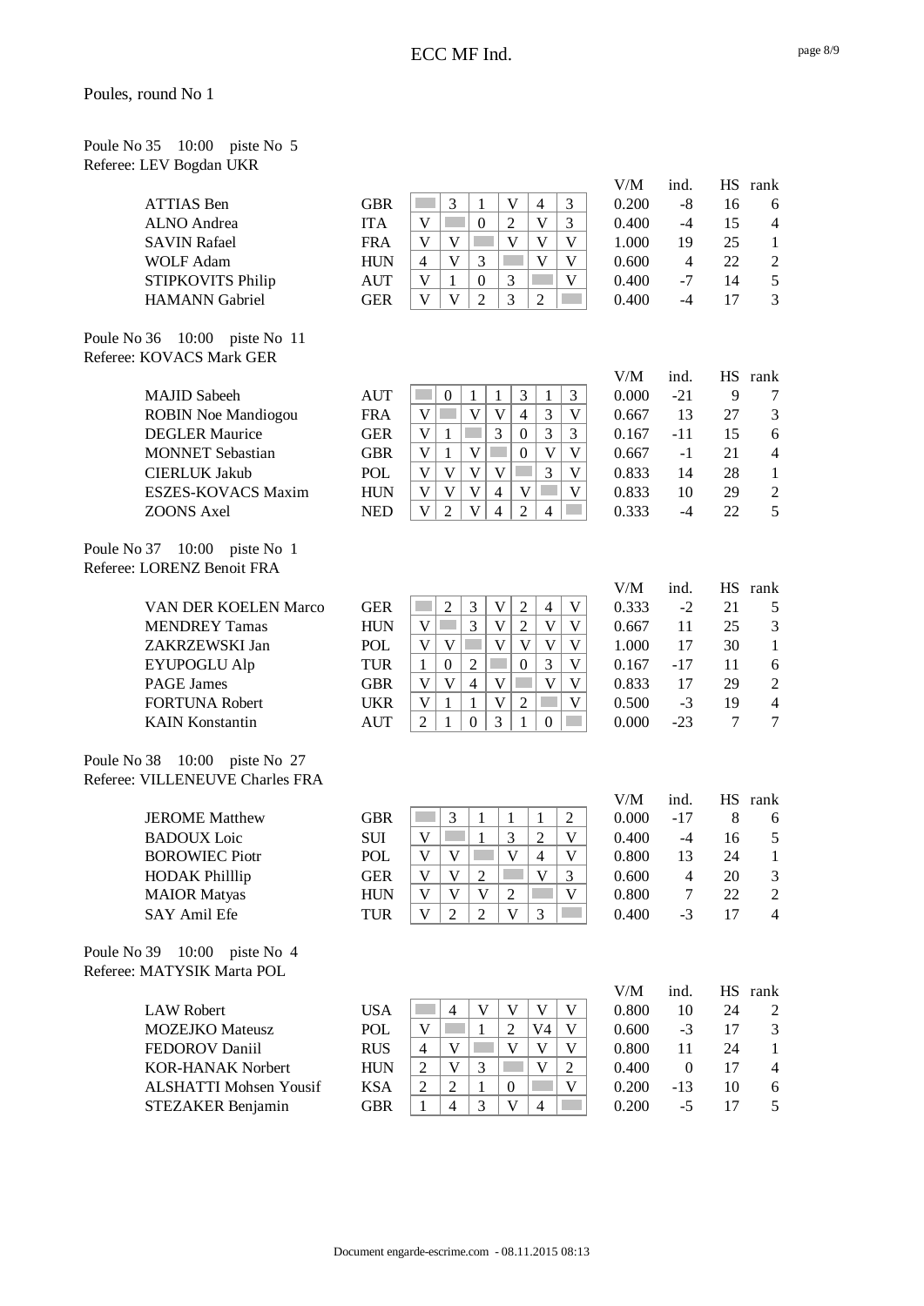Poules, round No 1

Poule No 35 10:00 piste No 5
Referee: LEV Bogdan UKR

| Name | Nation | 1 | 2 | 3 | 4 | 5 | 6 | V/M | ind. | HS | rank |
|---|---|---|---|---|---|---|---|---|---|---|---|
| ATTIAS Ben | GBR | | 3 | 1 | V | 4 | 3 | 0.200 | -8 | 16 | 6 |
| ALNO Andrea | ITA | V | | 0 | 2 | V | 3 | 0.400 | -4 | 15 | 4 |
| SAVIN Rafael | FRA | V | V | | V | V | V | 1.000 | 19 | 25 | 1 |
| WOLF Adam | HUN | 4 | V | 3 | | V | V | 0.600 | 4 | 22 | 2 |
| STIPKOVITS Philip | AUT | V | 1 | 0 | 3 | | V | 0.400 | -7 | 14 | 5 |
| HAMANN Gabriel | GER | V | V | 2 | 3 | 2 | | 0.400 | -4 | 17 | 3 |

Poule No 36 10:00 piste No 11
Referee: KOVACS Mark GER

| Name | Nation | 1 | 2 | 3 | 4 | 5 | 6 | 7 | V/M | ind. | HS | rank |
|---|---|---|---|---|---|---|---|---|---|---|---|---|
| MAJID Sabeeh | AUT | | 0 | 1 | 1 | 3 | 1 | 3 | 0.000 | -21 | 9 | 7 |
| ROBIN Noe Mandiogou | FRA | V | | V | V | 4 | 3 | V | 0.667 | 13 | 27 | 3 |
| DEGLER Maurice | GER | V | 1 | | 3 | 0 | 3 | 3 | 0.167 | -11 | 15 | 6 |
| MONNET Sebastian | GBR | V | 1 | V | | 0 | V | V | 0.667 | -1 | 21 | 4 |
| CIERLUK Jakub | POL | V | V | V | V | | 3 | V | 0.833 | 14 | 28 | 1 |
| ESZES-KOVACS Maxim | HUN | V | V | V | 4 | V | | V | 0.833 | 10 | 29 | 2 |
| ZOONS Axel | NED | V | 2 | V | 4 | 2 | 4 | | 0.333 | -4 | 22 | 5 |

Poule No 37 10:00 piste No 1
Referee: LORENZ Benoit FRA

| Name | Nation | 1 | 2 | 3 | 4 | 5 | 6 | 7 | V/M | ind. | HS | rank |
|---|---|---|---|---|---|---|---|---|---|---|---|---|
| VAN DER KOELEN Marco | GER | | 2 | 3 | V | 2 | 4 | V | 0.333 | -2 | 21 | 5 |
| MENDREY Tamas | HUN | V | | 3 | V | 2 | V | V | 0.667 | 11 | 25 | 3 |
| ZAKRZEWSKI Jan | POL | V | V | | V | V | V | V | 1.000 | 17 | 30 | 1 |
| EYUPOGLU Alp | TUR | 1 | 0 | 2 | | 0 | 3 | V | 0.167 | -17 | 11 | 6 |
| PAGE James | GBR | V | V | 4 | V | | V | V | 0.833 | 17 | 29 | 2 |
| FORTUNA Robert | UKR | V | 1 | 1 | V | 2 | | V | 0.500 | -3 | 19 | 4 |
| KAIN Konstantin | AUT | 2 | 1 | 0 | 3 | 1 | 0 | | 0.000 | -23 | 7 | 7 |

Poule No 38 10:00 piste No 27
Referee: VILLENEUVE Charles FRA

| Name | Nation | 1 | 2 | 3 | 4 | 5 | 6 | V/M | ind. | HS | rank |
|---|---|---|---|---|---|---|---|---|---|---|---|
| JEROME Matthew | GBR | | 3 | 1 | 1 | 1 | 2 | 0.000 | -17 | 8 | 6 |
| BADOUX Loic | SUI | V | | 1 | 3 | 2 | V | 0.400 | -4 | 16 | 5 |
| BOROWIEC Piotr | POL | V | V | | V | 4 | V | 0.800 | 13 | 24 | 1 |
| HODAK Philllip | GER | V | V | 2 | | V | 3 | 0.600 | 4 | 20 | 3 |
| MAIOR Matyas | HUN | V | V | V | 2 | | V | 0.800 | 7 | 22 | 2 |
| SAY Amil Efe | TUR | V | 2 | 2 | V | 3 | | 0.400 | -3 | 17 | 4 |

Poule No 39 10:00 piste No 4
Referee: MATYSIK Marta POL

| Name | Nation | 1 | 2 | 3 | 4 | 5 | 6 | V/M | ind. | HS | rank |
|---|---|---|---|---|---|---|---|---|---|---|---|
| LAW Robert | USA | | 4 | V | V | V | V | 0.800 | 10 | 24 | 2 |
| MOZEJKO Mateusz | POL | V | | 1 | 2 | V4 | V | 0.600 | -3 | 17 | 3 |
| FEDOROV Daniil | RUS | 4 | V | | V | V | V | 0.800 | 11 | 24 | 1 |
| KOR-HANAK Norbert | HUN | 2 | V | 3 | | V | 2 | 0.400 | 0 | 17 | 4 |
| ALSHATTI Mohsen Yousif | KSA | 2 | 2 | 1 | 0 | | V | 0.200 | -13 | 10 | 6 |
| STEZAKER Benjamin | GBR | 1 | 4 | 3 | V | 4 | | 0.200 | -5 | 17 | 5 |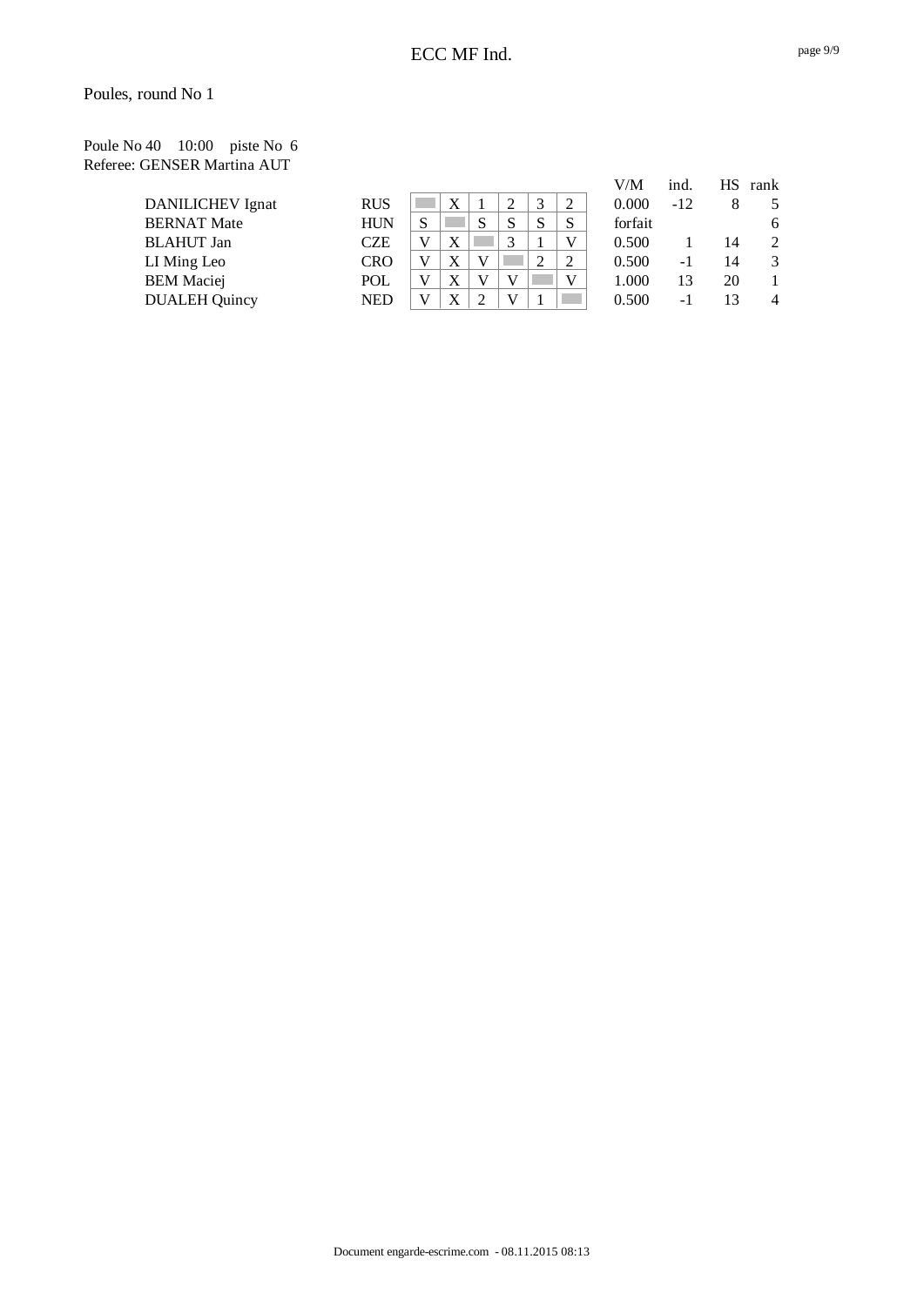ECC MF Ind.

Poules, round No 1

Poule No 40    10:00    piste No  6
Referee: GENSER Martina AUT

| | | | | | | | | V/M | ind. | HS | rank |
|---|---|---|---|---|---|---|---|---|---|---|---|
| DANILICHEV Ignat | RUS | | X | 1 | 2 | 3 | 2 | 0.000 | -12 | 8 | 5 |
| BERNAT Mate | HUN | S | | S | S | S | S | forfait | | | 6 |
| BLAHUT Jan | CZE | V | X | | 3 | 1 | V | 0.500 | 1 | 14 | 2 |
| LI Ming Leo | CRO | V | X | V | | 2 | 2 | 0.500 | -1 | 14 | 3 |
| BEM Maciej | POL | V | X | V | V | | V | 1.000 | 13 | 20 | 1 |
| DUALEH Quincy | NED | V | X | 2 | V | 1 | | 0.500 | -1 | 13 | 4 |

Document engarde-escrime.com - 08.11.2015 08:13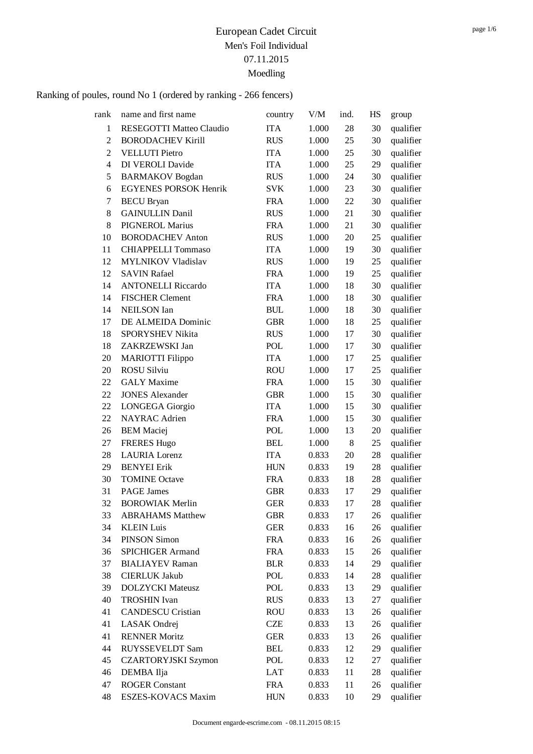# European Cadet Circuit

## Men's Foil Individual

## 07.11.2015

## Moedling

Ranking of poules, round No 1 (ordered by ranking - 266 fencers)

| rank | name and first name | country | V/M | ind. | HS | group |
|---|---|---|---|---|---|---|
| 1 | RESEGOTTI Matteo Claudio | ITA | 1.000 | 28 | 30 | qualifier |
| 2 | BORODACHEV Kirill | RUS | 1.000 | 25 | 30 | qualifier |
| 2 | VELLUTI Pietro | ITA | 1.000 | 25 | 30 | qualifier |
| 4 | DI VEROLI Davide | ITA | 1.000 | 25 | 29 | qualifier |
| 5 | BARMAKOV Bogdan | RUS | 1.000 | 24 | 30 | qualifier |
| 6 | EGYENES PORSOK Henrik | SVK | 1.000 | 23 | 30 | qualifier |
| 7 | BECU Bryan | FRA | 1.000 | 22 | 30 | qualifier |
| 8 | GAINULLIN Danil | RUS | 1.000 | 21 | 30 | qualifier |
| 8 | PIGNEROL Marius | FRA | 1.000 | 21 | 30 | qualifier |
| 10 | BORODACHEV Anton | RUS | 1.000 | 20 | 25 | qualifier |
| 11 | CHIAPPELLI Tommaso | ITA | 1.000 | 19 | 30 | qualifier |
| 12 | MYLNIKOV Vladislav | RUS | 1.000 | 19 | 25 | qualifier |
| 12 | SAVIN Rafael | FRA | 1.000 | 19 | 25 | qualifier |
| 14 | ANTONELLI Riccardo | ITA | 1.000 | 18 | 30 | qualifier |
| 14 | FISCHER Clement | FRA | 1.000 | 18 | 30 | qualifier |
| 14 | NEILSON Ian | BUL | 1.000 | 18 | 30 | qualifier |
| 17 | DE ALMEIDA Dominic | GBR | 1.000 | 18 | 25 | qualifier |
| 18 | SPORYSHEV Nikita | RUS | 1.000 | 17 | 30 | qualifier |
| 18 | ZAKRZEWSKI Jan | POL | 1.000 | 17 | 30 | qualifier |
| 20 | MARIOTTI Filippo | ITA | 1.000 | 17 | 25 | qualifier |
| 20 | ROSU Silviu | ROU | 1.000 | 17 | 25 | qualifier |
| 22 | GALY Maxime | FRA | 1.000 | 15 | 30 | qualifier |
| 22 | JONES Alexander | GBR | 1.000 | 15 | 30 | qualifier |
| 22 | LONGEGA Giorgio | ITA | 1.000 | 15 | 30 | qualifier |
| 22 | NAYRAC Adrien | FRA | 1.000 | 15 | 30 | qualifier |
| 26 | BEM Maciej | POL | 1.000 | 13 | 20 | qualifier |
| 27 | FRERES Hugo | BEL | 1.000 | 8 | 25 | qualifier |
| 28 | LAURIA Lorenz | ITA | 0.833 | 20 | 28 | qualifier |
| 29 | BENYEI Erik | HUN | 0.833 | 19 | 28 | qualifier |
| 30 | TOMINE Octave | FRA | 0.833 | 18 | 28 | qualifier |
| 31 | PAGE James | GBR | 0.833 | 17 | 29 | qualifier |
| 32 | BOROWIAK Merlin | GER | 0.833 | 17 | 28 | qualifier |
| 33 | ABRAHAMS Matthew | GBR | 0.833 | 17 | 26 | qualifier |
| 34 | KLEIN Luis | GER | 0.833 | 16 | 26 | qualifier |
| 34 | PINSON Simon | FRA | 0.833 | 16 | 26 | qualifier |
| 36 | SPICHIGER Armand | FRA | 0.833 | 15 | 26 | qualifier |
| 37 | BIALIAYEV Raman | BLR | 0.833 | 14 | 29 | qualifier |
| 38 | CIERLUK Jakub | POL | 0.833 | 14 | 28 | qualifier |
| 39 | DOLZYCKI Mateusz | POL | 0.833 | 13 | 29 | qualifier |
| 40 | TROSHIN Ivan | RUS | 0.833 | 13 | 27 | qualifier |
| 41 | CANDESCU Cristian | ROU | 0.833 | 13 | 26 | qualifier |
| 41 | LASAK Ondrej | CZE | 0.833 | 13 | 26 | qualifier |
| 41 | RENNER Moritz | GER | 0.833 | 13 | 26 | qualifier |
| 44 | RUYSSEVELDT Sam | BEL | 0.833 | 12 | 29 | qualifier |
| 45 | CZARTORYJSKI Szymon | POL | 0.833 | 12 | 27 | qualifier |
| 46 | DEMBA Ilja | LAT | 0.833 | 11 | 28 | qualifier |
| 47 | ROGER Constant | FRA | 0.833 | 11 | 26 | qualifier |
| 48 | ESZES-KOVACS Maxim | HUN | 0.833 | 10 | 29 | qualifier |

Document engarde-escrime.com - 08.11.2015 08:15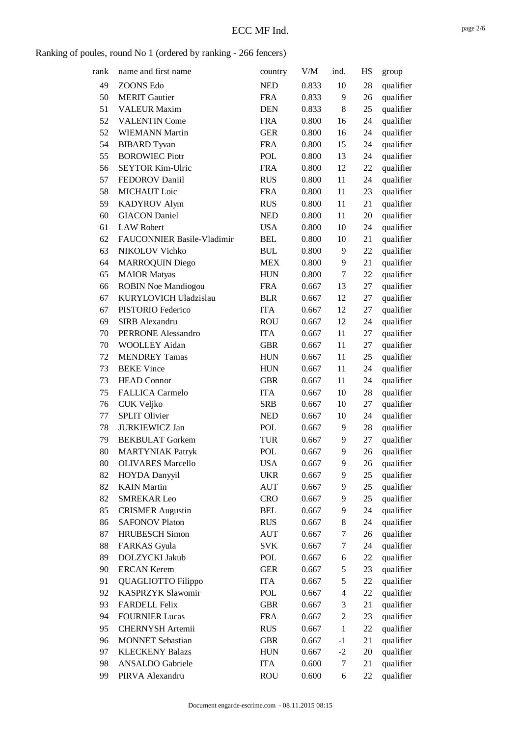# ECC MF Ind.

Ranking of poules, round No 1 (ordered by ranking - 266 fencers)

| rank | name and first name | country | V/M | ind. | HS | group |
|---|---|---|---|---|---|---|
| 49 | ZOONS Edo | NED | 0.833 | 10 | 28 | qualifier |
| 50 | MERIT Gautier | FRA | 0.833 | 9 | 26 | qualifier |
| 51 | VALEUR Maxim | DEN | 0.833 | 8 | 25 | qualifier |
| 52 | VALENTIN Come | FRA | 0.800 | 16 | 24 | qualifier |
| 52 | WIEMANN Martin | GER | 0.800 | 16 | 24 | qualifier |
| 54 | BIBARD Tyvan | FRA | 0.800 | 15 | 24 | qualifier |
| 55 | BOROWIEC Piotr | POL | 0.800 | 13 | 24 | qualifier |
| 56 | SEYTOR Kim-Ulric | FRA | 0.800 | 12 | 22 | qualifier |
| 57 | FEDOROV Daniil | RUS | 0.800 | 11 | 24 | qualifier |
| 58 | MICHAUT Loic | FRA | 0.800 | 11 | 23 | qualifier |
| 59 | KADYROV Alym | RUS | 0.800 | 11 | 21 | qualifier |
| 60 | GIACON Daniel | NED | 0.800 | 11 | 20 | qualifier |
| 61 | LAW Robert | USA | 0.800 | 10 | 24 | qualifier |
| 62 | FAUCONNIER Basile-Vladimir | BEL | 0.800 | 10 | 21 | qualifier |
| 63 | NIKOLOV Vichko | BUL | 0.800 | 9 | 22 | qualifier |
| 64 | MARROQUIN Diego | MEX | 0.800 | 9 | 21 | qualifier |
| 65 | MAIOR Matyas | HUN | 0.800 | 7 | 22 | qualifier |
| 66 | ROBIN Noe Mandiogou | FRA | 0.667 | 13 | 27 | qualifier |
| 67 | KURYLOVICH Uladzislau | BLR | 0.667 | 12 | 27 | qualifier |
| 67 | PISTORIO Federico | ITA | 0.667 | 12 | 27 | qualifier |
| 69 | SIRB Alexandru | ROU | 0.667 | 12 | 24 | qualifier |
| 70 | PERRONE Alessandro | ITA | 0.667 | 11 | 27 | qualifier |
| 70 | WOOLLEY Aidan | GBR | 0.667 | 11 | 27 | qualifier |
| 72 | MENDREY Tamas | HUN | 0.667 | 11 | 25 | qualifier |
| 73 | BEKE Vince | HUN | 0.667 | 11 | 24 | qualifier |
| 73 | HEAD Connor | GBR | 0.667 | 11 | 24 | qualifier |
| 75 | FALLICA Carmelo | ITA | 0.667 | 10 | 28 | qualifier |
| 76 | CUK Veljko | SRB | 0.667 | 10 | 27 | qualifier |
| 77 | SPLIT Olivier | NED | 0.667 | 10 | 24 | qualifier |
| 78 | JURKIEWICZ Jan | POL | 0.667 | 9 | 28 | qualifier |
| 79 | BEKBULAT Gorkem | TUR | 0.667 | 9 | 27 | qualifier |
| 80 | MARTYNIAK Patryk | POL | 0.667 | 9 | 26 | qualifier |
| 80 | OLIVARES Marcello | USA | 0.667 | 9 | 26 | qualifier |
| 82 | HOYDA Danyyil | UKR | 0.667 | 9 | 25 | qualifier |
| 82 | KAIN Martin | AUT | 0.667 | 9 | 25 | qualifier |
| 82 | SMREKAR Leo | CRO | 0.667 | 9 | 25 | qualifier |
| 85 | CRISMER Augustin | BEL | 0.667 | 9 | 24 | qualifier |
| 86 | SAFONOV Platon | RUS | 0.667 | 8 | 24 | qualifier |
| 87 | HRUBESCH Simon | AUT | 0.667 | 7 | 26 | qualifier |
| 88 | FARKAS Gyula | SVK | 0.667 | 7 | 24 | qualifier |
| 89 | DOLZYCKI Jakub | POL | 0.667 | 6 | 22 | qualifier |
| 90 | ERCAN Kerem | GER | 0.667 | 5 | 23 | qualifier |
| 91 | QUAGLIOTTO Filippo | ITA | 0.667 | 5 | 22 | qualifier |
| 92 | KASPRZYK Slawomir | POL | 0.667 | 4 | 22 | qualifier |
| 93 | FARDELL Felix | GBR | 0.667 | 3 | 21 | qualifier |
| 94 | FOURNIER Lucas | FRA | 0.667 | 2 | 23 | qualifier |
| 95 | CHERNYSH Artemii | RUS | 0.667 | 1 | 22 | qualifier |
| 96 | MONNET Sebastian | GBR | 0.667 | -1 | 21 | qualifier |
| 97 | KLECKENY Balazs | HUN | 0.667 | -2 | 20 | qualifier |
| 98 | ANSALDO Gabriele | ITA | 0.600 | 7 | 21 | qualifier |
| 99 | PIRVA Alexandru | ROU | 0.600 | 6 | 22 | qualifier |

Document engarde-escrime.com - 08.11.2015 08:15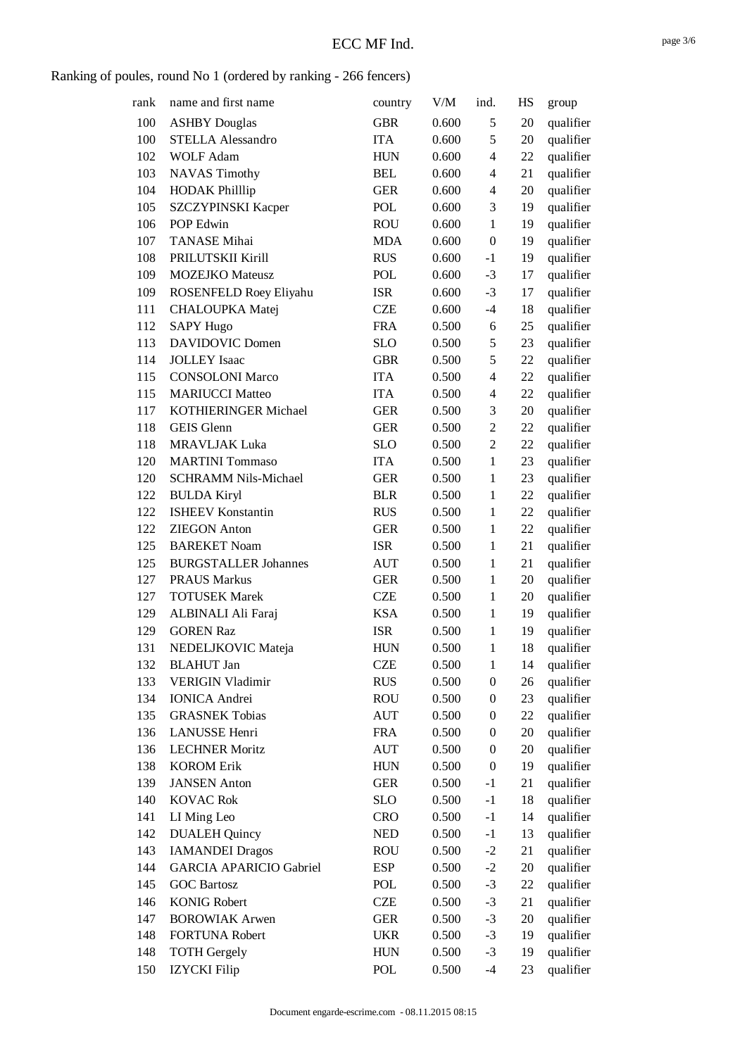# ECC MF Ind.

Ranking of poules, round No 1 (ordered by ranking - 266 fencers)

| rank | name and first name | country | V/M | ind. | HS | group |
|---|---|---|---|---|---|---|
| 100 | ASHBY Douglas | GBR | 0.600 | 5 | 20 | qualifier |
| 100 | STELLA Alessandro | ITA | 0.600 | 5 | 20 | qualifier |
| 102 | WOLF Adam | HUN | 0.600 | 4 | 22 | qualifier |
| 103 | NAVAS Timothy | BEL | 0.600 | 4 | 21 | qualifier |
| 104 | HODAK Philllip | GER | 0.600 | 4 | 20 | qualifier |
| 105 | SZCZYPINSKI Kacper | POL | 0.600 | 3 | 19 | qualifier |
| 106 | POP Edwin | ROU | 0.600 | 1 | 19 | qualifier |
| 107 | TANASE Mihai | MDA | 0.600 | 0 | 19 | qualifier |
| 108 | PRILUTSKII Kirill | RUS | 0.600 | -1 | 19 | qualifier |
| 109 | MOZEJKO Mateusz | POL | 0.600 | -3 | 17 | qualifier |
| 109 | ROSENFELD Roey Eliyahu | ISR | 0.600 | -3 | 17 | qualifier |
| 111 | CHALOUPKA Matej | CZE | 0.600 | -4 | 18 | qualifier |
| 112 | SAPY Hugo | FRA | 0.500 | 6 | 25 | qualifier |
| 113 | DAVIDOVIC Domen | SLO | 0.500 | 5 | 23 | qualifier |
| 114 | JOLLEY Isaac | GBR | 0.500 | 5 | 22 | qualifier |
| 115 | CONSOLONI Marco | ITA | 0.500 | 4 | 22 | qualifier |
| 115 | MARIUCCI Matteo | ITA | 0.500 | 4 | 22 | qualifier |
| 117 | KOTHIERINGER Michael | GER | 0.500 | 3 | 20 | qualifier |
| 118 | GEIS Glenn | GER | 0.500 | 2 | 22 | qualifier |
| 118 | MRAVLJAK Luka | SLO | 0.500 | 2 | 22 | qualifier |
| 120 | MARTINI Tommaso | ITA | 0.500 | 1 | 23 | qualifier |
| 120 | SCHRAMM Nils-Michael | GER | 0.500 | 1 | 23 | qualifier |
| 122 | BULDA Kiryl | BLR | 0.500 | 1 | 22 | qualifier |
| 122 | ISHEEV Konstantin | RUS | 0.500 | 1 | 22 | qualifier |
| 122 | ZIEGON Anton | GER | 0.500 | 1 | 22 | qualifier |
| 125 | BAREKET Noam | ISR | 0.500 | 1 | 21 | qualifier |
| 125 | BURGSTALLER Johannes | AUT | 0.500 | 1 | 21 | qualifier |
| 127 | PRAUS Markus | GER | 0.500 | 1 | 20 | qualifier |
| 127 | TOTUSEK Marek | CZE | 0.500 | 1 | 20 | qualifier |
| 129 | ALBINALI Ali Faraj | KSA | 0.500 | 1 | 19 | qualifier |
| 129 | GOREN Raz | ISR | 0.500 | 1 | 19 | qualifier |
| 131 | NEDELJKOVIC Mateja | HUN | 0.500 | 1 | 18 | qualifier |
| 132 | BLAHUT Jan | CZE | 0.500 | 1 | 14 | qualifier |
| 133 | VERIGIN Vladimir | RUS | 0.500 | 0 | 26 | qualifier |
| 134 | IONICA Andrei | ROU | 0.500 | 0 | 23 | qualifier |
| 135 | GRASNEK Tobias | AUT | 0.500 | 0 | 22 | qualifier |
| 136 | LANUSSE Henri | FRA | 0.500 | 0 | 20 | qualifier |
| 136 | LECHNER Moritz | AUT | 0.500 | 0 | 20 | qualifier |
| 138 | KOROM Erik | HUN | 0.500 | 0 | 19 | qualifier |
| 139 | JANSEN Anton | GER | 0.500 | -1 | 21 | qualifier |
| 140 | KOVAC Rok | SLO | 0.500 | -1 | 18 | qualifier |
| 141 | LI Ming Leo | CRO | 0.500 | -1 | 14 | qualifier |
| 142 | DUALEH Quincy | NED | 0.500 | -1 | 13 | qualifier |
| 143 | IAMANDEI Dragos | ROU | 0.500 | -2 | 21 | qualifier |
| 144 | GARCIA APARICIO Gabriel | ESP | 0.500 | -2 | 20 | qualifier |
| 145 | GOC Bartosz | POL | 0.500 | -3 | 22 | qualifier |
| 146 | KONIG Robert | CZE | 0.500 | -3 | 21 | qualifier |
| 147 | BOROWIAK Arwen | GER | 0.500 | -3 | 20 | qualifier |
| 148 | FORTUNA Robert | UKR | 0.500 | -3 | 19 | qualifier |
| 148 | TOTH Gergely | HUN | 0.500 | -3 | 19 | qualifier |
| 150 | IZYCKI Filip | POL | 0.500 | -4 | 23 | qualifier |

Document engarde-escrime.com - 08.11.2015 08:15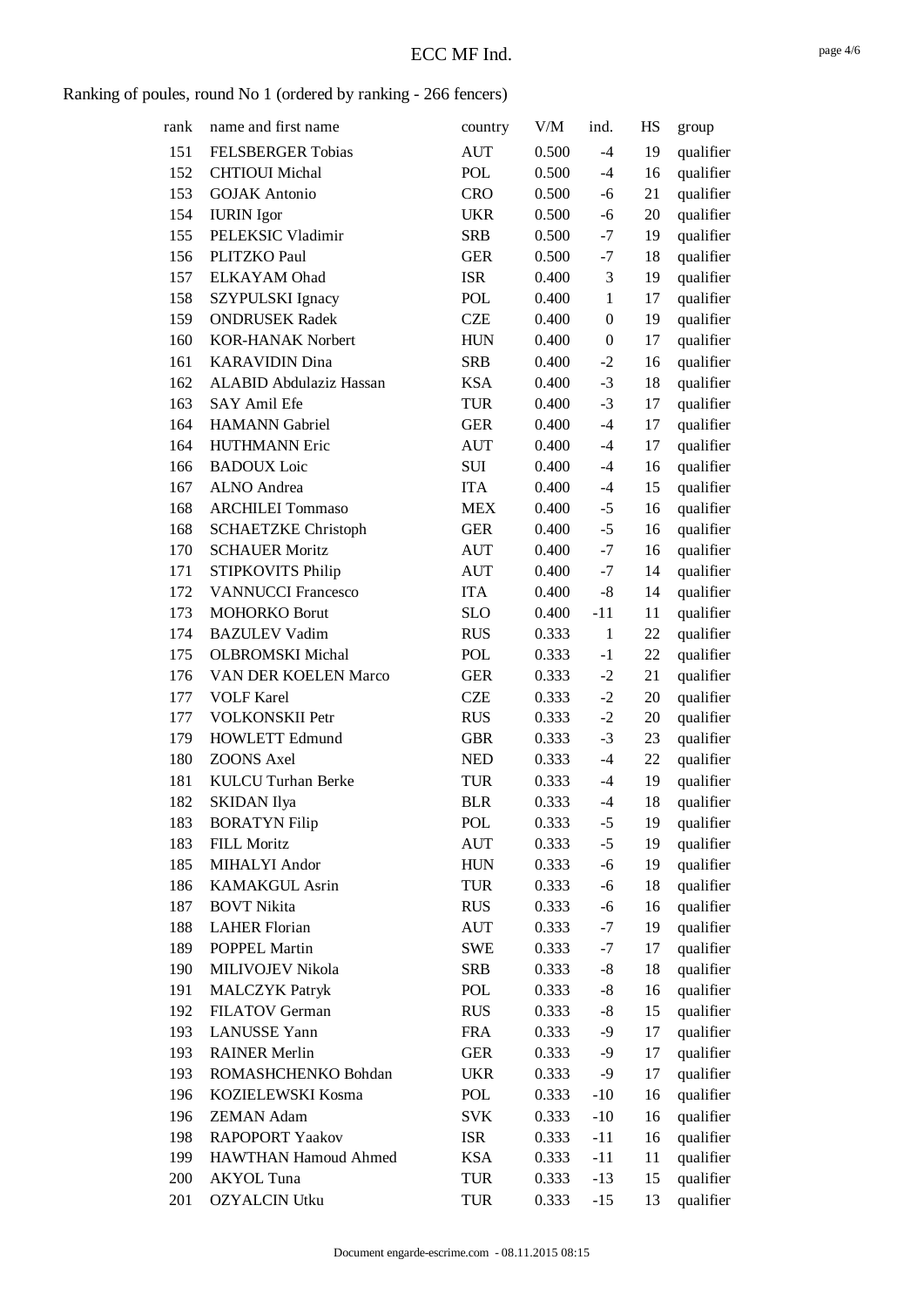Ranking of poules, round No 1 (ordered by ranking - 266 fencers)

| rank | name and first name | country | V/M | ind. | HS | group |
|---|---|---|---|---|---|---|
| 151 | FELSBERGER Tobias | AUT | 0.500 | -4 | 19 | qualifier |
| 152 | CHTIOUI Michal | POL | 0.500 | -4 | 16 | qualifier |
| 153 | GOJAK Antonio | CRO | 0.500 | -6 | 21 | qualifier |
| 154 | IURIN Igor | UKR | 0.500 | -6 | 20 | qualifier |
| 155 | PELEKSIC Vladimir | SRB | 0.500 | -7 | 19 | qualifier |
| 156 | PLITZKO Paul | GER | 0.500 | -7 | 18 | qualifier |
| 157 | ELKAYAM Ohad | ISR | 0.400 | 3 | 19 | qualifier |
| 158 | SZYPULSKI Ignacy | POL | 0.400 | 1 | 17 | qualifier |
| 159 | ONDRUSEK Radek | CZE | 0.400 | 0 | 19 | qualifier |
| 160 | KOR-HANAK Norbert | HUN | 0.400 | 0 | 17 | qualifier |
| 161 | KARAVIDIN Dina | SRB | 0.400 | -2 | 16 | qualifier |
| 162 | ALABID Abdulaziz Hassan | KSA | 0.400 | -3 | 18 | qualifier |
| 163 | SAY Amil Efe | TUR | 0.400 | -3 | 17 | qualifier |
| 164 | HAMANN Gabriel | GER | 0.400 | -4 | 17 | qualifier |
| 164 | HUTHMANN Eric | AUT | 0.400 | -4 | 17 | qualifier |
| 166 | BADOUX Loic | SUI | 0.400 | -4 | 16 | qualifier |
| 167 | ALNO Andrea | ITA | 0.400 | -4 | 15 | qualifier |
| 168 | ARCHILEI Tommaso | MEX | 0.400 | -5 | 16 | qualifier |
| 168 | SCHAETZKE Christoph | GER | 0.400 | -5 | 16 | qualifier |
| 170 | SCHAUER Moritz | AUT | 0.400 | -7 | 16 | qualifier |
| 171 | STIPKOVITS Philip | AUT | 0.400 | -7 | 14 | qualifier |
| 172 | VANNUCCI Francesco | ITA | 0.400 | -8 | 14 | qualifier |
| 173 | MOHORKO Borut | SLO | 0.400 | -11 | 11 | qualifier |
| 174 | BAZULEV Vadim | RUS | 0.333 | 1 | 22 | qualifier |
| 175 | OLBROMSKI Michal | POL | 0.333 | -1 | 22 | qualifier |
| 176 | VAN DER KOELEN Marco | GER | 0.333 | -2 | 21 | qualifier |
| 177 | VOLF Karel | CZE | 0.333 | -2 | 20 | qualifier |
| 177 | VOLKONSKII Petr | RUS | 0.333 | -2 | 20 | qualifier |
| 179 | HOWLETT Edmund | GBR | 0.333 | -3 | 23 | qualifier |
| 180 | ZOONS Axel | NED | 0.333 | -4 | 22 | qualifier |
| 181 | KULCU Turhan Berke | TUR | 0.333 | -4 | 19 | qualifier |
| 182 | SKIDAN Ilya | BLR | 0.333 | -4 | 18 | qualifier |
| 183 | BORATYN Filip | POL | 0.333 | -5 | 19 | qualifier |
| 183 | FILL Moritz | AUT | 0.333 | -5 | 19 | qualifier |
| 185 | MIHALYI Andor | HUN | 0.333 | -6 | 19 | qualifier |
| 186 | KAMAKGUL Asrin | TUR | 0.333 | -6 | 18 | qualifier |
| 187 | BOVT Nikita | RUS | 0.333 | -6 | 16 | qualifier |
| 188 | LAHER Florian | AUT | 0.333 | -7 | 19 | qualifier |
| 189 | POPPEL Martin | SWE | 0.333 | -7 | 17 | qualifier |
| 190 | MILIVOJEV Nikola | SRB | 0.333 | -8 | 18 | qualifier |
| 191 | MALCZYK Patryk | POL | 0.333 | -8 | 16 | qualifier |
| 192 | FILATOV German | RUS | 0.333 | -8 | 15 | qualifier |
| 193 | LANUSSE Yann | FRA | 0.333 | -9 | 17 | qualifier |
| 193 | RAINER Merlin | GER | 0.333 | -9 | 17 | qualifier |
| 193 | ROMASHCHENKO Bohdan | UKR | 0.333 | -9 | 17 | qualifier |
| 196 | KOZIELEWSKI Kosma | POL | 0.333 | -10 | 16 | qualifier |
| 196 | ZEMAN Adam | SVK | 0.333 | -10 | 16 | qualifier |
| 198 | RAPOPORT Yaakov | ISR | 0.333 | -11 | 16 | qualifier |
| 199 | HAWTHAN Hamoud Ahmed | KSA | 0.333 | -11 | 11 | qualifier |
| 200 | AKYOL Tuna | TUR | 0.333 | -13 | 15 | qualifier |
| 201 | OZYALCIN Utku | TUR | 0.333 | -15 | 13 | qualifier |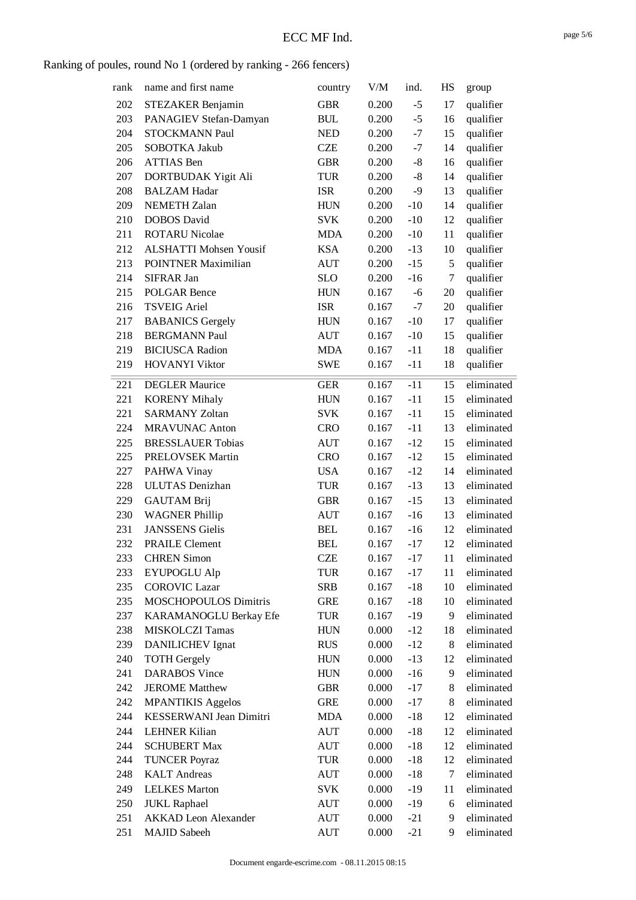Ranking of poules, round No 1 (ordered by ranking - 266 fencers)

| rank | name and first name | country | V/M | ind. | HS | group |
|---|---|---|---|---|---|---|
| 202 | STEZAKER Benjamin | GBR | 0.200 | -5 | 17 | qualifier |
| 203 | PANAGIEV Stefan-Damyan | BUL | 0.200 | -5 | 16 | qualifier |
| 204 | STOCKMANN Paul | NED | 0.200 | -7 | 15 | qualifier |
| 205 | SOBOTKA Jakub | CZE | 0.200 | -7 | 14 | qualifier |
| 206 | ATTIAS Ben | GBR | 0.200 | -8 | 16 | qualifier |
| 207 | DORTBUDAK Yigit Ali | TUR | 0.200 | -8 | 14 | qualifier |
| 208 | BALZAM Hadar | ISR | 0.200 | -9 | 13 | qualifier |
| 209 | NEMETH Zalan | HUN | 0.200 | -10 | 14 | qualifier |
| 210 | DOBOS David | SVK | 0.200 | -10 | 12 | qualifier |
| 211 | ROTARU Nicolae | MDA | 0.200 | -10 | 11 | qualifier |
| 212 | ALSHATTI Mohsen Yousif | KSA | 0.200 | -13 | 10 | qualifier |
| 213 | POINTNER Maximilian | AUT | 0.200 | -15 | 5 | qualifier |
| 214 | SIFRAR Jan | SLO | 0.200 | -16 | 7 | qualifier |
| 215 | POLGAR Bence | HUN | 0.167 | -6 | 20 | qualifier |
| 216 | TSVEIG Ariel | ISR | 0.167 | -7 | 20 | qualifier |
| 217 | BABANICS Gergely | HUN | 0.167 | -10 | 17 | qualifier |
| 218 | BERGMANN Paul | AUT | 0.167 | -10 | 15 | qualifier |
| 219 | BICIUSCA Radion | MDA | 0.167 | -11 | 18 | qualifier |
| 219 | HOVANYI Viktor | SWE | 0.167 | -11 | 18 | qualifier |
| 221 | DEGLER Maurice | GER | 0.167 | -11 | 15 | eliminated |
| 221 | KORENY Mihaly | HUN | 0.167 | -11 | 15 | eliminated |
| 221 | SARMANY Zoltan | SVK | 0.167 | -11 | 15 | eliminated |
| 224 | MRAVUNAC Anton | CRO | 0.167 | -11 | 13 | eliminated |
| 225 | BRESSLAUER Tobias | AUT | 0.167 | -12 | 15 | eliminated |
| 225 | PRELOVSEK Martin | CRO | 0.167 | -12 | 15 | eliminated |
| 227 | PAHWA Vinay | USA | 0.167 | -12 | 14 | eliminated |
| 228 | ULUTAS Denizhan | TUR | 0.167 | -13 | 13 | eliminated |
| 229 | GAUTAM Brij | GBR | 0.167 | -15 | 13 | eliminated |
| 230 | WAGNER Phillip | AUT | 0.167 | -16 | 13 | eliminated |
| 231 | JANSSENS Gielis | BEL | 0.167 | -16 | 12 | eliminated |
| 232 | PRAILE Clement | BEL | 0.167 | -17 | 12 | eliminated |
| 233 | CHREN Simon | CZE | 0.167 | -17 | 11 | eliminated |
| 233 | EYUPOGLU Alp | TUR | 0.167 | -17 | 11 | eliminated |
| 235 | COROVIC Lazar | SRB | 0.167 | -18 | 10 | eliminated |
| 235 | MOSCHOPOULOS Dimitris | GRE | 0.167 | -18 | 10 | eliminated |
| 237 | KARAMANOGLU Berkay Efe | TUR | 0.167 | -19 | 9 | eliminated |
| 238 | MISKOLCZI Tamas | HUN | 0.000 | -12 | 18 | eliminated |
| 239 | DANILICHEV Ignat | RUS | 0.000 | -12 | 8 | eliminated |
| 240 | TOTH Gergely | HUN | 0.000 | -13 | 12 | eliminated |
| 241 | DARABOS Vince | HUN | 0.000 | -16 | 9 | eliminated |
| 242 | JEROME Matthew | GBR | 0.000 | -17 | 8 | eliminated |
| 242 | MPANTIKIS Aggelos | GRE | 0.000 | -17 | 8 | eliminated |
| 244 | KESSERWANI Jean Dimitri | MDA | 0.000 | -18 | 12 | eliminated |
| 244 | LEHNER Kilian | AUT | 0.000 | -18 | 12 | eliminated |
| 244 | SCHUBERT Max | AUT | 0.000 | -18 | 12 | eliminated |
| 244 | TUNCER Poyraz | TUR | 0.000 | -18 | 12 | eliminated |
| 248 | KALT Andreas | AUT | 0.000 | -18 | 7 | eliminated |
| 249 | LELKES Marton | SVK | 0.000 | -19 | 11 | eliminated |
| 250 | JUKL Raphael | AUT | 0.000 | -19 | 6 | eliminated |
| 251 | AKKAD Leon Alexander | AUT | 0.000 | -21 | 9 | eliminated |
| 251 | MAJID Sabeeh | AUT | 0.000 | -21 | 9 | eliminated |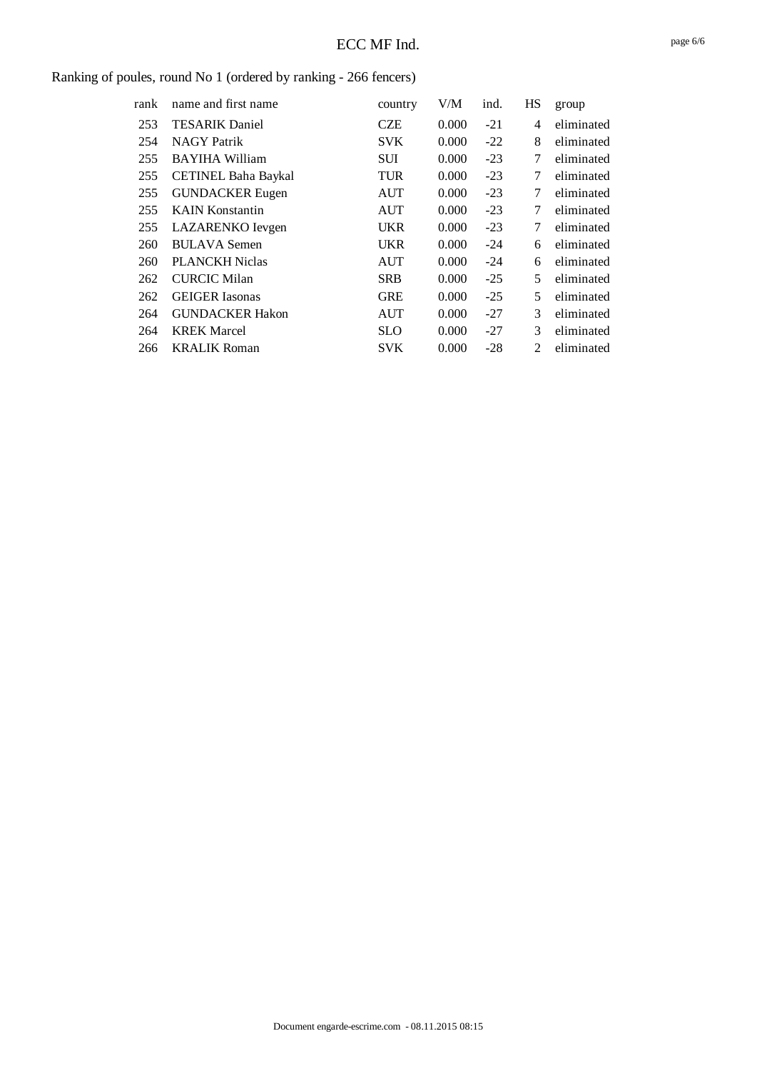## Ranking of poules, round No 1 (ordered by ranking - 266 fencers)

| rank | name and first name | country | V/M | ind. | HS | group |
|---|---|---|---|---|---|---|
| 253 | TESARIK Daniel | CZE | 0.000 | -21 | 4 | eliminated |
| 254 | NAGY Patrik | SVK | 0.000 | -22 | 8 | eliminated |
| 255 | BAYIHA William | SUI | 0.000 | -23 | 7 | eliminated |
| 255 | CETINEL Baha Baykal | TUR | 0.000 | -23 | 7 | eliminated |
| 255 | GUNDACKER Eugen | AUT | 0.000 | -23 | 7 | eliminated |
| 255 | KAIN Konstantin | AUT | 0.000 | -23 | 7 | eliminated |
| 255 | LAZARENKO Ievgen | UKR | 0.000 | -23 | 7 | eliminated |
| 260 | BULAVA Semen | UKR | 0.000 | -24 | 6 | eliminated |
| 260 | PLANCKH Niclas | AUT | 0.000 | -24 | 6 | eliminated |
| 262 | CURCIC Milan | SRB | 0.000 | -25 | 5 | eliminated |
| 262 | GEIGER Iasonas | GRE | 0.000 | -25 | 5 | eliminated |
| 264 | GUNDACKER Hakon | AUT | 0.000 | -27 | 3 | eliminated |
| 264 | KREK Marcel | SLO | 0.000 | -27 | 3 | eliminated |
| 266 | KRALIK Roman | SVK | 0.000 | -28 | 2 | eliminated |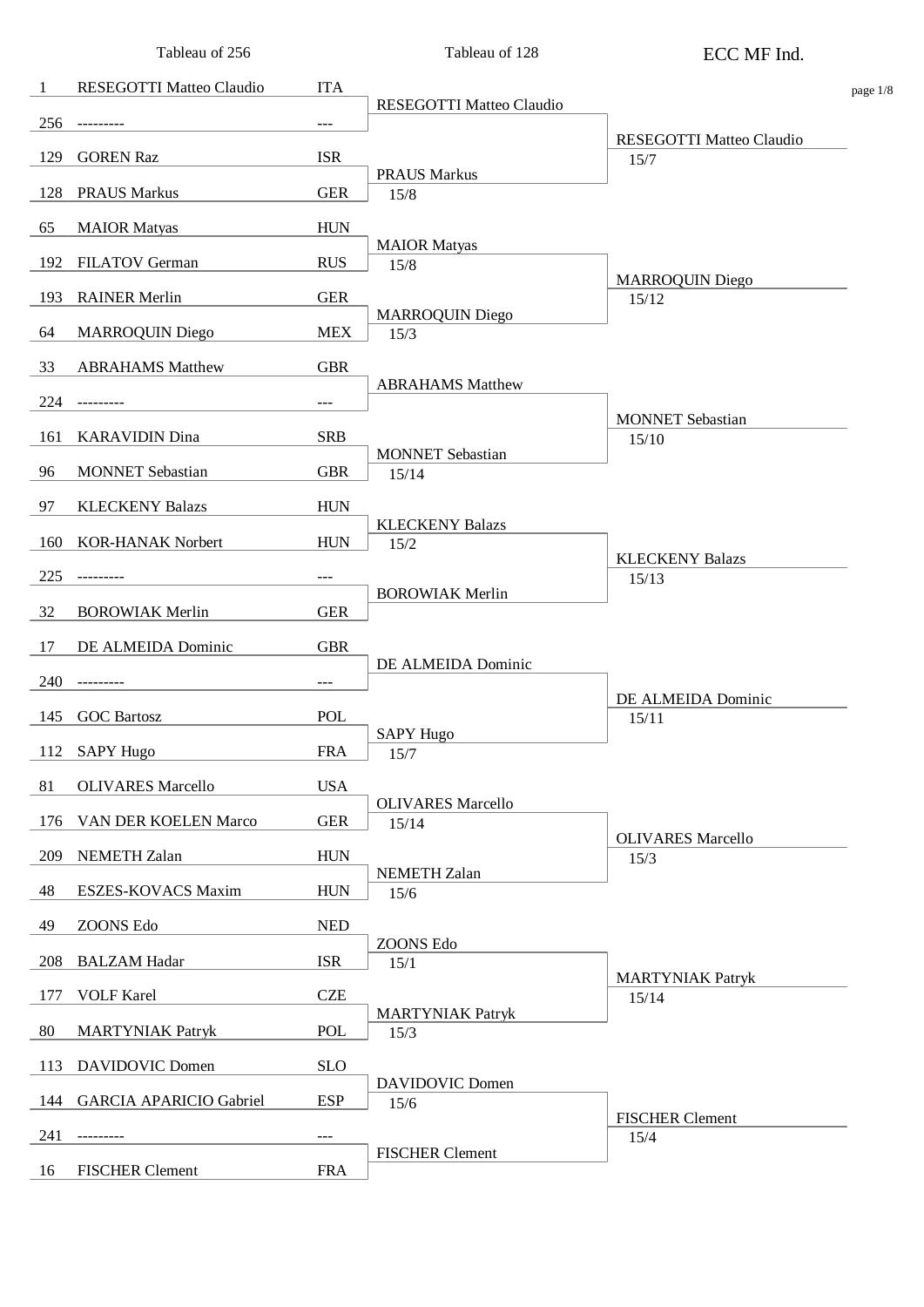# ECC MF Ind.

| Seed | Tableau of 256 | Nation | Tableau of 128 | Score | Tableau of 64 | Score |
|---|---|---|---|---|---|---|
| 1 | RESEGOTTI Matteo Claudio | ITA | RESEGOTTI Matteo Claudio | | RESEGOTTI Matteo Claudio | 15/7 |
| 256 | --------- | --- | | | | |
| 129 | GOREN Raz | ISR | PRAUS Markus | 15/8 | | |
| 128 | PRAUS Markus | GER | | | | |
| 65 | MAIOR Matyas | HUN | MAIOR Matyas | 15/8 | MARROQUIN Diego | 15/12 |
| 192 | FILATOV German | RUS | | | | |
| 193 | RAINER Merlin | GER | MARROQUIN Diego | 15/3 | | |
| 64 | MARROQUIN Diego | MEX | | | | |
| 33 | ABRAHAMS Matthew | GBR | ABRAHAMS Matthew | | MONNET Sebastian | 15/10 |
| 224 | --------- | --- | | | | |
| 161 | KARAVIDIN Dina | SRB | MONNET Sebastian | 15/14 | | |
| 96 | MONNET Sebastian | GBR | | | | |
| 97 | KLECKENY Balazs | HUN | KLECKENY Balazs | 15/2 | KLECKENY Balazs | 15/13 |
| 160 | KOR-HANAK Norbert | HUN | | | | |
| 225 | --------- | --- | BOROWIAK Merlin | | | |
| 32 | BOROWIAK Merlin | GER | | | | |
| 17 | DE ALMEIDA Dominic | GBR | DE ALMEIDA Dominic | | DE ALMEIDA Dominic | 15/11 |
| 240 | --------- | --- | | | | |
| 145 | GOC Bartosz | POL | SAPY Hugo | 15/7 | | |
| 112 | SAPY Hugo | FRA | | | | |
| 81 | OLIVARES Marcello | USA | OLIVARES Marcello | 15/14 | OLIVARES Marcello | 15/3 |
| 176 | VAN DER KOELEN Marco | GER | | | | |
| 209 | NEMETH Zalan | HUN | NEMETH Zalan | 15/6 | | |
| 48 | ESZES-KOVACS Maxim | HUN | | | | |
| 49 | ZOONS Edo | NED | ZOONS Edo | 15/1 | MARTYNIAK Patryk | 15/14 |
| 208 | BALZAM Hadar | ISR | | | | |
| 177 | VOLF Karel | CZE | MARTYNIAK Patryk | 15/3 | | |
| 80 | MARTYNIAK Patryk | POL | | | | |
| 113 | DAVIDOVIC Domen | SLO | DAVIDOVIC Domen | 15/6 | FISCHER Clement | 15/4 |
| 144 | GARCIA APARICIO Gabriel | ESP | | | | |
| 241 | --------- | --- | FISCHER Clement | | | |
| 16 | FISCHER Clement | FRA | | | | |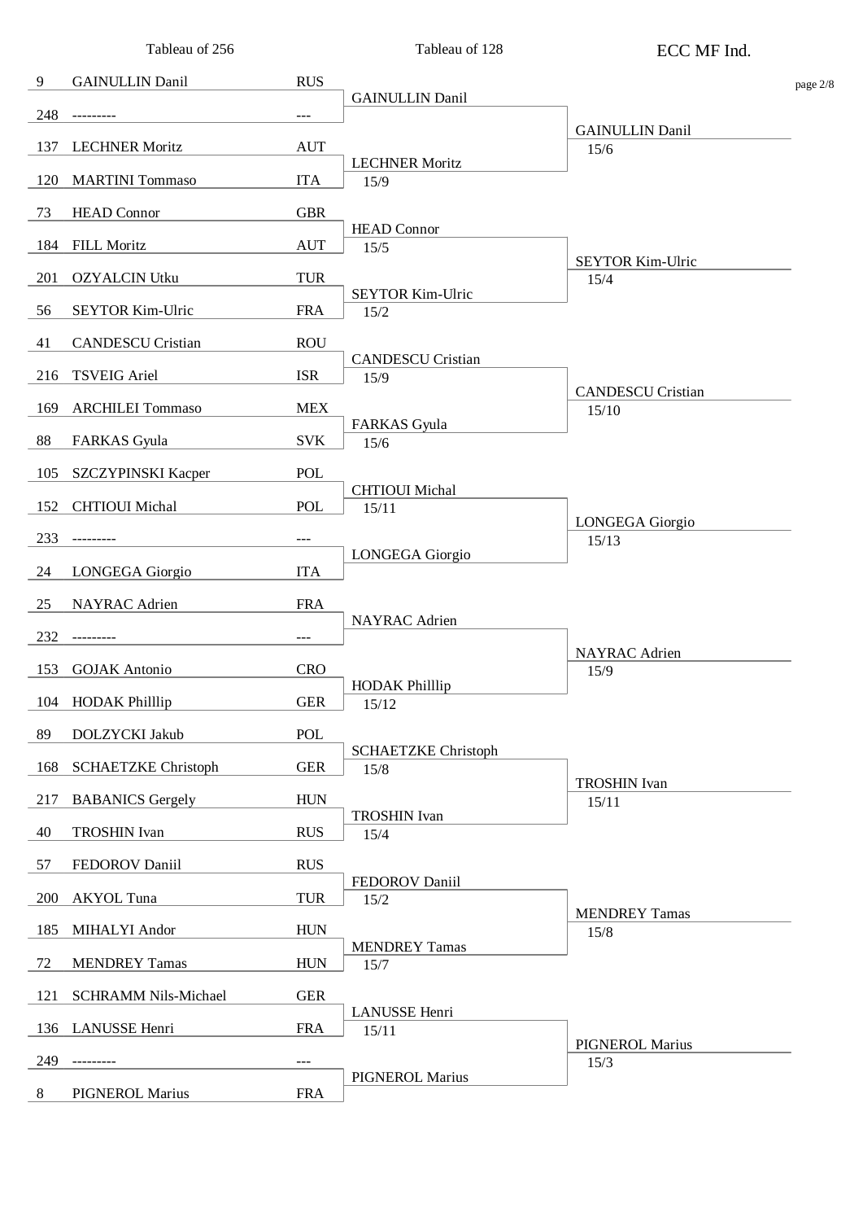# ECC MF Ind.

| Seed | Tableau of 256 | Nation | Tableau of 128 | Score | Tableau of 64 | Score |
|---|---|---|---|---|---|---|
| 9 | GAINULLIN Danil | RUS | GAINULLIN Danil | | GAINULLIN Danil | 15/6 |
| 248 | --------- | --- | | | | |
| 137 | LECHNER Moritz | AUT | LECHNER Moritz | 15/9 | | |
| 120 | MARTINI Tommaso | ITA | | | | |
| 73 | HEAD Connor | GBR | HEAD Connor | 15/5 | SEYTOR Kim-Ulric | 15/4 |
| 184 | FILL Moritz | AUT | | | | |
| 201 | OZYALCIN Utku | TUR | SEYTOR Kim-Ulric | 15/2 | | |
| 56 | SEYTOR Kim-Ulric | FRA | | | | |
| 41 | CANDESCU Cristian | ROU | CANDESCU Cristian | 15/9 | CANDESCU Cristian | 15/10 |
| 216 | TSVEIG Ariel | ISR | | | | |
| 169 | ARCHILEI Tommaso | MEX | FARKAS Gyula | 15/6 | | |
| 88 | FARKAS Gyula | SVK | | | | |
| 105 | SZCZYPINSKI Kacper | POL | CHTIOUI Michal | 15/11 | LONGEGA Giorgio | 15/13 |
| 152 | CHTIOUI Michal | POL | | | | |
| 233 | --------- | --- | LONGEGA Giorgio | | | |
| 24 | LONGEGA Giorgio | ITA | | | | |
| 25 | NAYRAC Adrien | FRA | NAYRAC Adrien | | NAYRAC Adrien | 15/9 |
| 232 | --------- | --- | | | | |
| 153 | GOJAK Antonio | CRO | HODAK Philllip | 15/12 | | |
| 104 | HODAK Philllip | GER | | | | |
| 89 | DOLZYCKI Jakub | POL | SCHAETZKE Christoph | 15/8 | TROSHIN Ivan | 15/11 |
| 168 | SCHAETZKE Christoph | GER | | | | |
| 217 | BABANICS Gergely | HUN | TROSHIN Ivan | 15/4 | | |
| 40 | TROSHIN Ivan | RUS | | | | |
| 57 | FEDOROV Daniil | RUS | FEDOROV Daniil | 15/2 | MENDREY Tamas | 15/8 |
| 200 | AKYOL Tuna | TUR | | | | |
| 185 | MIHALYI Andor | HUN | MENDREY Tamas | 15/7 | | |
| 72 | MENDREY Tamas | HUN | | | | |
| 121 | SCHRAMM Nils-Michael | GER | LANUSSE Henri | 15/11 | PIGNEROL Marius | 15/3 |
| 136 | LANUSSE Henri | FRA | | | | |
| 249 | --------- | --- | PIGNEROL Marius | | | |
| 8 | PIGNEROL Marius | FRA | | | | |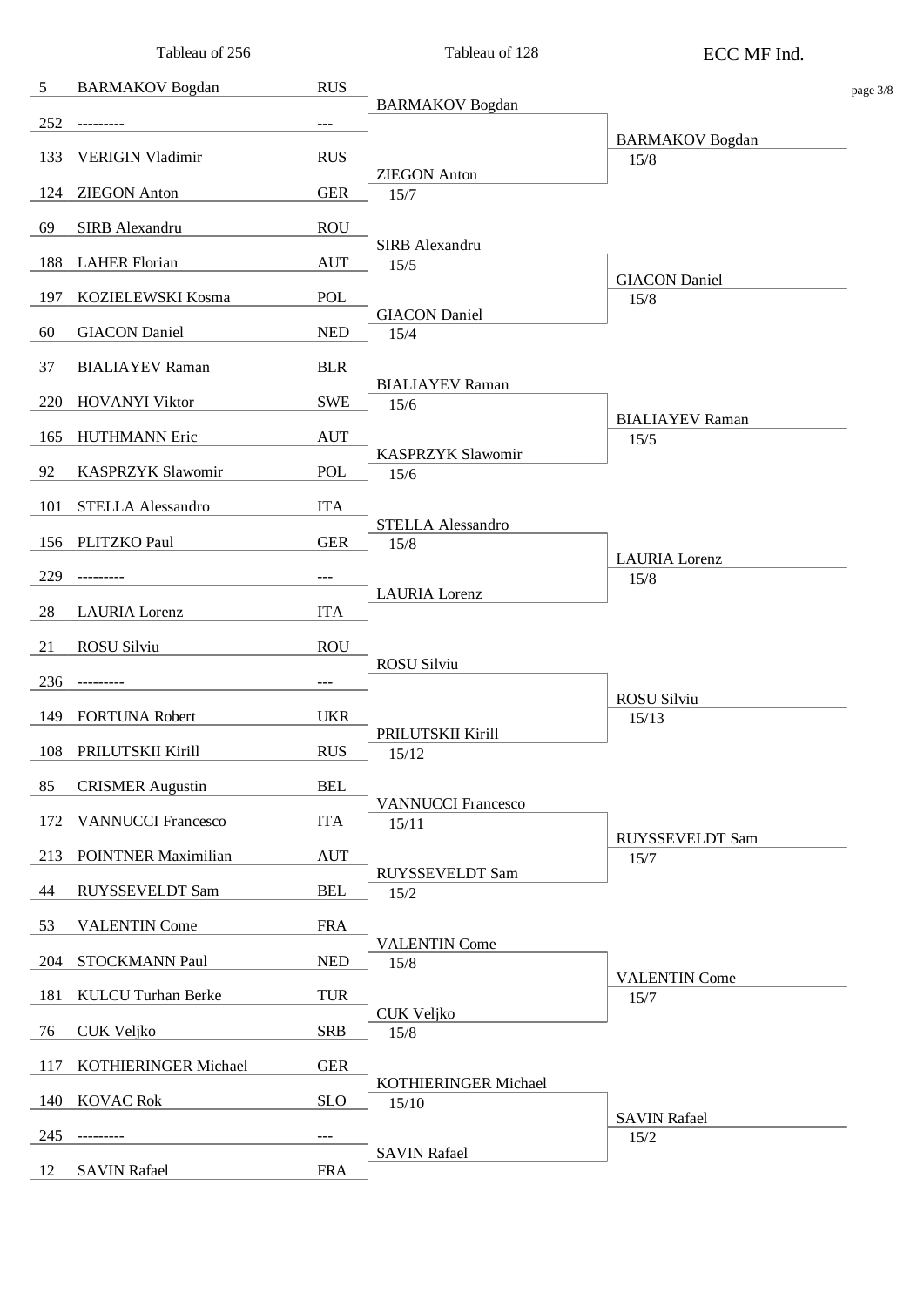# ECC MF Ind.

## Tableau of 256

| Seed | Name | Country |
|---|---|---|
| 5 | BARMAKOV Bogdan | RUS |
| 252 | --------- | --- |
| 133 | VERIGIN Vladimir | RUS |
| 124 | ZIEGON Anton | GER |
| 69 | SIRB Alexandru | ROU |
| 188 | LAHER Florian | AUT |
| 197 | KOZIELEWSKI Kosma | POL |
| 60 | GIACON Daniel | NED |
| 37 | BIALIAYEV Raman | BLR |
| 220 | HOVANYI Viktor | SWE |
| 165 | HUTHMANN Eric | AUT |
| 92 | KASPRZYK Slawomir | POL |
| 101 | STELLA Alessandro | ITA |
| 156 | PLITZKO Paul | GER |
| 229 | --------- | --- |
| 28 | LAURIA Lorenz | ITA |
| 21 | ROSU Silviu | ROU |
| 236 | --------- | --- |
| 149 | FORTUNA Robert | UKR |
| 108 | PRILUTSKII Kirill | RUS |
| 85 | CRISMER Augustin | BEL |
| 172 | VANNUCCI Francesco | ITA |
| 213 | POINTNER Maximilian | AUT |
| 44 | RUYSSEVELDT Sam | BEL |
| 53 | VALENTIN Come | FRA |
| 204 | STOCKMANN Paul | NED |
| 181 | KULCU Turhan Berke | TUR |
| 76 | CUK Veljko | SRB |
| 117 | KOTHIERINGER Michael | GER |
| 140 | KOVAC Rok | SLO |
| 245 | --------- | --- |
| 12 | SAVIN Rafael | FRA |

## Tableau of 128

| Winner | Score |
|---|---|
| BARMAKOV Bogdan | |
| ZIEGON Anton | 15/7 |
| SIRB Alexandru | 15/5 |
| GIACON Daniel | 15/4 |
| BIALIAYEV Raman | 15/6 |
| KASPRZYK Slawomir | 15/6 |
| STELLA Alessandro | 15/8 |
| LAURIA Lorenz | |
| ROSU Silviu | |
| PRILUTSKII Kirill | 15/12 |
| VANNUCCI Francesco | 15/11 |
| RUYSSEVELDT Sam | 15/2 |
| VALENTIN Come | 15/8 |
| CUK Veljko | 15/8 |
| KOTHIERINGER Michael | 15/10 |
| SAVIN Rafael | |

## Tableau of 64

| Winner | Score |
|---|---|
| BARMAKOV Bogdan | 15/8 |
| GIACON Daniel | 15/8 |
| BIALIAYEV Raman | 15/5 |
| LAURIA Lorenz | 15/8 |
| ROSU Silviu | 15/13 |
| RUYSSEVELDT Sam | 15/7 |
| VALENTIN Come | 15/7 |
| SAVIN Rafael | 15/2 |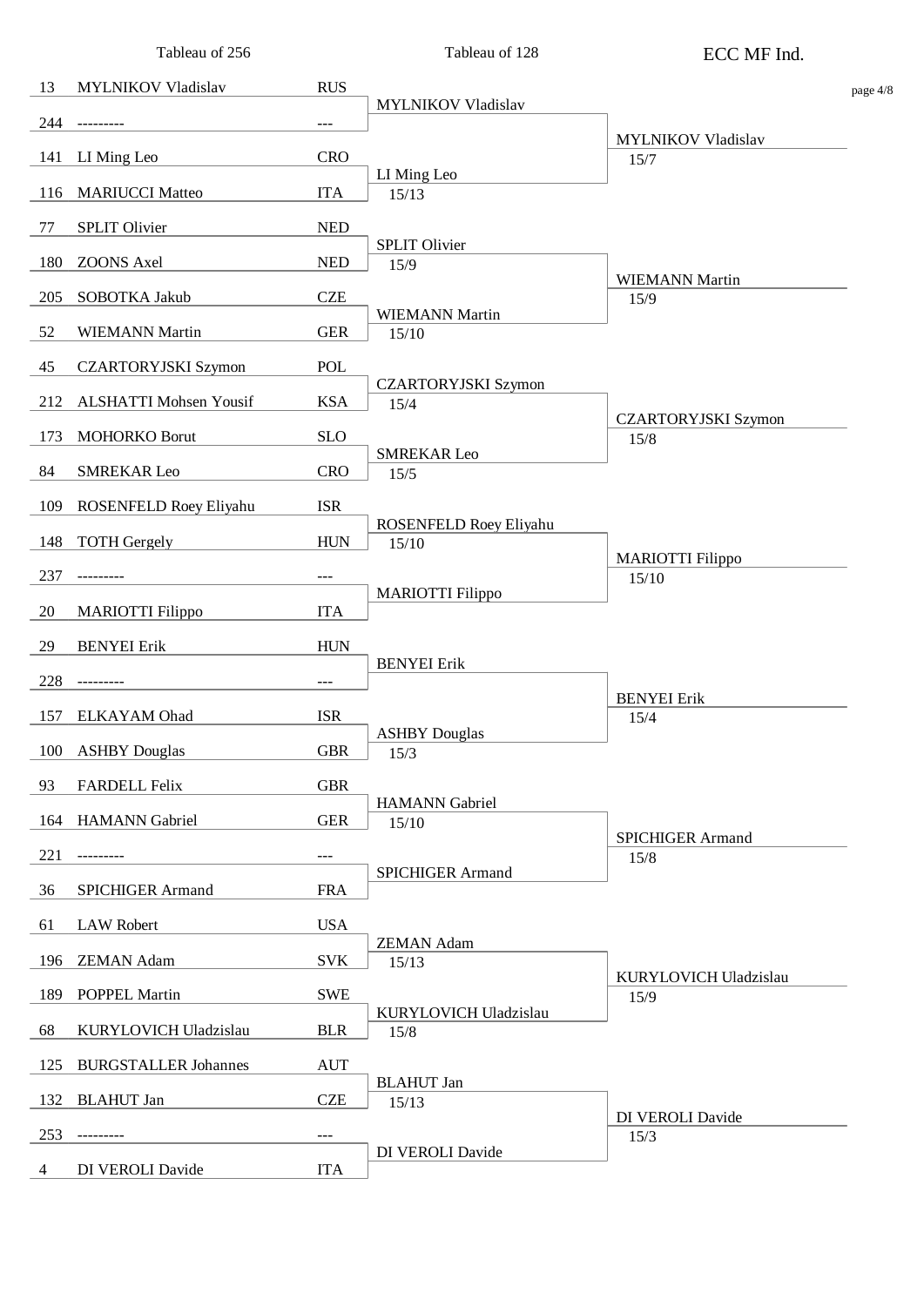# ECC MF Ind.

| Seed | Tableau of 256 | Nation | Tableau of 128 | Score | Tableau of 64 | Score |
|---|---|---|---|---|---|---|
| 13 | MYLNIKOV Vladislav | RUS | MYLNIKOV Vladislav | | MYLNIKOV Vladislav | 15/7 |
| 244 | --------- | --- | | | | |
| 141 | LI Ming Leo | CRO | LI Ming Leo | 15/13 | | |
| 116 | MARIUCCI Matteo | ITA | | | | |
| 77 | SPLIT Olivier | NED | SPLIT Olivier | 15/9 | WIEMANN Martin | 15/9 |
| 180 | ZOONS Axel | NED | | | | |
| 205 | SOBOTKA Jakub | CZE | WIEMANN Martin | 15/10 | | |
| 52 | WIEMANN Martin | GER | | | | |
| 45 | CZARTORYJSKI Szymon | POL | CZARTORYJSKI Szymon | 15/4 | CZARTORYJSKI Szymon | 15/8 |
| 212 | ALSHATTI Mohsen Yousif | KSA | | | | |
| 173 | MOHORKO Borut | SLO | SMREKAR Leo | 15/5 | | |
| 84 | SMREKAR Leo | CRO | | | | |
| 109 | ROSENFELD Roey Eliyahu | ISR | ROSENFELD Roey Eliyahu | 15/10 | MARIOTTI Filippo | 15/10 |
| 148 | TOTH Gergely | HUN | | | | |
| 237 | --------- | --- | MARIOTTI Filippo | | | |
| 20 | MARIOTTI Filippo | ITA | | | | |
| 29 | BENYEI Erik | HUN | BENYEI Erik | | BENYEI Erik | 15/4 |
| 228 | --------- | --- | | | | |
| 157 | ELKAYAM Ohad | ISR | ASHBY Douglas | 15/3 | | |
| 100 | ASHBY Douglas | GBR | | | | |
| 93 | FARDELL Felix | GBR | HAMANN Gabriel | 15/10 | SPICHIGER Armand | 15/8 |
| 164 | HAMANN Gabriel | GER | | | | |
| 221 | --------- | --- | SPICHIGER Armand | | | |
| 36 | SPICHIGER Armand | FRA | | | | |
| 61 | LAW Robert | USA | ZEMAN Adam | 15/13 | KURYLOVICH Uladzislau | 15/9 |
| 196 | ZEMAN Adam | SVK | | | | |
| 189 | POPPEL Martin | SWE | KURYLOVICH Uladzislau | 15/8 | | |
| 68 | KURYLOVICH Uladzislau | BLR | | | | |
| 125 | BURGSTALLER Johannes | AUT | BLAHUT Jan | 15/13 | DI VEROLI Davide | 15/3 |
| 132 | BLAHUT Jan | CZE | | | | |
| 253 | --------- | --- | DI VEROLI Davide | | | |
| 4 | DI VEROLI Davide | ITA | | | | |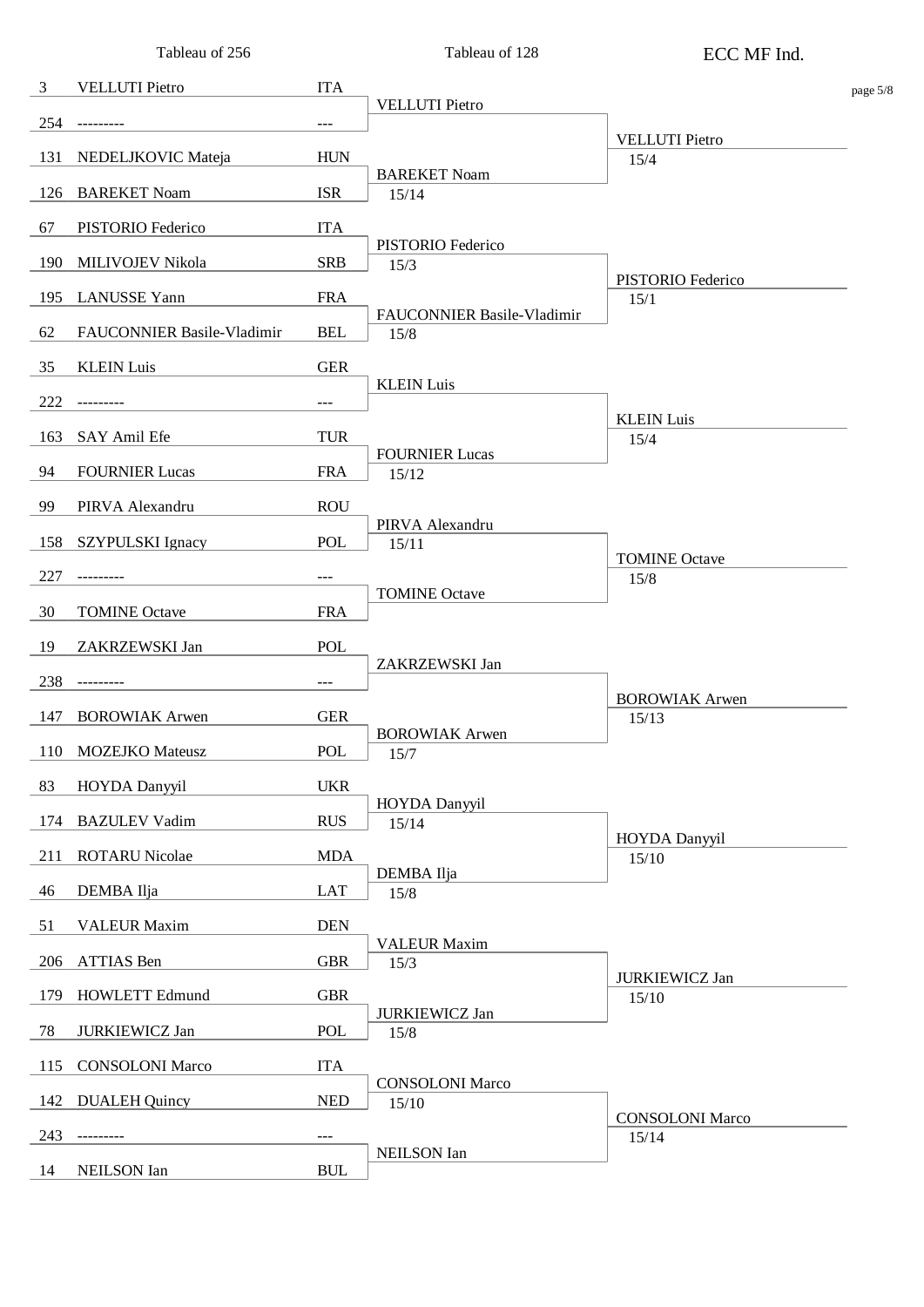| Tableau of 256 | | | Tableau of 128 | ECC MF Ind. |
|---|---|---|---|---|
| 3 | VELLUTI Pietro | ITA | VELLUTI Pietro | VELLUTI Pietro 15/4 |
| 254 | --------- | --- | | |
| 131 | NEDELJKOVIC Mateja | HUN | BAREKET Noam 15/14 | |
| 126 | BAREKET Noam | ISR | | |
| 67 | PISTORIO Federico | ITA | PISTORIO Federico 15/3 | PISTORIO Federico 15/1 |
| 190 | MILIVOJEV Nikola | SRB | | |
| 195 | LANUSSE Yann | FRA | FAUCONNIER Basile-Vladimir 15/8 | |
| 62 | FAUCONNIER Basile-Vladimir | BEL | | |
| 35 | KLEIN Luis | GER | KLEIN Luis | KLEIN Luis 15/4 |
| 222 | --------- | --- | | |
| 163 | SAY Amil Efe | TUR | FOURNIER Lucas 15/12 | |
| 94 | FOURNIER Lucas | FRA | | |
| 99 | PIRVA Alexandru | ROU | PIRVA Alexandru 15/11 | TOMINE Octave 15/8 |
| 158 | SZYPULSKI Ignacy | POL | | |
| 227 | --------- | --- | TOMINE Octave | |
| 30 | TOMINE Octave | FRA | | |
| 19 | ZAKRZEWSKI Jan | POL | ZAKRZEWSKI Jan | BOROWIAK Arwen 15/13 |
| 238 | --------- | --- | | |
| 147 | BOROWIAK Arwen | GER | BOROWIAK Arwen 15/7 | |
| 110 | MOZEJKO Mateusz | POL | | |
| 83 | HOYDA Danyyil | UKR | HOYDA Danyyil 15/14 | HOYDA Danyyil 15/10 |
| 174 | BAZULEV Vadim | RUS | | |
| 211 | ROTARU Nicolae | MDA | DEMBA Ilja 15/8 | |
| 46 | DEMBA Ilja | LAT | | |
| 51 | VALEUR Maxim | DEN | VALEUR Maxim 15/3 | JURKIEWICZ Jan 15/10 |
| 206 | ATTIAS Ben | GBR | | |
| 179 | HOWLETT Edmund | GBR | JURKIEWICZ Jan 15/8 | |
| 78 | JURKIEWICZ Jan | POL | | |
| 115 | CONSOLONI Marco | ITA | CONSOLONI Marco 15/10 | CONSOLONI Marco 15/14 |
| 142 | DUALEH Quincy | NED | | |
| 243 | --------- | --- | NEILSON Ian | |
| 14 | NEILSON Ian | BUL | | |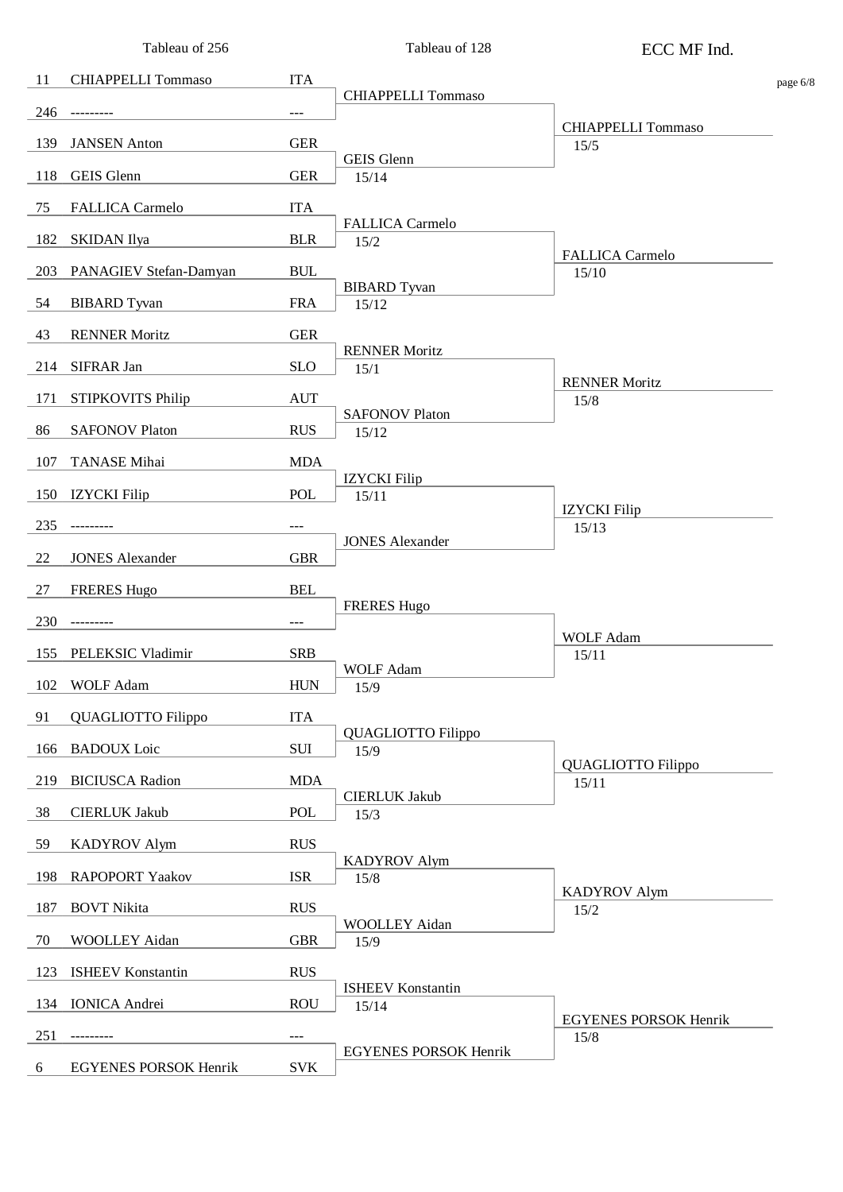# ECC MF Ind.

| Seed | Tableau of 256 | Nation | Tableau of 128 | Tableau of 64 |
|---|---|---|---|---|
| 11 | CHIAPPELLI Tommaso | ITA | CHIAPPELLI Tommaso | CHIAPPELLI Tommaso 15/5 |
| 246 | --------- | --- | | |
| 139 | JANSEN Anton | GER | GEIS Glenn 15/14 | |
| 118 | GEIS Glenn | GER | | |
| 75 | FALLICA Carmelo | ITA | FALLICA Carmelo 15/2 | FALLICA Carmelo 15/10 |
| 182 | SKIDAN Ilya | BLR | | |
| 203 | PANAGIEV Stefan-Damyan | BUL | BIBARD Tyvan 15/12 | |
| 54 | BIBARD Tyvan | FRA | | |
| 43 | RENNER Moritz | GER | RENNER Moritz 15/1 | RENNER Moritz 15/8 |
| 214 | SIFRAR Jan | SLO | | |
| 171 | STIPKOVITS Philip | AUT | SAFONOV Platon 15/12 | |
| 86 | SAFONOV Platon | RUS | | |
| 107 | TANASE Mihai | MDA | IZYCKI Filip 15/11 | IZYCKI Filip 15/13 |
| 150 | IZYCKI Filip | POL | | |
| 235 | --------- | --- | JONES Alexander | |
| 22 | JONES Alexander | GBR | | |
| 27 | FRERES Hugo | BEL | FRERES Hugo | WOLF Adam 15/11 |
| 230 | --------- | --- | | |
| 155 | PELEKSIC Vladimir | SRB | WOLF Adam 15/9 | |
| 102 | WOLF Adam | HUN | | |
| 91 | QUAGLIOTTO Filippo | ITA | QUAGLIOTTO Filippo 15/9 | QUAGLIOTTO Filippo 15/11 |
| 166 | BADOUX Loic | SUI | | |
| 219 | BICIUSCA Radion | MDA | CIERLUK Jakub 15/3 | |
| 38 | CIERLUK Jakub | POL | | |
| 59 | KADYROV Alym | RUS | KADYROV Alym 15/8 | KADYROV Alym 15/2 |
| 198 | RAPOPORT Yaakov | ISR | | |
| 187 | BOVT Nikita | RUS | WOOLLEY Aidan 15/9 | |
| 70 | WOOLLEY Aidan | GBR | | |
| 123 | ISHEEV Konstantin | RUS | ISHEEV Konstantin 15/14 | EGYENES PORSOK Henrik 15/8 |
| 134 | IONICA Andrei | ROU | | |
| 251 | --------- | --- | EGYENES PORSOK Henrik | |
| 6 | EGYENES PORSOK Henrik | SVK | | |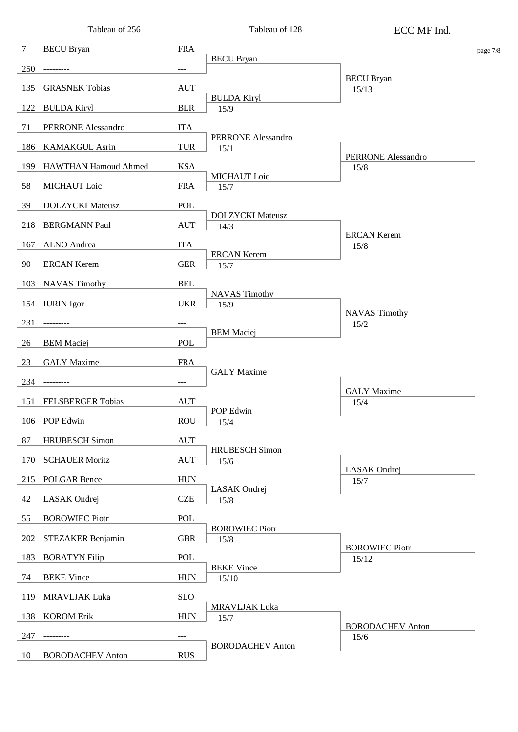# ECC MF Ind.

| Seed | Tableau of 256 | Nation | Tableau of 128 | Tableau of 64 |
|---|---|---|---|---|
| 7 | BECU Bryan | FRA | BECU Bryan | BECU Bryan 15/13 |
| 250 | --------- | --- | | |
| 135 | GRASNEK Tobias | AUT | BULDA Kiryl 15/9 | |
| 122 | BULDA Kiryl | BLR | | |
| 71 | PERRONE Alessandro | ITA | PERRONE Alessandro 15/1 | PERRONE Alessandro 15/8 |
| 186 | KAMAKGUL Asrin | TUR | | |
| 199 | HAWTHAN Hamoud Ahmed | KSA | MICHAUT Loic 15/7 | |
| 58 | MICHAUT Loic | FRA | | |
| 39 | DOLZYCKI Mateusz | POL | DOLZYCKI Mateusz 14/3 | ERCAN Kerem 15/8 |
| 218 | BERGMANN Paul | AUT | | |
| 167 | ALNO Andrea | ITA | ERCAN Kerem 15/7 | |
| 90 | ERCAN Kerem | GER | | |
| 103 | NAVAS Timothy | BEL | NAVAS Timothy 15/9 | NAVAS Timothy 15/2 |
| 154 | IURIN Igor | UKR | | |
| 231 | --------- | --- | BEM Maciej | |
| 26 | BEM Maciej | POL | | |
| 23 | GALY Maxime | FRA | GALY Maxime | GALY Maxime 15/4 |
| 234 | --------- | --- | | |
| 151 | FELSBERGER Tobias | AUT | POP Edwin 15/4 | |
| 106 | POP Edwin | ROU | | |
| 87 | HRUBESCH Simon | AUT | HRUBESCH Simon 15/6 | LASAK Ondrej 15/7 |
| 170 | SCHAUER Moritz | AUT | | |
| 215 | POLGAR Bence | HUN | LASAK Ondrej 15/8 | |
| 42 | LASAK Ondrej | CZE | | |
| 55 | BOROWIEC Piotr | POL | BOROWIEC Piotr 15/8 | BOROWIEC Piotr 15/12 |
| 202 | STEZAKER Benjamin | GBR | | |
| 183 | BORATYN Filip | POL | BEKE Vince 15/10 | |
| 74 | BEKE Vince | HUN | | |
| 119 | MRAVLJAK Luka | SLO | MRAVLJAK Luka 15/7 | BORODACHEV Anton 15/6 |
| 138 | KOROM Erik | HUN | | |
| 247 | --------- | --- | BORODACHEV Anton | |
| 10 | BORODACHEV Anton | RUS | | |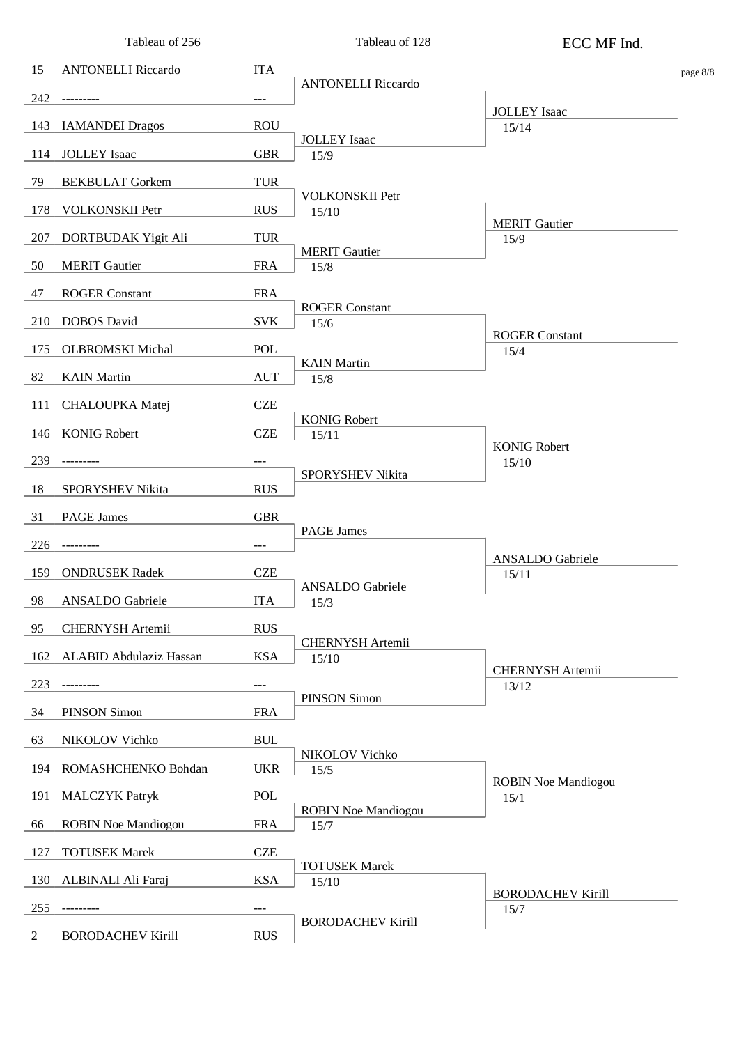# ECC MF Ind.

| Seed | Tableau of 256 | Nation | Tableau of 128 | Tableau of 64 |
|---|---|---|---|---|
| 15 | ANTONELLI Riccardo | ITA | ANTONELLI Riccardo | JOLLEY Isaac 15/14 |
| 242 | --------- | --- | | |
| 143 | IAMANDEI Dragos | ROU | JOLLEY Isaac 15/9 | |
| 114 | JOLLEY Isaac | GBR | | |
| 79 | BEKBULAT Gorkem | TUR | VOLKONSKII Petr 15/10 | MERIT Gautier 15/9 |
| 178 | VOLKONSKII Petr | RUS | | |
| 207 | DORTBUDAK Yigit Ali | TUR | MERIT Gautier 15/8 | |
| 50 | MERIT Gautier | FRA | | |
| 47 | ROGER Constant | FRA | ROGER Constant 15/6 | ROGER Constant 15/4 |
| 210 | DOBOS David | SVK | | |
| 175 | OLBROMSKI Michal | POL | KAIN Martin 15/8 | |
| 82 | KAIN Martin | AUT | | |
| 111 | CHALOUPKA Matej | CZE | KONIG Robert 15/11 | KONIG Robert 15/10 |
| 146 | KONIG Robert | CZE | | |
| 239 | --------- | --- | SPORYSHEV Nikita | |
| 18 | SPORYSHEV Nikita | RUS | | |
| 31 | PAGE James | GBR | PAGE James | ANSALDO Gabriele 15/11 |
| 226 | --------- | --- | | |
| 159 | ONDRUSEK Radek | CZE | ANSALDO Gabriele 15/3 | |
| 98 | ANSALDO Gabriele | ITA | | |
| 95 | CHERNYSH Artemii | RUS | CHERNYSH Artemii 15/10 | CHERNYSH Artemii 13/12 |
| 162 | ALABID Abdulaziz Hassan | KSA | | |
| 223 | --------- | --- | PINSON Simon | |
| 34 | PINSON Simon | FRA | | |
| 63 | NIKOLOV Vichko | BUL | NIKOLOV Vichko 15/5 | ROBIN Noe Mandiogou 15/1 |
| 194 | ROMASHCHENKO Bohdan | UKR | | |
| 191 | MALCZYK Patryk | POL | ROBIN Noe Mandiogou 15/7 | |
| 66 | ROBIN Noe Mandiogou | FRA | | |
| 127 | TOTUSEK Marek | CZE | TOTUSEK Marek 15/10 | BORODACHEV Kirill 15/7 |
| 130 | ALBINALI Ali Faraj | KSA | | |
| 255 | --------- | --- | BORODACHEV Kirill | |
| 2 | BORODACHEV Kirill | RUS | | |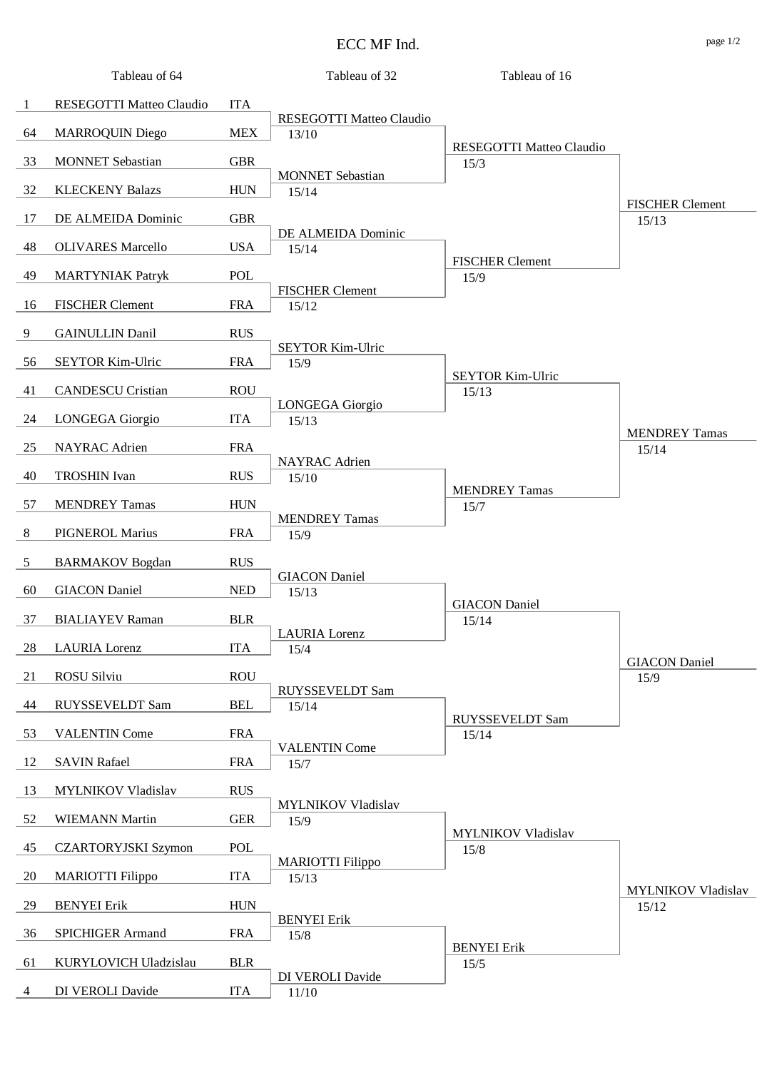# ECC MF Ind.

| Tableau of 64 | | | Tableau of 32 | Tableau of 16 | |
|---|---|---|---|---|---|
| 1 | RESEGOTTI Matteo Claudio | ITA | RESEGOTTI Matteo Claudio 13/10 | RESEGOTTI Matteo Claudio 15/3 | FISCHER Clement 15/13 |
| 64 | MARROQUIN Diego | MEX | | | |
| 33 | MONNET Sebastian | GBR | MONNET Sebastian 15/14 | | |
| 32 | KLECKENY Balazs | HUN | | | |
| 17 | DE ALMEIDA Dominic | GBR | DE ALMEIDA Dominic 15/14 | FISCHER Clement 15/9 | |
| 48 | OLIVARES Marcello | USA | | | |
| 49 | MARTYNIAK Patryk | POL | FISCHER Clement 15/12 | | |
| 16 | FISCHER Clement | FRA | | | |
| 9 | GAINULLIN Danil | RUS | SEYTOR Kim-Ulric 15/9 | SEYTOR Kim-Ulric 15/13 | MENDREY Tamas 15/14 |
| 56 | SEYTOR Kim-Ulric | FRA | | | |
| 41 | CANDESCU Cristian | ROU | LONGEGA Giorgio 15/13 | | |
| 24 | LONGEGA Giorgio | ITA | | | |
| 25 | NAYRAC Adrien | FRA | NAYRAC Adrien 15/10 | MENDREY Tamas 15/7 | |
| 40 | TROSHIN Ivan | RUS | | | |
| 57 | MENDREY Tamas | HUN | MENDREY Tamas 15/9 | | |
| 8 | PIGNEROL Marius | FRA | | | |
| 5 | BARMAKOV Bogdan | RUS | GIACON Daniel 15/13 | GIACON Daniel 15/14 | GIACON Daniel 15/9 |
| 60 | GIACON Daniel | NED | | | |
| 37 | BIALIAYEV Raman | BLR | LAURIA Lorenz 15/4 | | |
| 28 | LAURIA Lorenz | ITA | | | |
| 21 | ROSU Silviu | ROU | RUYSSEVELDT Sam 15/14 | RUYSSEVELDT Sam 15/14 | |
| 44 | RUYSSEVELDT Sam | BEL | | | |
| 53 | VALENTIN Come | FRA | VALENTIN Come 15/7 | | |
| 12 | SAVIN Rafael | FRA | | | |
| 13 | MYLNIKOV Vladislav | RUS | MYLNIKOV Vladislav 15/9 | MYLNIKOV Vladislav 15/8 | MYLNIKOV Vladislav 15/12 |
| 52 | WIEMANN Martin | GER | | | |
| 45 | CZARTORYJSKI Szymon | POL | MARIOTTI Filippo 15/13 | | |
| 20 | MARIOTTI Filippo | ITA | | | |
| 29 | BENYEI Erik | HUN | BENYEI Erik 15/8 | BENYEI Erik 15/5 | |
| 36 | SPICHIGER Armand | FRA | | | |
| 61 | KURYLOVICH Uladzislau | BLR | DI VEROLI Davide 11/10 | | |
| 4 | DI VEROLI Davide | ITA | | | |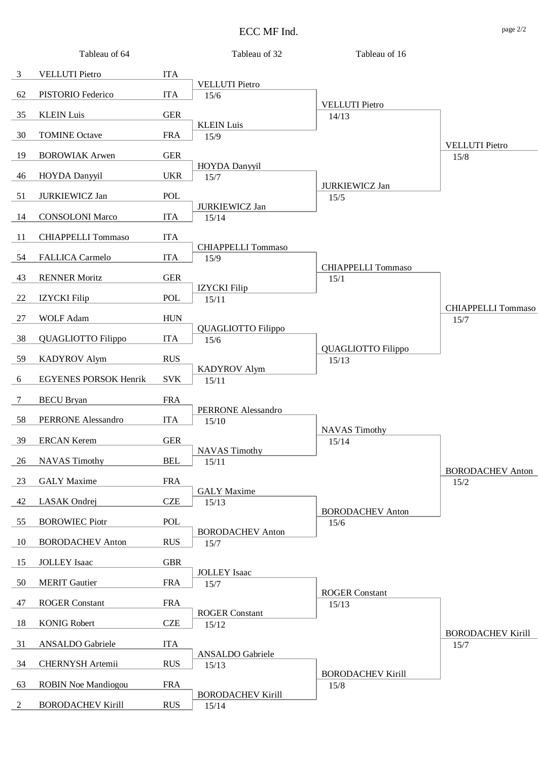# ECC MF Ind.

| Tableau of 64 | | | Tableau of 32 | Tableau of 16 | |
|---|---|---|---|---|---|
| 3 | VELLUTI Pietro | ITA | VELLUTI Pietro 15/6 | VELLUTI Pietro 14/13 | VELLUTI Pietro 15/8 |
| 62 | PISTORIO Federico | ITA | | | |
| 35 | KLEIN Luis | GER | KLEIN Luis 15/9 | | |
| 30 | TOMINE Octave | FRA | | | |
| 19 | BOROWIAK Arwen | GER | HOYDA Danyyil 15/7 | JURKIEWICZ Jan 15/5 | |
| 46 | HOYDA Danyyil | UKR | | | |
| 51 | JURKIEWICZ Jan | POL | JURKIEWICZ Jan 15/14 | | |
| 14 | CONSOLONI Marco | ITA | | | |
| 11 | CHIAPPELLI Tommaso | ITA | CHIAPPELLI Tommaso 15/9 | CHIAPPELLI Tommaso 15/1 | CHIAPPELLI Tommaso 15/7 |
| 54 | FALLICA Carmelo | ITA | | | |
| 43 | RENNER Moritz | GER | IZYCKI Filip 15/11 | | |
| 22 | IZYCKI Filip | POL | | | |
| 27 | WOLF Adam | HUN | QUAGLIOTTO Filippo 15/6 | QUAGLIOTTO Filippo 15/13 | |
| 38 | QUAGLIOTTO Filippo | ITA | | | |
| 59 | KADYROV Alym | RUS | KADYROV Alym 15/11 | | |
| 6 | EGYENES PORSOK Henrik | SVK | | | |
| 7 | BECU Bryan | FRA | PERRONE Alessandro 15/10 | NAVAS Timothy 15/14 | BORODACHEV Anton 15/2 |
| 58 | PERRONE Alessandro | ITA | | | |
| 39 | ERCAN Kerem | GER | NAVAS Timothy 15/11 | | |
| 26 | NAVAS Timothy | BEL | | | |
| 23 | GALY Maxime | FRA | GALY Maxime 15/13 | BORODACHEV Anton 15/6 | |
| 42 | LASAK Ondrej | CZE | | | |
| 55 | BOROWIEC Piotr | POL | BORODACHEV Anton 15/7 | | |
| 10 | BORODACHEV Anton | RUS | | | |
| 15 | JOLLEY Isaac | GBR | JOLLEY Isaac 15/7 | ROGER Constant 15/13 | BORODACHEV Kirill 15/7 |
| 50 | MERIT Gautier | FRA | | | |
| 47 | ROGER Constant | FRA | ROGER Constant 15/12 | | |
| 18 | KONIG Robert | CZE | | | |
| 31 | ANSALDO Gabriele | ITA | ANSALDO Gabriele 15/13 | BORODACHEV Kirill 15/8 | |
| 34 | CHERNYSH Artemii | RUS | | | |
| 63 | ROBIN Noe Mandiogou | FRA | BORODACHEV Kirill 15/14 | | |
| 2 | BORODACHEV Kirill | RUS | | | |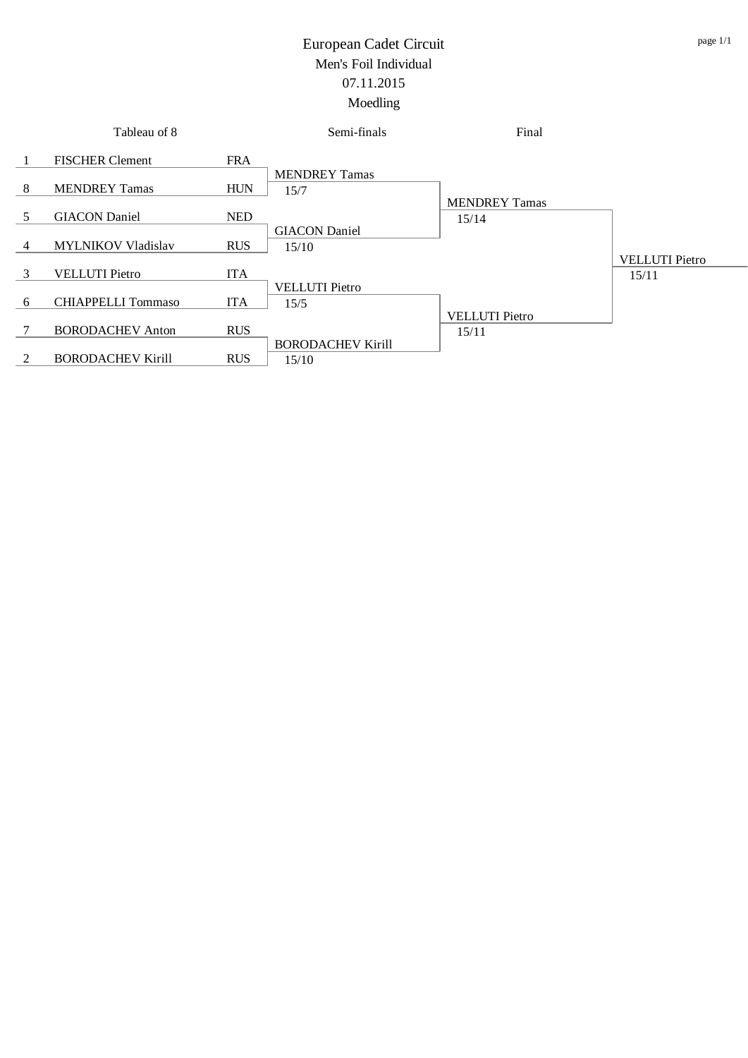# European Cadet Circuit

## Men's Foil Individual

## 07.11.2015

## Moedling

| Tableau of 8 | | | Semi-finals | Final | |
|---|---|---|---|---|---|
| 1 | FISCHER Clement | FRA | | | |
| | | | MENDREY Tamas 15/7 | | |
| 8 | MENDREY Tamas | HUN | | | |
| | | | | MENDREY Tamas 15/14 | |
| 5 | GIACON Daniel | NED | | | |
| | | | GIACON Daniel 15/10 | | |
| 4 | MYLNIKOV Vladislav | RUS | | | |
| | | | | | VELLUTI Pietro 15/11 |
| 3 | VELLUTI Pietro | ITA | | | |
| | | | VELLUTI Pietro 15/5 | | |
| 6 | CHIAPPELLI Tommaso | ITA | | | |
| | | | | VELLUTI Pietro 15/11 | |
| 7 | BORODACHEV Anton | RUS | | | |
| | | | BORODACHEV Kirill 15/10 | | |
| 2 | BORODACHEV Kirill | RUS | | | |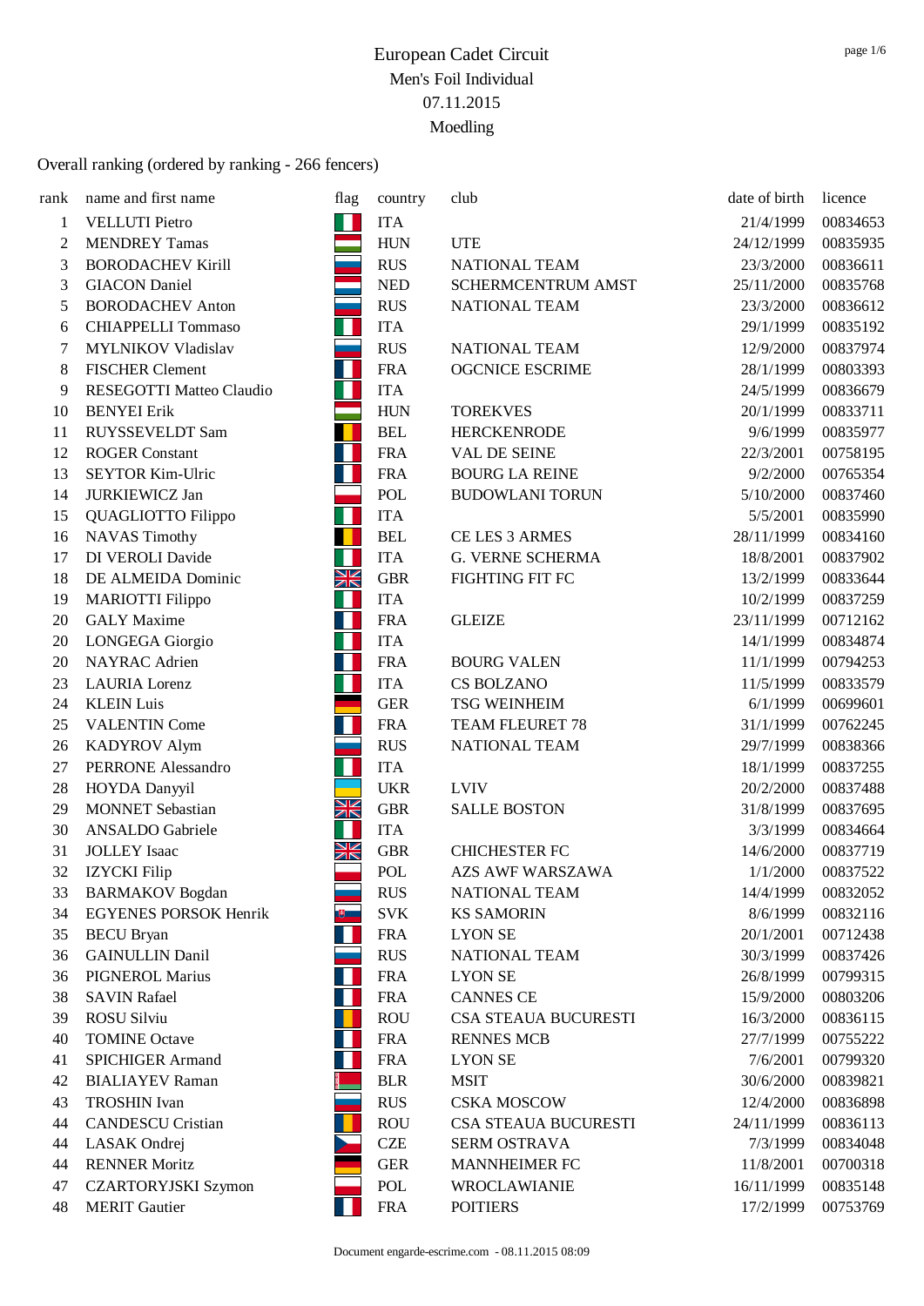# European Cadet Circuit

## Men's Foil Individual

07.11.2015

Moedling

Overall ranking (ordered by ranking - 266 fencers)

| rank | name and first name | flag | country | club | date of birth | licence |
|---|---|---|---|---|---|---|
| 1 | VELLUTI Pietro | | ITA | | 21/4/1999 | 00834653 |
| 2 | MENDREY Tamas | | HUN | UTE | 24/12/1999 | 00835935 |
| 3 | BORODACHEV Kirill | | RUS | NATIONAL TEAM | 23/3/2000 | 00836611 |
| 3 | GIACON Daniel | | NED | SCHERMCENTRUM AMST | 25/11/2000 | 00835768 |
| 5 | BORODACHEV Anton | | RUS | NATIONAL TEAM | 23/3/2000 | 00836612 |
| 6 | CHIAPPELLI Tommaso | | ITA | | 29/1/1999 | 00835192 |
| 7 | MYLNIKOV Vladislav | | RUS | NATIONAL TEAM | 12/9/2000 | 00837974 |
| 8 | FISCHER Clement | | FRA | OGCNICE ESCRIME | 28/1/1999 | 00803393 |
| 9 | RESEGOTTI Matteo Claudio | | ITA | | 24/5/1999 | 00836679 |
| 10 | BENYEI Erik | | HUN | TOREKVES | 20/1/1999 | 00833711 |
| 11 | RUYSSEVELDT Sam | | BEL | HERCKENRODE | 9/6/1999 | 00835977 |
| 12 | ROGER Constant | | FRA | VAL DE SEINE | 22/3/2001 | 00758195 |
| 13 | SEYTOR Kim-Ulric | | FRA | BOURG LA REINE | 9/2/2000 | 00765354 |
| 14 | JURKIEWICZ Jan | | POL | BUDOWLANI TORUN | 5/10/2000 | 00837460 |
| 15 | QUAGLIOTTO Filippo | | ITA | | 5/5/2001 | 00835990 |
| 16 | NAVAS Timothy | | BEL | CE LES 3 ARMES | 28/11/1999 | 00834160 |
| 17 | DI VEROLI Davide | | ITA | G. VERNE SCHERMA | 18/8/2001 | 00837902 |
| 18 | DE ALMEIDA Dominic | | GBR | FIGHTING FIT FC | 13/2/1999 | 00833644 |
| 19 | MARIOTTI Filippo | | ITA | | 10/2/1999 | 00837259 |
| 20 | GALY Maxime | | FRA | GLEIZE | 23/11/1999 | 00712162 |
| 20 | LONGEGA Giorgio | | ITA | | 14/1/1999 | 00834874 |
| 20 | NAYRAC Adrien | | FRA | BOURG VALEN | 11/1/1999 | 00794253 |
| 23 | LAURIA Lorenz | | ITA | CS BOLZANO | 11/5/1999 | 00833579 |
| 24 | KLEIN Luis | | GER | TSG WEINHEIM | 6/1/1999 | 00699601 |
| 25 | VALENTIN Come | | FRA | TEAM FLEURET 78 | 31/1/1999 | 00762245 |
| 26 | KADYROV Alym | | RUS | NATIONAL TEAM | 29/7/1999 | 00838366 |
| 27 | PERRONE Alessandro | | ITA | | 18/1/1999 | 00837255 |
| 28 | HOYDA Danyyil | | UKR | LVIV | 20/2/2000 | 00837488 |
| 29 | MONNET Sebastian | | GBR | SALLE BOSTON | 31/8/1999 | 00837695 |
| 30 | ANSALDO Gabriele | | ITA | | 3/3/1999 | 00834664 |
| 31 | JOLLEY Isaac | | GBR | CHICHESTER FC | 14/6/2000 | 00837719 |
| 32 | IZYCKI Filip | | POL | AZS AWF WARSZAWA | 1/1/2000 | 00837522 |
| 33 | BARMAKOV Bogdan | | RUS | NATIONAL TEAM | 14/4/1999 | 00832052 |
| 34 | EGYENES PORSOK Henrik | | SVK | KS SAMORIN | 8/6/1999 | 00832116 |
| 35 | BECU Bryan | | FRA | LYON SE | 20/1/2001 | 00712438 |
| 36 | GAINULLIN Danil | | RUS | NATIONAL TEAM | 30/3/1999 | 00837426 |
| 36 | PIGNEROL Marius | | FRA | LYON SE | 26/8/1999 | 00799315 |
| 38 | SAVIN Rafael | | FRA | CANNES CE | 15/9/2000 | 00803206 |
| 39 | ROSU Silviu | | ROU | CSA STEAUA BUCURESTI | 16/3/2000 | 00836115 |
| 40 | TOMINE Octave | | FRA | RENNES MCB | 27/7/1999 | 00755222 |
| 41 | SPICHIGER Armand | | FRA | LYON SE | 7/6/2001 | 00799320 |
| 42 | BIALIAYEV Raman | | BLR | MSIT | 30/6/2000 | 00839821 |
| 43 | TROSHIN Ivan | | RUS | CSKA MOSCOW | 12/4/2000 | 00836898 |
| 44 | CANDESCU Cristian | | ROU | CSA STEAUA BUCURESTI | 24/11/1999 | 00836113 |
| 44 | LASAK Ondrej | | CZE | SERM OSTRAVA | 7/3/1999 | 00834048 |
| 44 | RENNER Moritz | | GER | MANNHEIMER FC | 11/8/2001 | 00700318 |
| 47 | CZARTORYJSKI Szymon | | POL | WROCLAWIANIE | 16/11/1999 | 00835148 |
| 48 | MERIT Gautier | | FRA | POITIERS | 17/2/1999 | 00753769 |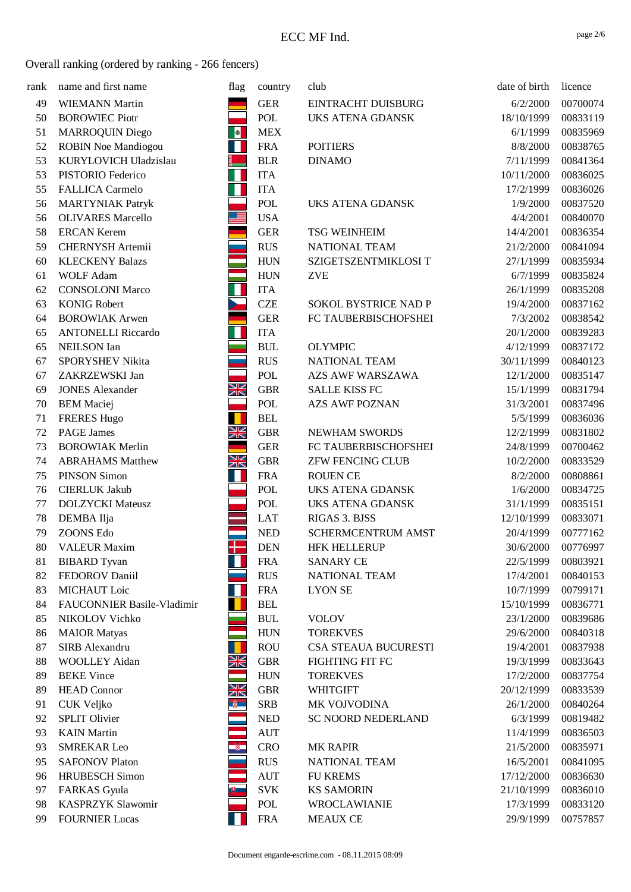ECC MF Ind.

Overall ranking (ordered by ranking - 266 fencers)

| rank | name and first name | flag | country | club | date of birth | licence |
|---|---|---|---|---|---|---|
| 49 | WIEMANN Martin | | GER | EINTRACHT DUISBURG | 6/2/2000 | 00700074 |
| 50 | BOROWIEC Piotr | | POL | UKS ATENA GDANSK | 18/10/1999 | 00833119 |
| 51 | MARROQUIN Diego | | MEX | | 6/1/1999 | 00835969 |
| 52 | ROBIN Noe Mandiogou | | FRA | POITIERS | 8/8/2000 | 00838765 |
| 53 | KURYLOVICH Uladzislau | | BLR | DINAMO | 7/11/1999 | 00841364 |
| 53 | PISTORIO Federico | | ITA | | 10/11/2000 | 00836025 |
| 55 | FALLICA Carmelo | | ITA | | 17/2/1999 | 00836026 |
| 56 | MARTYNIAK Patryk | | POL | UKS ATENA GDANSK | 1/9/2000 | 00837520 |
| 56 | OLIVARES Marcello | | USA | | 4/4/2001 | 00840070 |
| 58 | ERCAN Kerem | | GER | TSG WEINHEIM | 14/4/2001 | 00836354 |
| 59 | CHERNYSH Artemii | | RUS | NATIONAL TEAM | 21/2/2000 | 00841094 |
| 60 | KLECKENY Balazs | | HUN | SZIGETSZENTMIKLOSI T | 27/1/1999 | 00835934 |
| 61 | WOLF Adam | | HUN | ZVE | 6/7/1999 | 00835824 |
| 62 | CONSOLONI Marco | | ITA | | 26/1/1999 | 00835208 |
| 63 | KONIG Robert | | CZE | SOKOL BYSTRICE NAD P | 19/4/2000 | 00837162 |
| 64 | BOROWIAK Arwen | | GER | FC TAUBERBISCHOFSHEI | 7/3/2002 | 00838542 |
| 65 | ANTONELLI Riccardo | | ITA | | 20/1/2000 | 00839283 |
| 65 | NEILSON Ian | | BUL | OLYMPIC | 4/12/1999 | 00837172 |
| 67 | SPORYSHEV Nikita | | RUS | NATIONAL TEAM | 30/11/1999 | 00840123 |
| 67 | ZAKRZEWSKI Jan | | POL | AZS AWF WARSZAWA | 12/1/2000 | 00835147 |
| 69 | JONES Alexander | | GBR | SALLE KISS FC | 15/1/1999 | 00831794 |
| 70 | BEM Maciej | | POL | AZS AWF POZNAN | 31/3/2001 | 00837496 |
| 71 | FRERES Hugo | | BEL | | 5/5/1999 | 00836036 |
| 72 | PAGE James | | GBR | NEWHAM SWORDS | 12/2/1999 | 00831802 |
| 73 | BOROWIAK Merlin | | GER | FC TAUBERBISCHOFSHEI | 24/8/1999 | 00700462 |
| 74 | ABRAHAMS Matthew | | GBR | ZFW FENCING CLUB | 10/2/2000 | 00833529 |
| 75 | PINSON Simon | | FRA | ROUEN CE | 8/2/2000 | 00808861 |
| 76 | CIERLUK Jakub | | POL | UKS ATENA GDANSK | 1/6/2000 | 00834725 |
| 77 | DOLZYCKI Mateusz | | POL | UKS ATENA GDANSK | 31/1/1999 | 00835151 |
| 78 | DEMBA Ilja | | LAT | RIGAS 3. BJSS | 12/10/1999 | 00833071 |
| 79 | ZOONS Edo | | NED | SCHERMCENTRUM AMST | 20/4/1999 | 00777162 |
| 80 | VALEUR Maxim | | DEN | HFK HELLERUP | 30/6/2000 | 00776997 |
| 81 | BIBARD Tyvan | | FRA | SANARY CE | 22/5/1999 | 00803921 |
| 82 | FEDOROV Daniil | | RUS | NATIONAL TEAM | 17/4/2001 | 00840153 |
| 83 | MICHAUT Loic | | FRA | LYON SE | 10/7/1999 | 00799171 |
| 84 | FAUCONNIER Basile-Vladimir | | BEL | | 15/10/1999 | 00836771 |
| 85 | NIKOLOV Vichko | | BUL | VOLOV | 23/1/2000 | 00839686 |
| 86 | MAIOR Matyas | | HUN | TOREKVES | 29/6/2000 | 00840318 |
| 87 | SIRB Alexandru | | ROU | CSA STEAUA BUCURESTI | 19/4/2001 | 00837938 |
| 88 | WOOLLEY Aidan | | GBR | FIGHTING FIT FC | 19/3/1999 | 00833643 |
| 89 | BEKE Vince | | HUN | TOREKVES | 17/2/2000 | 00837754 |
| 89 | HEAD Connor | | GBR | WHITGIFT | 20/12/1999 | 00833539 |
| 91 | CUK Veljko | | SRB | MK VOJVODINA | 26/1/2000 | 00840264 |
| 92 | SPLIT Olivier | | NED | SC NOORD NEDERLAND | 6/3/1999 | 00819482 |
| 93 | KAIN Martin | | AUT | | 11/4/1999 | 00836503 |
| 93 | SMREKAR Leo | | CRO | MK RAPIR | 21/5/2000 | 00835971 |
| 95 | SAFONOV Platon | | RUS | NATIONAL TEAM | 16/5/2001 | 00841095 |
| 96 | HRUBESCH Simon | | AUT | FU KREMS | 17/12/2000 | 00836630 |
| 97 | FARKAS Gyula | | SVK | KS SAMORIN | 21/10/1999 | 00836010 |
| 98 | KASPRZYK Slawomir | | POL | WROCLAWIANIE | 17/3/1999 | 00833120 |
| 99 | FOURNIER Lucas | | FRA | MEAUX CE | 29/9/1999 | 00757857 |

Document engarde-escrime.com - 08.11.2015 08:09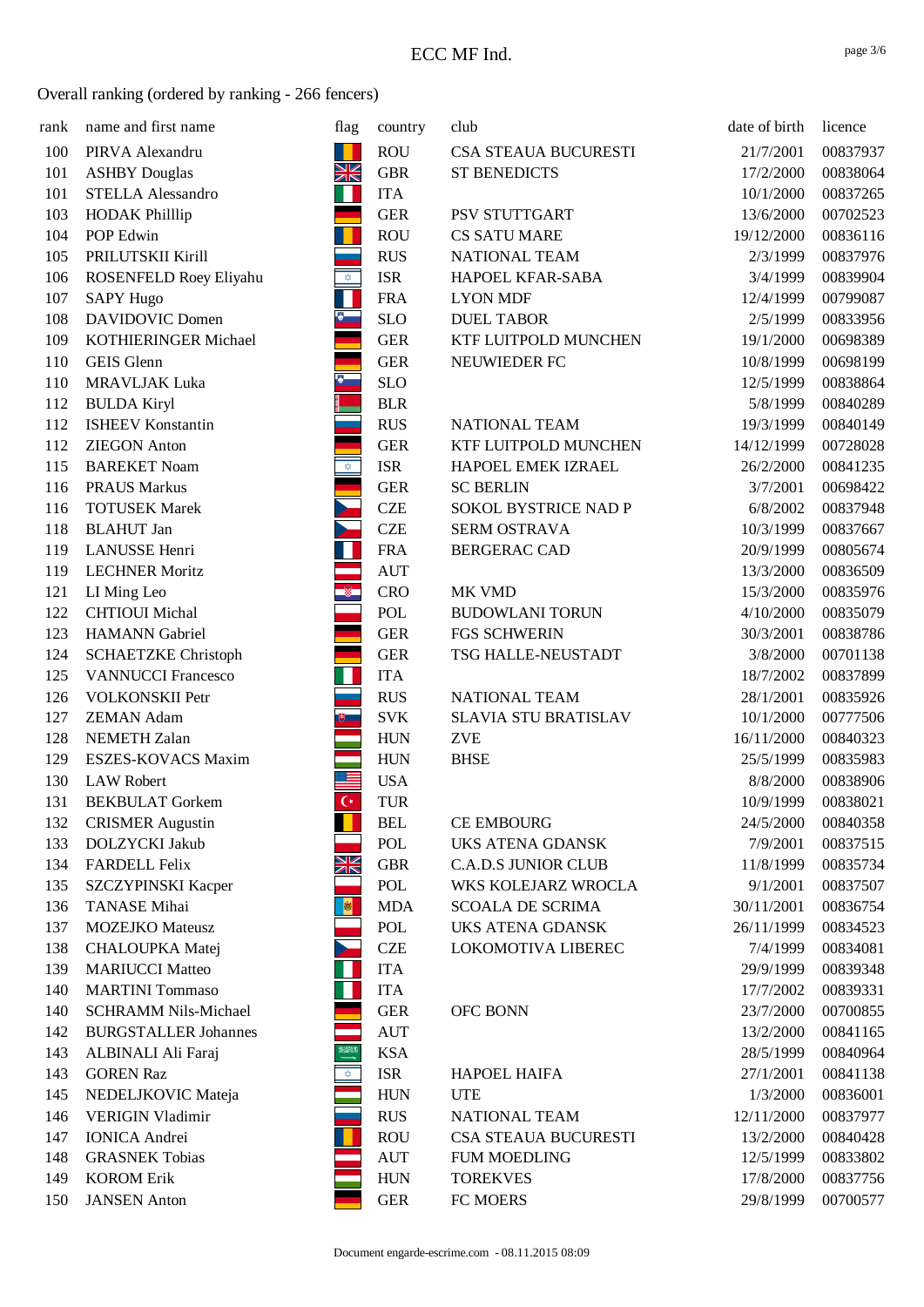# ECC MF Ind.

Overall ranking (ordered by ranking - 266 fencers)

| rank | name and first name | flag | country | club | date of birth | licence |
|---|---|---|---|---|---|---|
| 100 | PIRVA Alexandru | | ROU | CSA STEAUA BUCURESTI | 21/7/2001 | 00837937 |
| 101 | ASHBY Douglas | | GBR | ST BENEDICTS | 17/2/2000 | 00838064 |
| 101 | STELLA Alessandro | | ITA | | 10/1/2000 | 00837265 |
| 103 | HODAK Philllip | | GER | PSV STUTTGART | 13/6/2000 | 00702523 |
| 104 | POP Edwin | | ROU | CS SATU MARE | 19/12/2000 | 00836116 |
| 105 | PRILUTSKII Kirill | | RUS | NATIONAL TEAM | 2/3/1999 | 00837976 |
| 106 | ROSENFELD Roey Eliyahu | | ISR | HAPOEL KFAR-SABA | 3/4/1999 | 00839904 |
| 107 | SAPY Hugo | | FRA | LYON MDF | 12/4/1999 | 00799087 |
| 108 | DAVIDOVIC Domen | | SLO | DUEL TABOR | 2/5/1999 | 00833956 |
| 109 | KOTHIERINGER Michael | | GER | KTF LUITPOLD MUNCHEN | 19/1/2000 | 00698389 |
| 110 | GEIS Glenn | | GER | NEUWIEDER FC | 10/8/1999 | 00698199 |
| 110 | MRAVLJAK Luka | | SLO | | 12/5/1999 | 00838864 |
| 112 | BULDA Kiryl | | BLR | | 5/8/1999 | 00840289 |
| 112 | ISHEEV Konstantin | | RUS | NATIONAL TEAM | 19/3/1999 | 00840149 |
| 112 | ZIEGON Anton | | GER | KTF LUITPOLD MUNCHEN | 14/12/1999 | 00728028 |
| 115 | BAREKET Noam | | ISR | HAPOEL EMEK IZRAEL | 26/2/2000 | 00841235 |
| 116 | PRAUS Markus | | GER | SC BERLIN | 3/7/2001 | 00698422 |
| 116 | TOTUSEK Marek | | CZE | SOKOL BYSTRICE NAD P | 6/8/2002 | 00837948 |
| 118 | BLAHUT Jan | | CZE | SERM OSTRAVA | 10/3/1999 | 00837667 |
| 119 | LANUSSE Henri | | FRA | BERGERAC CAD | 20/9/1999 | 00805674 |
| 119 | LECHNER Moritz | | AUT | | 13/3/2000 | 00836509 |
| 121 | LI Ming Leo | | CRO | MK VMD | 15/3/2000 | 00835976 |
| 122 | CHTIOUI Michal | | POL | BUDOWLANI TORUN | 4/10/2000 | 00835079 |
| 123 | HAMANN Gabriel | | GER | FGS SCHWERIN | 30/3/2001 | 00838786 |
| 124 | SCHAETZKE Christoph | | GER | TSG HALLE-NEUSTADT | 3/8/2000 | 00701138 |
| 125 | VANNUCCI Francesco | | ITA | | 18/7/2002 | 00837899 |
| 126 | VOLKONSKII Petr | | RUS | NATIONAL TEAM | 28/1/2001 | 00835926 |
| 127 | ZEMAN Adam | | SVK | SLAVIA STU BRATISLAV | 10/1/2000 | 00777506 |
| 128 | NEMETH Zalan | | HUN | ZVE | 16/11/2000 | 00840323 |
| 129 | ESZES-KOVACS Maxim | | HUN | BHSE | 25/5/1999 | 00835983 |
| 130 | LAW Robert | | USA | | 8/8/2000 | 00838906 |
| 131 | BEKBULAT Gorkem | | TUR | | 10/9/1999 | 00838021 |
| 132 | CRISMER Augustin | | BEL | CE EMBOURG | 24/5/2000 | 00840358 |
| 133 | DOLZYCKI Jakub | | POL | UKS ATENA GDANSK | 7/9/2001 | 00837515 |
| 134 | FARDELL Felix | | GBR | C.A.D.S JUNIOR CLUB | 11/8/1999 | 00835734 |
| 135 | SZCZYPINSKI Kacper | | POL | WKS KOLEJARZ WROCLA | 9/1/2001 | 00837507 |
| 136 | TANASE Mihai | | MDA | SCOALA DE SCRIMA | 30/11/2001 | 00836754 |
| 137 | MOZEJKO Mateusz | | POL | UKS ATENA GDANSK | 26/11/1999 | 00834523 |
| 138 | CHALOUPKA Matej | | CZE | LOKOMOTIVA LIBEREC | 7/4/1999 | 00834081 |
| 139 | MARIUCCI Matteo | | ITA | | 29/9/1999 | 00839348 |
| 140 | MARTINI Tommaso | | ITA | | 17/7/2002 | 00839331 |
| 140 | SCHRAMM Nils-Michael | | GER | OFC BONN | 23/7/2000 | 00700855 |
| 142 | BURGSTALLER Johannes | | AUT | | 13/2/2000 | 00841165 |
| 143 | ALBINALI Ali Faraj | | KSA | | 28/5/1999 | 00840964 |
| 143 | GOREN Raz | | ISR | HAPOEL HAIFA | 27/1/2001 | 00841138 |
| 145 | NEDELJKOVIC Mateja | | HUN | UTE | 1/3/2000 | 00836001 |
| 146 | VERIGIN Vladimir | | RUS | NATIONAL TEAM | 12/11/2000 | 00837977 |
| 147 | IONICA Andrei | | ROU | CSA STEAUA BUCURESTI | 13/2/2000 | 00840428 |
| 148 | GRASNEK Tobias | | AUT | FUM MOEDLING | 12/5/1999 | 00833802 |
| 149 | KOROM Erik | | HUN | TOREKVES | 17/8/2000 | 00837756 |
| 150 | JANSEN Anton | | GER | FC MOERS | 29/8/1999 | 00700577 |

Document engarde-escrime.com - 08.11.2015 08:09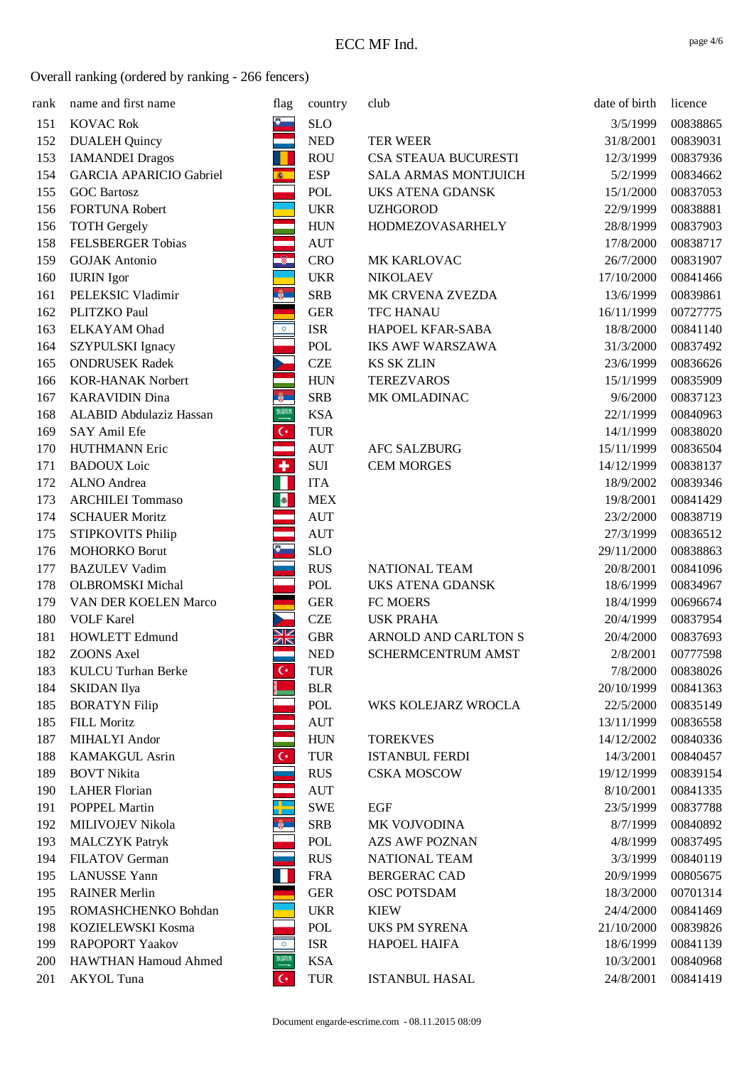ECC MF Ind.

Overall ranking (ordered by ranking - 266 fencers)

| rank | name and first name | flag | country | club | date of birth | licence |
|---|---|---|---|---|---|---|
| 151 | KOVAC Rok | | SLO | | 3/5/1999 | 00838865 |
| 152 | DUALEH Quincy | | NED | TER WEER | 31/8/2001 | 00839031 |
| 153 | IAMANDEI Dragos | | ROU | CSA STEAUA BUCURESTI | 12/3/1999 | 00837936 |
| 154 | GARCIA APARICIO Gabriel | | ESP | SALA ARMAS MONTJUICH | 5/2/1999 | 00834662 |
| 155 | GOC Bartosz | | POL | UKS ATENA GDANSK | 15/1/2000 | 00837053 |
| 156 | FORTUNA Robert | | UKR | UZHGOROD | 22/9/1999 | 00838881 |
| 156 | TOTH Gergely | | HUN | HODMEZOVASARHELY | 28/8/1999 | 00837903 |
| 158 | FELSBERGER Tobias | | AUT | | 17/8/2000 | 00838717 |
| 159 | GOJAK Antonio | | CRO | MK KARLOVAC | 26/7/2000 | 00831907 |
| 160 | IURIN Igor | | UKR | NIKOLAEV | 17/10/2000 | 00841466 |
| 161 | PELEKSIC Vladimir | | SRB | MK CRVENA ZVEZDA | 13/6/1999 | 00839861 |
| 162 | PLITZKO Paul | | GER | TFC HANAU | 16/11/1999 | 00727775 |
| 163 | ELKAYAM Ohad | | ISR | HAPOEL KFAR-SABA | 18/8/2000 | 00841140 |
| 164 | SZYPULSKI Ignacy | | POL | IKS AWF WARSZAWA | 31/3/2000 | 00837492 |
| 165 | ONDRUSEK Radek | | CZE | KS SK ZLIN | 23/6/1999 | 00836626 |
| 166 | KOR-HANAK Norbert | | HUN | TEREZVAROS | 15/1/1999 | 00835909 |
| 167 | KARAVIDIN Dina | | SRB | MK OMLADINAC | 9/6/2000 | 00837123 |
| 168 | ALABID Abdulaziz Hassan | | KSA | | 22/1/1999 | 00840963 |
| 169 | SAY Amil Efe | | TUR | | 14/1/1999 | 00838020 |
| 170 | HUTHMANN Eric | | AUT | AFC SALZBURG | 15/11/1999 | 00836504 |
| 171 | BADOUX Loic | | SUI | CEM MORGES | 14/12/1999 | 00838137 |
| 172 | ALNO Andrea | | ITA | | 18/9/2002 | 00839346 |
| 173 | ARCHILEI Tommaso | | MEX | | 19/8/2001 | 00841429 |
| 174 | SCHAUER Moritz | | AUT | | 23/2/2000 | 00838719 |
| 175 | STIPKOVITS Philip | | AUT | | 27/3/1999 | 00836512 |
| 176 | MOHORKO Borut | | SLO | | 29/11/2000 | 00838863 |
| 177 | BAZULEV Vadim | | RUS | NATIONAL TEAM | 20/8/2001 | 00841096 |
| 178 | OLBROMSKI Michal | | POL | UKS ATENA GDANSK | 18/6/1999 | 00834967 |
| 179 | VAN DER KOELEN Marco | | GER | FC MOERS | 18/4/1999 | 00696674 |
| 180 | VOLF Karel | | CZE | USK PRAHA | 20/4/1999 | 00837954 |
| 181 | HOWLETT Edmund | | GBR | ARNOLD AND CARLTON S | 20/4/2000 | 00837693 |
| 182 | ZOONS Axel | | NED | SCHERMCENTRUM AMST | 2/8/2001 | 00777598 |
| 183 | KULCU Turhan Berke | | TUR | | 7/8/2000 | 00838026 |
| 184 | SKIDAN Ilya | | BLR | | 20/10/1999 | 00841363 |
| 185 | BORATYN Filip | | POL | WKS KOLEJARZ WROCLA | 22/5/2000 | 00835149 |
| 185 | FILL Moritz | | AUT | | 13/11/1999 | 00836558 |
| 187 | MIHALYI Andor | | HUN | TOREKVES | 14/12/2002 | 00840336 |
| 188 | KAMAKGUL Asrin | | TUR | ISTANBUL FERDI | 14/3/2001 | 00840457 |
| 189 | BOVT Nikita | | RUS | CSKA MOSCOW | 19/12/1999 | 00839154 |
| 190 | LAHER Florian | | AUT | | 8/10/2001 | 00841335 |
| 191 | POPPEL Martin | | SWE | EGF | 23/5/1999 | 00837788 |
| 192 | MILIVOJEV Nikola | | SRB | MK VOJVODINA | 8/7/1999 | 00840892 |
| 193 | MALCZYK Patryk | | POL | AZS AWF POZNAN | 4/8/1999 | 00837495 |
| 194 | FILATOV German | | RUS | NATIONAL TEAM | 3/3/1999 | 00840119 |
| 195 | LANUSSE Yann | | FRA | BERGERAC CAD | 20/9/1999 | 00805675 |
| 195 | RAINER Merlin | | GER | OSC POTSDAM | 18/3/2000 | 00701314 |
| 195 | ROMASHCHENKO Bohdan | | UKR | KIEW | 24/4/2000 | 00841469 |
| 198 | KOZIELEWSKI Kosma | | POL | UKS PM SYRENA | 21/10/2000 | 00839826 |
| 199 | RAPOPORT Yaakov | | ISR | HAPOEL HAIFA | 18/6/1999 | 00841139 |
| 200 | HAWTHAN Hamoud Ahmed | | KSA | | 10/3/2001 | 00840968 |
| 201 | AKYOL Tuna | | TUR | ISTANBUL HASAL | 24/8/2001 | 00841419 |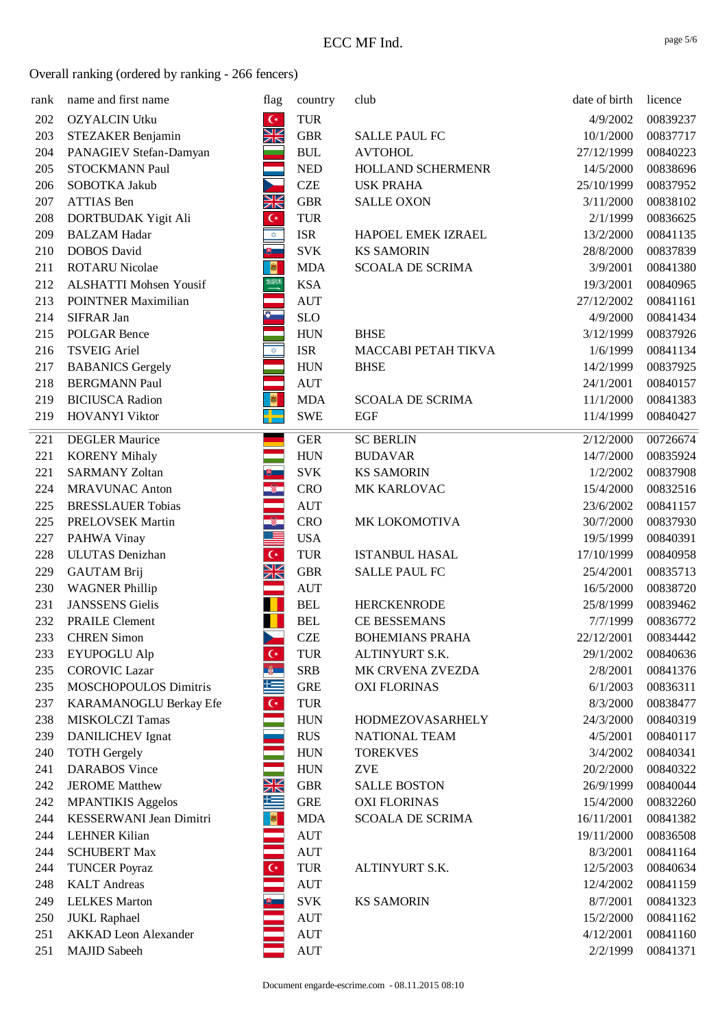ECC MF Ind.

Overall ranking (ordered by ranking - 266 fencers)

| rank | name and first name | flag | country | club | date of birth | licence |
|---|---|---|---|---|---|---|
| 202 | OZYALCIN Utku | | TUR | | 4/9/2002 | 00839237 |
| 203 | STEZAKER Benjamin | | GBR | SALLE PAUL FC | 10/1/2000 | 00837717 |
| 204 | PANAGIEV Stefan-Damyan | | BUL | AVTOHOL | 27/12/1999 | 00840223 |
| 205 | STOCKMANN Paul | | NED | HOLLAND SCHERMENR | 14/5/2000 | 00838696 |
| 206 | SOBOTKA Jakub | | CZE | USK PRAHA | 25/10/1999 | 00837952 |
| 207 | ATTIAS Ben | | GBR | SALLE OXON | 3/11/2000 | 00838102 |
| 208 | DORTBUDAK Yigit Ali | | TUR | | 2/1/1999 | 00836625 |
| 209 | BALZAM Hadar | | ISR | HAPOEL EMEK IZRAEL | 13/2/2000 | 00841135 |
| 210 | DOBOS David | | SVK | KS SAMORIN | 28/8/2000 | 00837839 |
| 211 | ROTARU Nicolae | | MDA | SCOALA DE SCRIMA | 3/9/2001 | 00841380 |
| 212 | ALSHATTI Mohsen Yousif | | KSA | | 19/3/2001 | 00840965 |
| 213 | POINTNER Maximilian | | AUT | | 27/12/2002 | 00841161 |
| 214 | SIFRAR Jan | | SLO | | 4/9/2000 | 00841434 |
| 215 | POLGAR Bence | | HUN | BHSE | 3/12/1999 | 00837926 |
| 216 | TSVEIG Ariel | | ISR | MACCABI PETAH TIKVA | 1/6/1999 | 00841134 |
| 217 | BABANICS Gergely | | HUN | BHSE | 14/2/1999 | 00837925 |
| 218 | BERGMANN Paul | | AUT | | 24/1/2001 | 00840157 |
| 219 | BICIUSCA Radion | | MDA | SCOALA DE SCRIMA | 11/1/2000 | 00841383 |
| 219 | HOVANYI Viktor | | SWE | EGF | 11/4/1999 | 00840427 |
| 221 | DEGLER Maurice | | GER | SC BERLIN | 2/12/2000 | 00726674 |
| 221 | KORENY Mihaly | | HUN | BUDAVAR | 14/7/2000 | 00835924 |
| 221 | SARMANY Zoltan | | SVK | KS SAMORIN | 1/2/2002 | 00837908 |
| 224 | MRAVUNAC Anton | | CRO | MK KARLOVAC | 15/4/2000 | 00832516 |
| 225 | BRESSLAUER Tobias | | AUT | | 23/6/2002 | 00841157 |
| 225 | PRELOVSEK Martin | | CRO | MK LOKOMOTIVA | 30/7/2000 | 00837930 |
| 227 | PAHWA Vinay | | USA | | 19/5/1999 | 00840391 |
| 228 | ULUTAS Denizhan | | TUR | ISTANBUL HASAL | 17/10/1999 | 00840958 |
| 229 | GAUTAM Brij | | GBR | SALLE PAUL FC | 25/4/2001 | 00835713 |
| 230 | WAGNER Phillip | | AUT | | 16/5/2000 | 00838720 |
| 231 | JANSSENS Gielis | | BEL | HERCKENRODE | 25/8/1999 | 00839462 |
| 232 | PRAILE Clement | | BEL | CE BESSEMANS | 7/7/1999 | 00836772 |
| 233 | CHREN Simon | | CZE | BOHEMIANS PRAHA | 22/12/2001 | 00834442 |
| 233 | EYUPOGLU Alp | | TUR | ALTINYURT S.K. | 29/1/2002 | 00840636 |
| 235 | COROVIC Lazar | | SRB | MK CRVENA ZVEZDA | 2/8/2001 | 00841376 |
| 235 | MOSCHOPOULOS Dimitris | | GRE | OXI FLORINAS | 6/1/2003 | 00836311 |
| 237 | KARAMANOGLU Berkay Efe | | TUR | | 8/3/2000 | 00838477 |
| 238 | MISKOLCZI Tamas | | HUN | HODMEZOVASARHELY | 24/3/2000 | 00840319 |
| 239 | DANILICHEV Ignat | | RUS | NATIONAL TEAM | 4/5/2001 | 00840117 |
| 240 | TOTH Gergely | | HUN | TOREKVES | 3/4/2002 | 00840341 |
| 241 | DARABOS Vince | | HUN | ZVE | 20/2/2000 | 00840322 |
| 242 | JEROME Matthew | | GBR | SALLE BOSTON | 26/9/1999 | 00840044 |
| 242 | MPANTIKIS Aggelos | | GRE | OXI FLORINAS | 15/4/2000 | 00832260 |
| 244 | KESSERWANI Jean Dimitri | | MDA | SCOALA DE SCRIMA | 16/11/2001 | 00841382 |
| 244 | LEHNER Kilian | | AUT | | 19/11/2000 | 00836508 |
| 244 | SCHUBERT Max | | AUT | | 8/3/2001 | 00841164 |
| 244 | TUNCER Poyraz | | TUR | ALTINYURT S.K. | 12/5/2003 | 00840634 |
| 248 | KALT Andreas | | AUT | | 12/4/2002 | 00841159 |
| 249 | LELKES Marton | | SVK | KS SAMORIN | 8/7/2001 | 00841323 |
| 250 | JUKL Raphael | | AUT | | 15/2/2000 | 00841162 |
| 251 | AKKAD Leon Alexander | | AUT | | 4/12/2001 | 00841160 |
| 251 | MAJID Sabeeh | | AUT | | 2/2/1999 | 00841371 |

Document engarde-escrime.com - 08.11.2015 08:10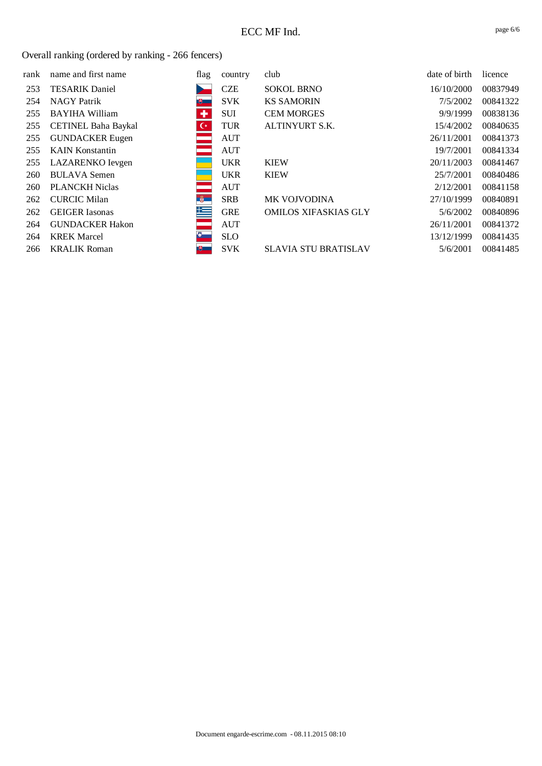Overall ranking (ordered by ranking - 266 fencers)

| rank | name and first name | flag | country | club | date of birth | licence |
|---|---|---|---|---|---|---|
| 253 | TESARIK Daniel | | CZE | SOKOL BRNO | 16/10/2000 | 00837949 |
| 254 | NAGY Patrik | | SVK | KS SAMORIN | 7/5/2002 | 00841322 |
| 255 | BAYIHA William | | SUI | CEM MORGES | 9/9/1999 | 00838136 |
| 255 | CETINEL Baha Baykal | | TUR | ALTINYURT S.K. | 15/4/2002 | 00840635 |
| 255 | GUNDACKER Eugen | | AUT | | 26/11/2001 | 00841373 |
| 255 | KAIN Konstantin | | AUT | | 19/7/2001 | 00841334 |
| 255 | LAZARENKO Ievgen | | UKR | KIEW | 20/11/2003 | 00841467 |
| 260 | BULAVA Semen | | UKR | KIEW | 25/7/2001 | 00840486 |
| 260 | PLANCKH Niclas | | AUT | | 2/12/2001 | 00841158 |
| 262 | CURCIC Milan | | SRB | MK VOJVODINA | 27/10/1999 | 00840891 |
| 262 | GEIGER Iasonas | | GRE | OMILOS XIFASKIAS GLY | 5/6/2002 | 00840896 |
| 264 | GUNDACKER Hakon | | AUT | | 26/11/2001 | 00841372 |
| 264 | KREK Marcel | | SLO | | 13/12/1999 | 00841435 |
| 266 | KRALIK Roman | | SVK | SLAVIA STU BRATISLAV | 5/6/2001 | 00841485 |

Document engarde-escrime.com - 08.11.2015 08:10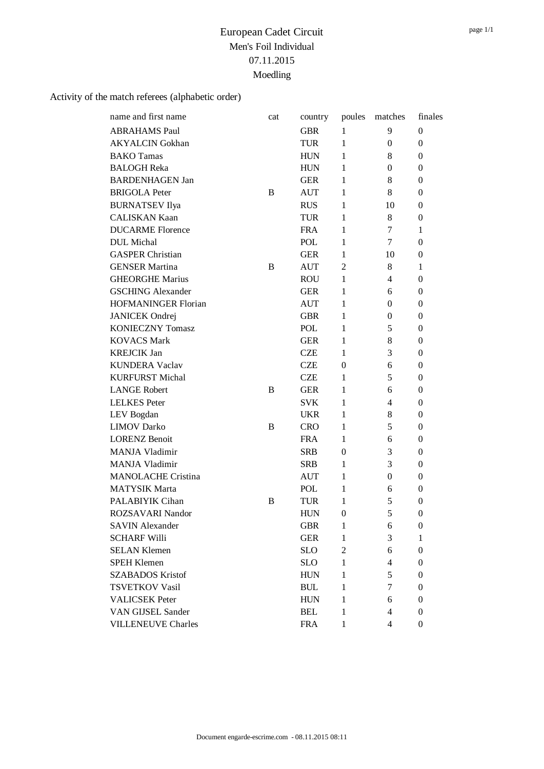# European Cadet Circuit
## Men's Foil Individual
## 07.11.2015
## Moedling

Activity of the match referees (alphabetic order)

| name and first name | cat | country | poules | matches | finales |
|---|---|---|---|---|---|
| ABRAHAMS Paul | | GBR | 1 | 9 | 0 |
| AKYALCIN Gokhan | | TUR | 1 | 0 | 0 |
| BAKO Tamas | | HUN | 1 | 8 | 0 |
| BALOGH Reka | | HUN | 1 | 0 | 0 |
| BARDENHAGEN Jan | | GER | 1 | 8 | 0 |
| BRIGOLA Peter | B | AUT | 1 | 8 | 0 |
| BURNATSEV Ilya | | RUS | 1 | 10 | 0 |
| CALISKAN Kaan | | TUR | 1 | 8 | 0 |
| DUCARME Florence | | FRA | 1 | 7 | 1 |
| DUL Michal | | POL | 1 | 7 | 0 |
| GASPER Christian | | GER | 1 | 10 | 0 |
| GENSER Martina | B | AUT | 2 | 8 | 1 |
| GHEORGHE Marius | | ROU | 1 | 4 | 0 |
| GSCHING Alexander | | GER | 1 | 6 | 0 |
| HOFMANINGER Florian | | AUT | 1 | 0 | 0 |
| JANICEK Ondrej | | GBR | 1 | 0 | 0 |
| KONIECZNY Tomasz | | POL | 1 | 5 | 0 |
| KOVACS Mark | | GER | 1 | 8 | 0 |
| KREJCIK Jan | | CZE | 1 | 3 | 0 |
| KUNDERA Vaclav | | CZE | 0 | 6 | 0 |
| KURFURST Michal | | CZE | 1 | 5 | 0 |
| LANGE Robert | B | GER | 1 | 6 | 0 |
| LELKES Peter | | SVK | 1 | 4 | 0 |
| LEV Bogdan | | UKR | 1 | 8 | 0 |
| LIMOV Darko | B | CRO | 1 | 5 | 0 |
| LORENZ Benoit | | FRA | 1 | 6 | 0 |
| MANJA Vladimir | | SRB | 0 | 3 | 0 |
| MANJA Vladimir | | SRB | 1 | 3 | 0 |
| MANOLACHE Cristina | | AUT | 1 | 0 | 0 |
| MATYSIK Marta | | POL | 1 | 6 | 0 |
| PALABIYIK Cihan | B | TUR | 1 | 5 | 0 |
| ROZSAVARI Nandor | | HUN | 0 | 5 | 0 |
| SAVIN Alexander | | GBR | 1 | 6 | 0 |
| SCHARF Willi | | GER | 1 | 3 | 1 |
| SELAN Klemen | | SLO | 2 | 6 | 0 |
| SPEH Klemen | | SLO | 1 | 4 | 0 |
| SZABADOS Kristof | | HUN | 1 | 5 | 0 |
| TSVETKOV Vasil | | BUL | 1 | 7 | 0 |
| VALICSEK Peter | | HUN | 1 | 6 | 0 |
| VAN GIJSEL Sander | | BEL | 1 | 4 | 0 |
| VILLENEUVE Charles | | FRA | 1 | 4 | 0 |

Document engarde-escrime.com - 08.11.2015 08:11